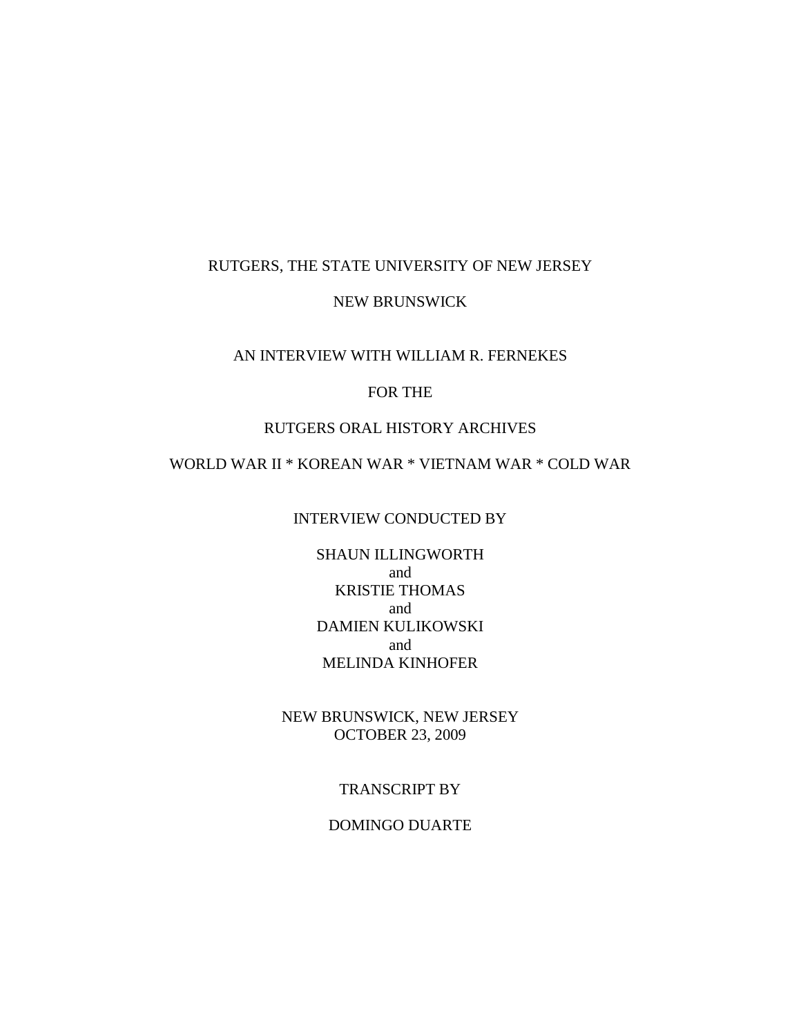RUTGERS, THE STATE UNIVERSITY OF NEW JERSEY

NEW BRUNSWICK

AN INTERVIEW WITH WILLIAM R. FERNEKES

FOR THE

RUTGERS ORAL HISTORY ARCHIVES

WORLD WAR II * KOREAN WAR * VIETNAM WAR * COLD WAR

INTERVIEW CONDUCTED BY

SHAUN ILLINGWORTH
and
KRISTIE THOMAS
and
DAMIEN KULIKOWSKI
and
MELINDA KINHOFER

NEW BRUNSWICK, NEW JERSEY
OCTOBER 23, 2009

TRANSCRIPT BY

DOMINGO DUARTE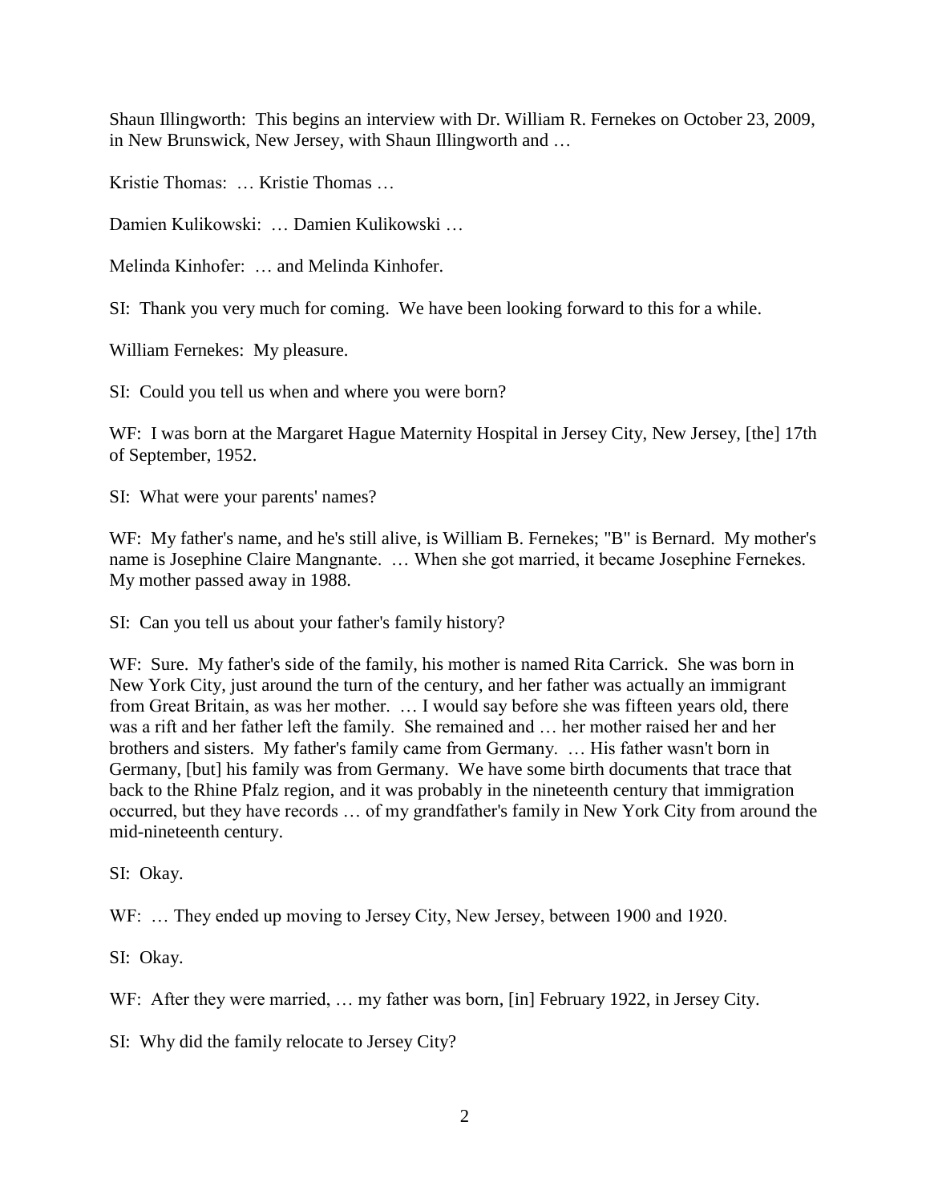Shaun Illingworth: This begins an interview with Dr. William R. Fernekes on October 23, 2009, in New Brunswick, New Jersey, with Shaun Illingworth and …

Kristie Thomas: … Kristie Thomas …

Damien Kulikowski: … Damien Kulikowski …

Melinda Kinhofer: … and Melinda Kinhofer.

SI: Thank you very much for coming. We have been looking forward to this for a while.

William Fernekes: My pleasure.

SI: Could you tell us when and where you were born?

WF: I was born at the Margaret Hague Maternity Hospital in Jersey City, New Jersey, [the] 17th of September, 1952.

SI: What were your parents' names?

WF: My father's name, and he's still alive, is William B. Fernekes; "B" is Bernard. My mother's name is Josephine Claire Mangnante. … When she got married, it became Josephine Fernekes. My mother passed away in 1988.

SI: Can you tell us about your father's family history?

WF: Sure. My father's side of the family, his mother is named Rita Carrick. She was born in New York City, just around the turn of the century, and her father was actually an immigrant from Great Britain, as was her mother. … I would say before she was fifteen years old, there was a rift and her father left the family. She remained and … her mother raised her and her brothers and sisters. My father's family came from Germany. … His father wasn't born in Germany, [but] his family was from Germany. We have some birth documents that trace that back to the Rhine Pfalz region, and it was probably in the nineteenth century that immigration occurred, but they have records … of my grandfather's family in New York City from around the mid-nineteenth century.

SI: Okay.

WF: … They ended up moving to Jersey City, New Jersey, between 1900 and 1920.

SI: Okay.

WF: After they were married, … my father was born, [in] February 1922, in Jersey City.

SI: Why did the family relocate to Jersey City?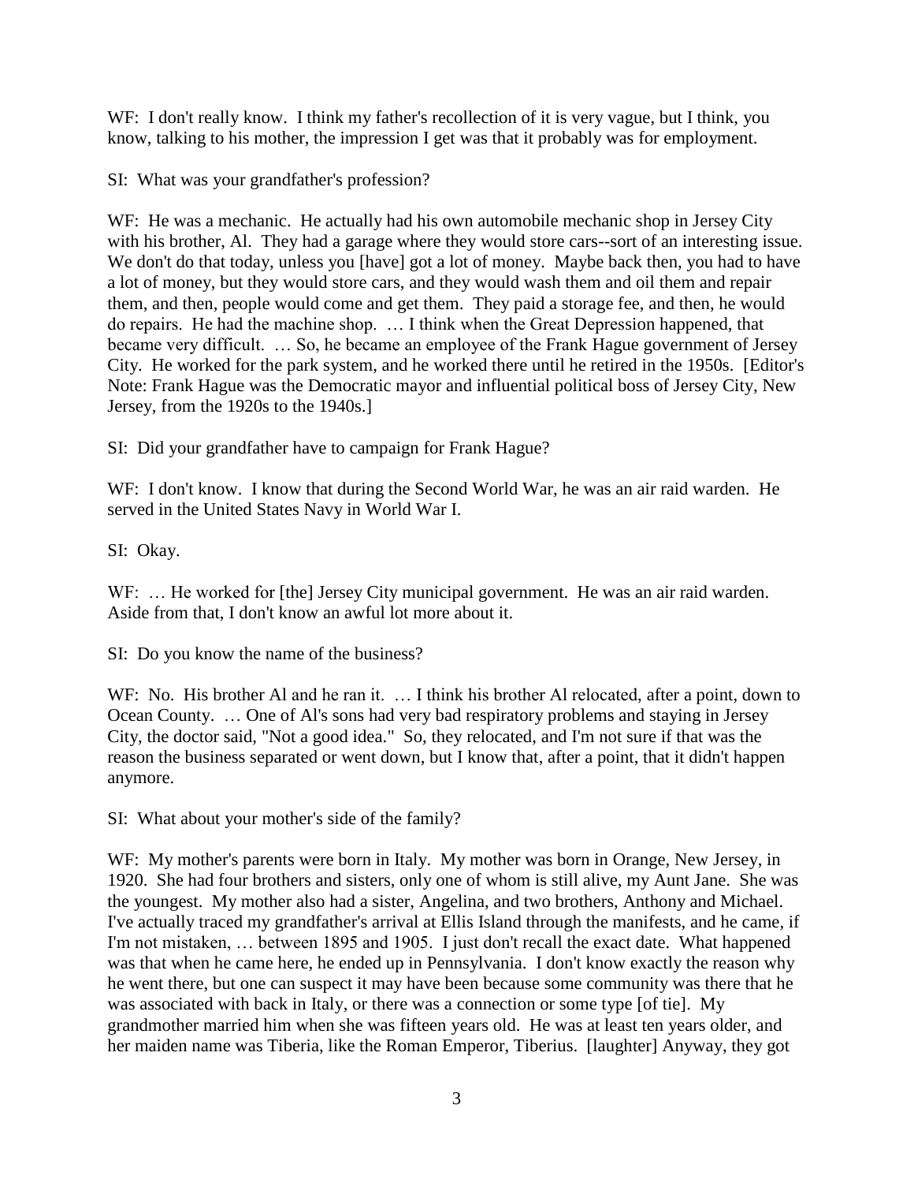WF: I don't really know. I think my father's recollection of it is very vague, but I think, you know, talking to his mother, the impression I get was that it probably was for employment.

SI: What was your grandfather's profession?

WF: He was a mechanic. He actually had his own automobile mechanic shop in Jersey City with his brother, Al. They had a garage where they would store cars--sort of an interesting issue. We don't do that today, unless you [have] got a lot of money. Maybe back then, you had to have a lot of money, but they would store cars, and they would wash them and oil them and repair them, and then, people would come and get them. They paid a storage fee, and then, he would do repairs. He had the machine shop. … I think when the Great Depression happened, that became very difficult. … So, he became an employee of the Frank Hague government of Jersey City. He worked for the park system, and he worked there until he retired in the 1950s. [Editor's Note: Frank Hague was the Democratic mayor and influential political boss of Jersey City, New Jersey, from the 1920s to the 1940s.]

SI: Did your grandfather have to campaign for Frank Hague?

WF: I don't know. I know that during the Second World War, he was an air raid warden. He served in the United States Navy in World War I.

SI: Okay.

WF: … He worked for [the] Jersey City municipal government. He was an air raid warden. Aside from that, I don't know an awful lot more about it.

SI: Do you know the name of the business?

WF: No. His brother Al and he ran it. … I think his brother Al relocated, after a point, down to Ocean County. … One of Al's sons had very bad respiratory problems and staying in Jersey City, the doctor said, "Not a good idea." So, they relocated, and I'm not sure if that was the reason the business separated or went down, but I know that, after a point, that it didn't happen anymore.

SI: What about your mother's side of the family?

WF: My mother's parents were born in Italy. My mother was born in Orange, New Jersey, in 1920. She had four brothers and sisters, only one of whom is still alive, my Aunt Jane. She was the youngest. My mother also had a sister, Angelina, and two brothers, Anthony and Michael. I've actually traced my grandfather's arrival at Ellis Island through the manifests, and he came, if I'm not mistaken, … between 1895 and 1905. I just don't recall the exact date. What happened was that when he came here, he ended up in Pennsylvania. I don't know exactly the reason why he went there, but one can suspect it may have been because some community was there that he was associated with back in Italy, or there was a connection or some type [of tie]. My grandmother married him when she was fifteen years old. He was at least ten years older, and her maiden name was Tiberia, like the Roman Emperor, Tiberius. [laughter] Anyway, they got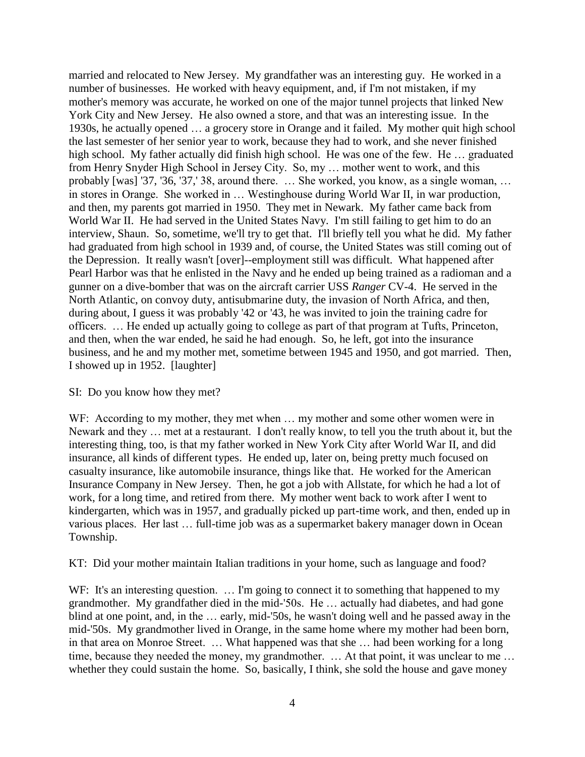married and relocated to New Jersey. My grandfather was an interesting guy. He worked in a number of businesses. He worked with heavy equipment, and, if I'm not mistaken, if my mother's memory was accurate, he worked on one of the major tunnel projects that linked New York City and New Jersey. He also owned a store, and that was an interesting issue. In the 1930s, he actually opened … a grocery store in Orange and it failed. My mother quit high school the last semester of her senior year to work, because they had to work, and she never finished high school. My father actually did finish high school. He was one of the few. He … graduated from Henry Snyder High School in Jersey City. So, my … mother went to work, and this probably [was] '37, '36, '37,' 38, around there. … She worked, you know, as a single woman, … in stores in Orange. She worked in … Westinghouse during World War II, in war production, and then, my parents got married in 1950. They met in Newark. My father came back from World War II. He had served in the United States Navy. I'm still failing to get him to do an interview, Shaun. So, sometime, we'll try to get that. I'll briefly tell you what he did. My father had graduated from high school in 1939 and, of course, the United States was still coming out of the Depression. It really wasn't [over]--employment still was difficult. What happened after Pearl Harbor was that he enlisted in the Navy and he ended up being trained as a radioman and a gunner on a dive-bomber that was on the aircraft carrier USS *Ranger* CV-4. He served in the North Atlantic, on convoy duty, antisubmarine duty, the invasion of North Africa, and then, during about, I guess it was probably '42 or '43, he was invited to join the training cadre for officers. … He ended up actually going to college as part of that program at Tufts, Princeton, and then, when the war ended, he said he had enough. So, he left, got into the insurance business, and he and my mother met, sometime between 1945 and 1950, and got married. Then, I showed up in 1952. [laughter]

SI: Do you know how they met?

WF: According to my mother, they met when … my mother and some other women were in Newark and they … met at a restaurant. I don't really know, to tell you the truth about it, but the interesting thing, too, is that my father worked in New York City after World War II, and did insurance, all kinds of different types. He ended up, later on, being pretty much focused on casualty insurance, like automobile insurance, things like that. He worked for the American Insurance Company in New Jersey. Then, he got a job with Allstate, for which he had a lot of work, for a long time, and retired from there. My mother went back to work after I went to kindergarten, which was in 1957, and gradually picked up part-time work, and then, ended up in various places. Her last … full-time job was as a supermarket bakery manager down in Ocean Township.

KT: Did your mother maintain Italian traditions in your home, such as language and food?

WF: It's an interesting question. … I'm going to connect it to something that happened to my grandmother. My grandfather died in the mid-'50s. He … actually had diabetes, and had gone blind at one point, and, in the … early, mid-'50s, he wasn't doing well and he passed away in the mid-'50s. My grandmother lived in Orange, in the same home where my mother had been born, in that area on Monroe Street. … What happened was that she … had been working for a long time, because they needed the money, my grandmother. … At that point, it was unclear to me … whether they could sustain the home. So, basically, I think, she sold the house and gave money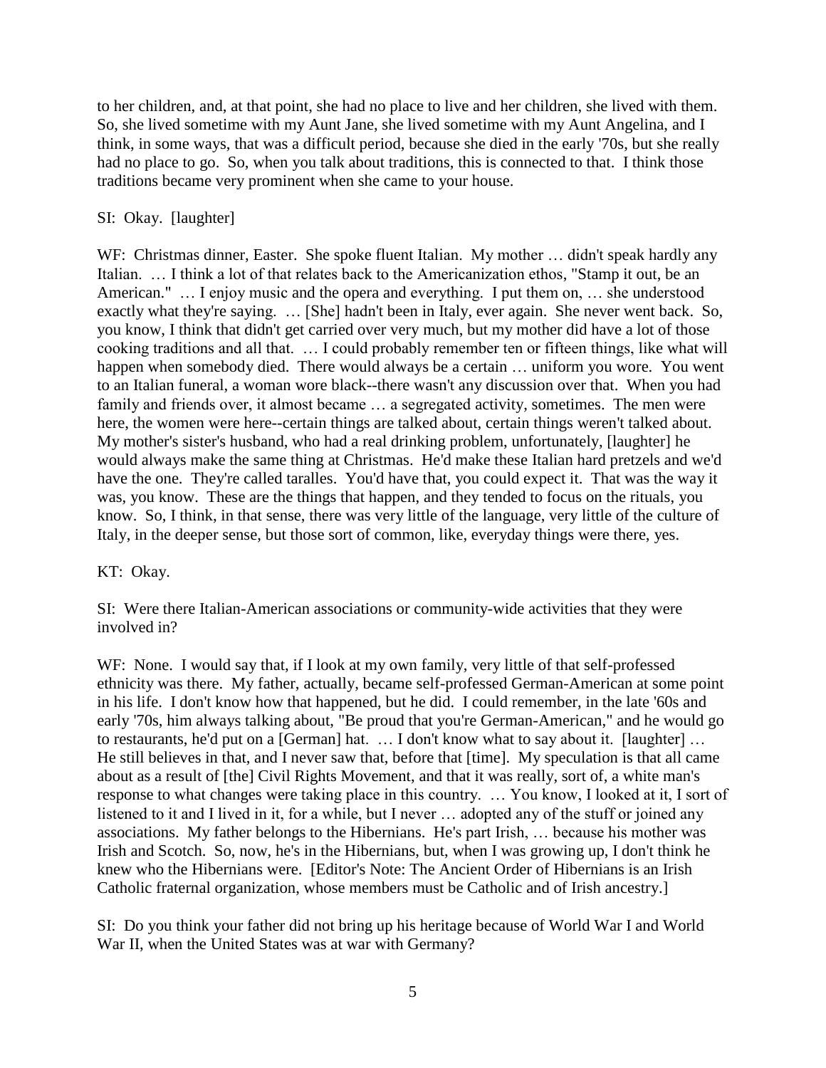to her children, and, at that point, she had no place to live and her children, she lived with them. So, she lived sometime with my Aunt Jane, she lived sometime with my Aunt Angelina, and I think, in some ways, that was a difficult period, because she died in the early '70s, but she really had no place to go. So, when you talk about traditions, this is connected to that. I think those traditions became very prominent when she came to your house.

SI: Okay. [laughter]

WF: Christmas dinner, Easter. She spoke fluent Italian. My mother … didn't speak hardly any Italian. … I think a lot of that relates back to the Americanization ethos, "Stamp it out, be an American." … I enjoy music and the opera and everything. I put them on, … she understood exactly what they're saying. … [She] hadn't been in Italy, ever again. She never went back. So, you know, I think that didn't get carried over very much, but my mother did have a lot of those cooking traditions and all that. … I could probably remember ten or fifteen things, like what will happen when somebody died. There would always be a certain … uniform you wore. You went to an Italian funeral, a woman wore black--there wasn't any discussion over that. When you had family and friends over, it almost became … a segregated activity, sometimes. The men were here, the women were here--certain things are talked about, certain things weren't talked about. My mother's sister's husband, who had a real drinking problem, unfortunately, [laughter] he would always make the same thing at Christmas. He'd make these Italian hard pretzels and we'd have the one. They're called taralles. You'd have that, you could expect it. That was the way it was, you know. These are the things that happen, and they tended to focus on the rituals, you know. So, I think, in that sense, there was very little of the language, very little of the culture of Italy, in the deeper sense, but those sort of common, like, everyday things were there, yes.

KT: Okay.

SI: Were there Italian-American associations or community-wide activities that they were involved in?

WF: None. I would say that, if I look at my own family, very little of that self-professed ethnicity was there. My father, actually, became self-professed German-American at some point in his life. I don't know how that happened, but he did. I could remember, in the late '60s and early '70s, him always talking about, "Be proud that you're German-American," and he would go to restaurants, he'd put on a [German] hat. … I don't know what to say about it. [laughter] … He still believes in that, and I never saw that, before that [time]. My speculation is that all came about as a result of [the] Civil Rights Movement, and that it was really, sort of, a white man's response to what changes were taking place in this country. … You know, I looked at it, I sort of listened to it and I lived in it, for a while, but I never … adopted any of the stuff or joined any associations. My father belongs to the Hibernians. He's part Irish, … because his mother was Irish and Scotch. So, now, he's in the Hibernians, but, when I was growing up, I don't think he knew who the Hibernians were. [Editor's Note: The Ancient Order of Hibernians is an Irish Catholic fraternal organization, whose members must be Catholic and of Irish ancestry.]

SI: Do you think your father did not bring up his heritage because of World War I and World War II, when the United States was at war with Germany?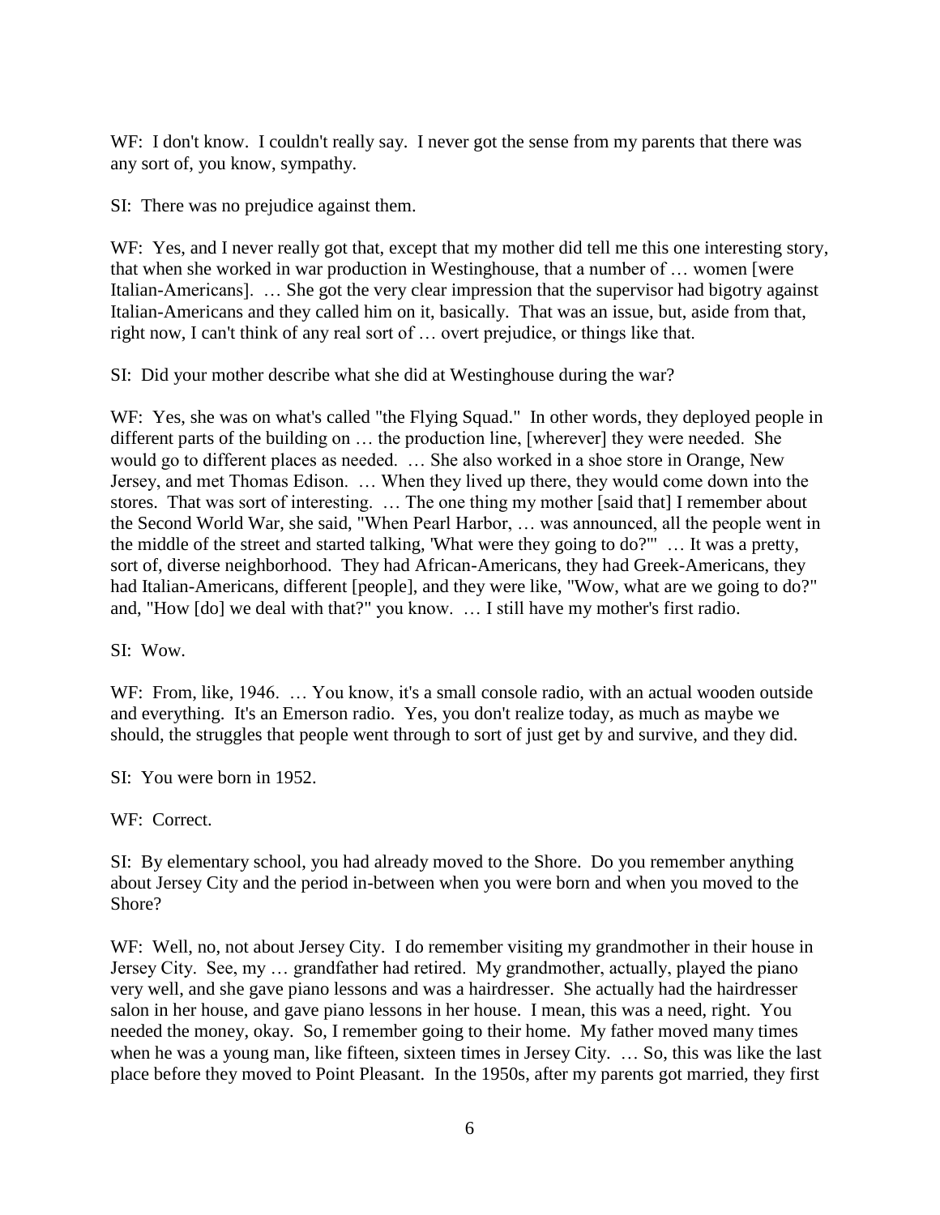WF: I don't know. I couldn't really say. I never got the sense from my parents that there was any sort of, you know, sympathy.

SI: There was no prejudice against them.

WF: Yes, and I never really got that, except that my mother did tell me this one interesting story, that when she worked in war production in Westinghouse, that a number of … women [were Italian-Americans]. … She got the very clear impression that the supervisor had bigotry against Italian-Americans and they called him on it, basically. That was an issue, but, aside from that, right now, I can't think of any real sort of … overt prejudice, or things like that.

SI: Did your mother describe what she did at Westinghouse during the war?

WF: Yes, she was on what's called "the Flying Squad." In other words, they deployed people in different parts of the building on … the production line, [wherever] they were needed. She would go to different places as needed. … She also worked in a shoe store in Orange, New Jersey, and met Thomas Edison. … When they lived up there, they would come down into the stores. That was sort of interesting. … The one thing my mother [said that] I remember about the Second World War, she said, "When Pearl Harbor, … was announced, all the people went in the middle of the street and started talking, 'What were they going to do?'" … It was a pretty, sort of, diverse neighborhood. They had African-Americans, they had Greek-Americans, they had Italian-Americans, different [people], and they were like, "Wow, what are we going to do?" and, "How [do] we deal with that?" you know. … I still have my mother's first radio.

SI: Wow.

WF: From, like, 1946. … You know, it's a small console radio, with an actual wooden outside and everything. It's an Emerson radio. Yes, you don't realize today, as much as maybe we should, the struggles that people went through to sort of just get by and survive, and they did.

SI: You were born in 1952.

WF: Correct.

SI: By elementary school, you had already moved to the Shore. Do you remember anything about Jersey City and the period in-between when you were born and when you moved to the Shore?

WF: Well, no, not about Jersey City. I do remember visiting my grandmother in their house in Jersey City. See, my … grandfather had retired. My grandmother, actually, played the piano very well, and she gave piano lessons and was a hairdresser. She actually had the hairdresser salon in her house, and gave piano lessons in her house. I mean, this was a need, right. You needed the money, okay. So, I remember going to their home. My father moved many times when he was a young man, like fifteen, sixteen times in Jersey City. … So, this was like the last place before they moved to Point Pleasant. In the 1950s, after my parents got married, they first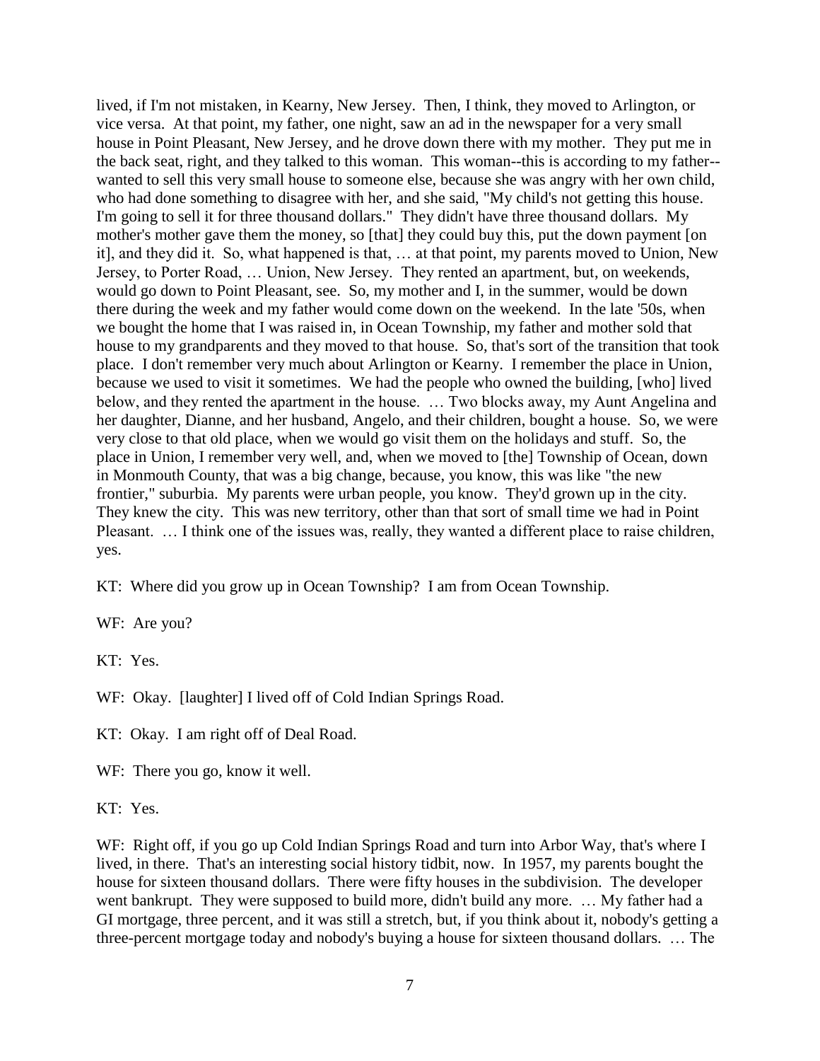lived, if I'm not mistaken, in Kearny, New Jersey. Then, I think, they moved to Arlington, or vice versa. At that point, my father, one night, saw an ad in the newspaper for a very small house in Point Pleasant, New Jersey, and he drove down there with my mother. They put me in the back seat, right, and they talked to this woman. This woman--this is according to my father--wanted to sell this very small house to someone else, because she was angry with her own child, who had done something to disagree with her, and she said, "My child's not getting this house. I'm going to sell it for three thousand dollars." They didn't have three thousand dollars. My mother's mother gave them the money, so [that] they could buy this, put the down payment [on it], and they did it. So, what happened is that, … at that point, my parents moved to Union, New Jersey, to Porter Road, … Union, New Jersey. They rented an apartment, but, on weekends, would go down to Point Pleasant, see. So, my mother and I, in the summer, would be down there during the week and my father would come down on the weekend. In the late '50s, when we bought the home that I was raised in, in Ocean Township, my father and mother sold that house to my grandparents and they moved to that house. So, that's sort of the transition that took place. I don't remember very much about Arlington or Kearny. I remember the place in Union, because we used to visit it sometimes. We had the people who owned the building, [who] lived below, and they rented the apartment in the house. … Two blocks away, my Aunt Angelina and her daughter, Dianne, and her husband, Angelo, and their children, bought a house. So, we were very close to that old place, when we would go visit them on the holidays and stuff. So, the place in Union, I remember very well, and, when we moved to [the] Township of Ocean, down in Monmouth County, that was a big change, because, you know, this was like "the new frontier," suburbia. My parents were urban people, you know. They'd grown up in the city. They knew the city. This was new territory, other than that sort of small time we had in Point Pleasant. … I think one of the issues was, really, they wanted a different place to raise children, yes.

KT: Where did you grow up in Ocean Township? I am from Ocean Township.

WF: Are you?

KT: Yes.

WF: Okay. [laughter] I lived off of Cold Indian Springs Road.

KT: Okay. I am right off of Deal Road.

WF: There you go, know it well.

KT: Yes.

WF: Right off, if you go up Cold Indian Springs Road and turn into Arbor Way, that's where I lived, in there. That's an interesting social history tidbit, now. In 1957, my parents bought the house for sixteen thousand dollars. There were fifty houses in the subdivision. The developer went bankrupt. They were supposed to build more, didn't build any more. … My father had a GI mortgage, three percent, and it was still a stretch, but, if you think about it, nobody's getting a three-percent mortgage today and nobody's buying a house for sixteen thousand dollars. … The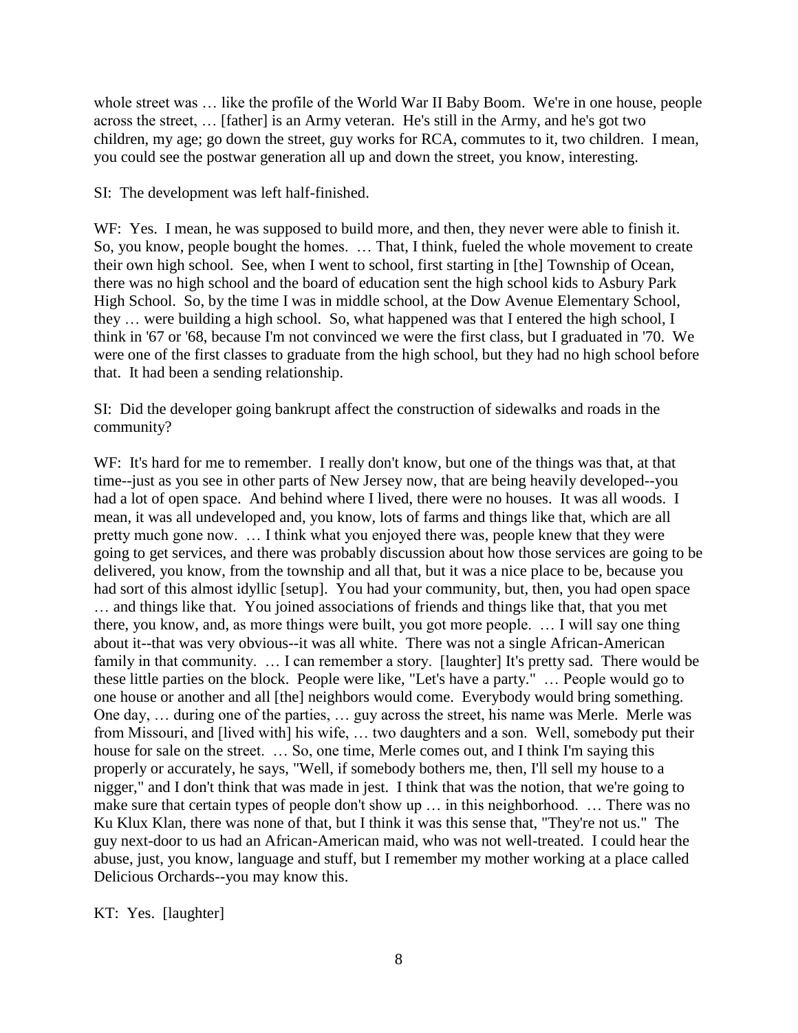whole street was … like the profile of the World War II Baby Boom. We're in one house, people across the street, … [father] is an Army veteran. He's still in the Army, and he's got two children, my age; go down the street, guy works for RCA, commutes to it, two children. I mean, you could see the postwar generation all up and down the street, you know, interesting.

SI: The development was left half-finished.

WF: Yes. I mean, he was supposed to build more, and then, they never were able to finish it. So, you know, people bought the homes. … That, I think, fueled the whole movement to create their own high school. See, when I went to school, first starting in [the] Township of Ocean, there was no high school and the board of education sent the high school kids to Asbury Park High School. So, by the time I was in middle school, at the Dow Avenue Elementary School, they … were building a high school. So, what happened was that I entered the high school, I think in '67 or '68, because I'm not convinced we were the first class, but I graduated in '70. We were one of the first classes to graduate from the high school, but they had no high school before that. It had been a sending relationship.

SI: Did the developer going bankrupt affect the construction of sidewalks and roads in the community?

WF: It's hard for me to remember. I really don't know, but one of the things was that, at that time--just as you see in other parts of New Jersey now, that are being heavily developed--you had a lot of open space. And behind where I lived, there were no houses. It was all woods. I mean, it was all undeveloped and, you know, lots of farms and things like that, which are all pretty much gone now. … I think what you enjoyed there was, people knew that they were going to get services, and there was probably discussion about how those services are going to be delivered, you know, from the township and all that, but it was a nice place to be, because you had sort of this almost idyllic [setup]. You had your community, but, then, you had open space … and things like that. You joined associations of friends and things like that, that you met there, you know, and, as more things were built, you got more people. … I will say one thing about it--that was very obvious--it was all white. There was not a single African-American family in that community. … I can remember a story. [laughter] It's pretty sad. There would be these little parties on the block. People were like, "Let's have a party." … People would go to one house or another and all [the] neighbors would come. Everybody would bring something. One day, … during one of the parties, … guy across the street, his name was Merle. Merle was from Missouri, and [lived with] his wife, … two daughters and a son. Well, somebody put their house for sale on the street. … So, one time, Merle comes out, and I think I'm saying this properly or accurately, he says, "Well, if somebody bothers me, then, I'll sell my house to a nigger," and I don't think that was made in jest. I think that was the notion, that we're going to make sure that certain types of people don't show up … in this neighborhood. … There was no Ku Klux Klan, there was none of that, but I think it was this sense that, "They're not us." The guy next-door to us had an African-American maid, who was not well-treated. I could hear the abuse, just, you know, language and stuff, but I remember my mother working at a place called Delicious Orchards--you may know this.

KT: Yes. [laughter]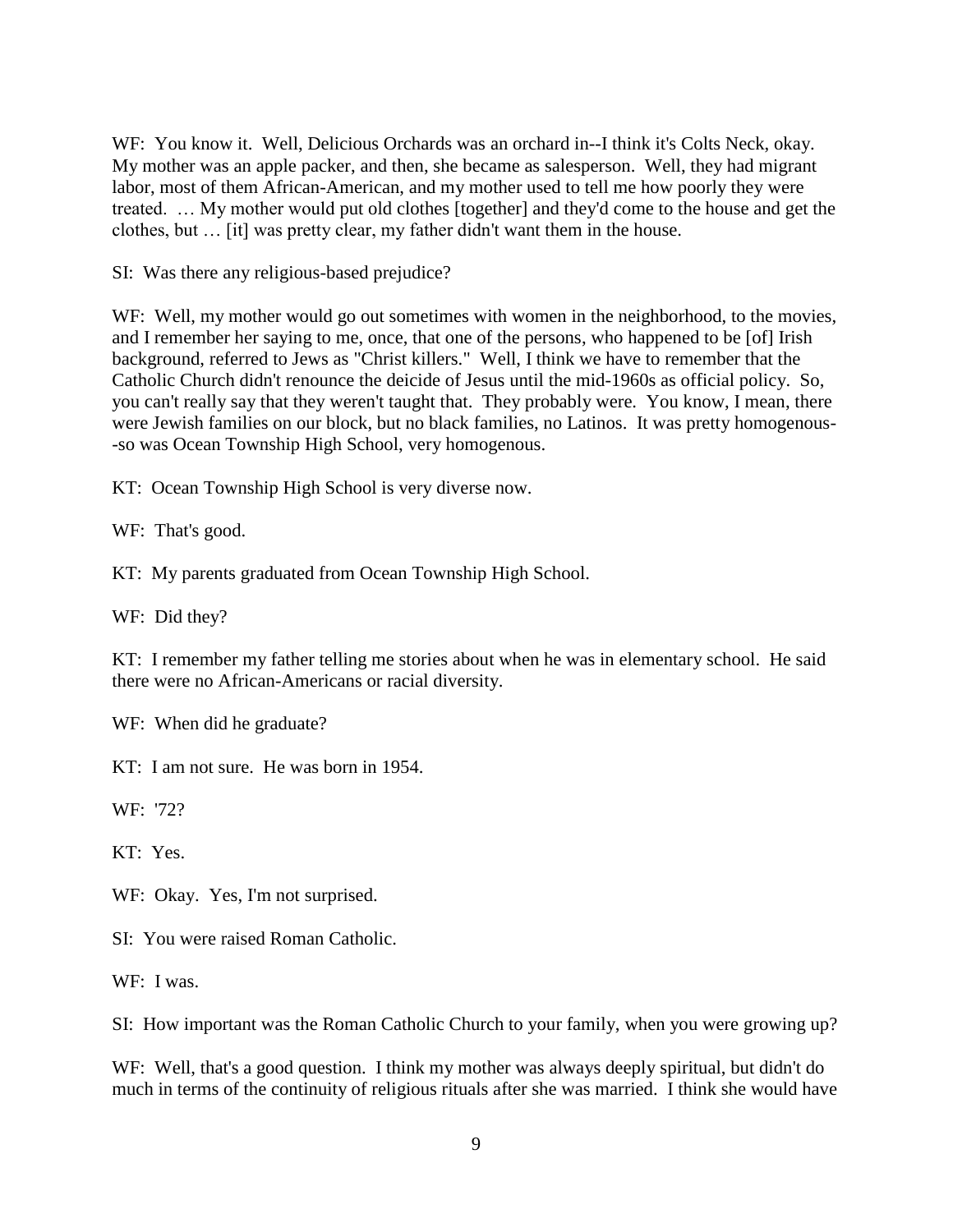WF: You know it. Well, Delicious Orchards was an orchard in--I think it's Colts Neck, okay. My mother was an apple packer, and then, she became as salesperson. Well, they had migrant labor, most of them African-American, and my mother used to tell me how poorly they were treated. … My mother would put old clothes [together] and they'd come to the house and get the clothes, but … [it] was pretty clear, my father didn't want them in the house.

SI: Was there any religious-based prejudice?

WF: Well, my mother would go out sometimes with women in the neighborhood, to the movies, and I remember her saying to me, once, that one of the persons, who happened to be [of] Irish background, referred to Jews as "Christ killers." Well, I think we have to remember that the Catholic Church didn't renounce the deicide of Jesus until the mid-1960s as official policy. So, you can't really say that they weren't taught that. They probably were. You know, I mean, there were Jewish families on our block, but no black families, no Latinos. It was pretty homogenous--so was Ocean Township High School, very homogenous.

KT: Ocean Township High School is very diverse now.

WF: That's good.

KT: My parents graduated from Ocean Township High School.

WF: Did they?

KT: I remember my father telling me stories about when he was in elementary school. He said there were no African-Americans or racial diversity.

WF: When did he graduate?

KT: I am not sure. He was born in 1954.

WF: '72?

KT: Yes.

WF: Okay. Yes, I'm not surprised.

SI: You were raised Roman Catholic.

WF: I was.

SI: How important was the Roman Catholic Church to your family, when you were growing up?

WF: Well, that's a good question. I think my mother was always deeply spiritual, but didn't do much in terms of the continuity of religious rituals after she was married. I think she would have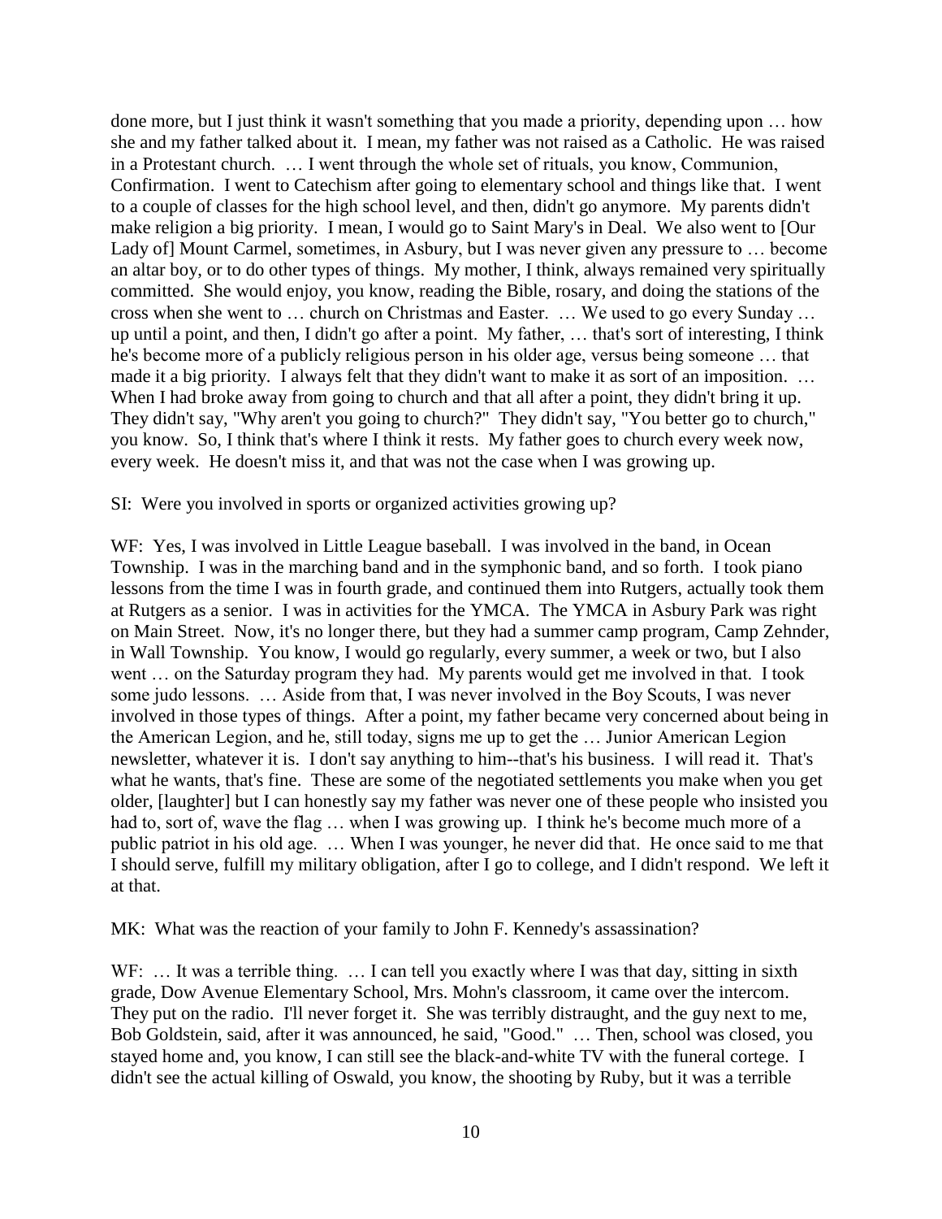done more, but I just think it wasn't something that you made a priority, depending upon … how she and my father talked about it. I mean, my father was not raised as a Catholic. He was raised in a Protestant church. … I went through the whole set of rituals, you know, Communion, Confirmation. I went to Catechism after going to elementary school and things like that. I went to a couple of classes for the high school level, and then, didn't go anymore. My parents didn't make religion a big priority. I mean, I would go to Saint Mary's in Deal. We also went to [Our Lady of] Mount Carmel, sometimes, in Asbury, but I was never given any pressure to … become an altar boy, or to do other types of things. My mother, I think, always remained very spiritually committed. She would enjoy, you know, reading the Bible, rosary, and doing the stations of the cross when she went to … church on Christmas and Easter. … We used to go every Sunday … up until a point, and then, I didn't go after a point. My father, … that's sort of interesting, I think he's become more of a publicly religious person in his older age, versus being someone … that made it a big priority. I always felt that they didn't want to make it as sort of an imposition. … When I had broke away from going to church and that all after a point, they didn't bring it up. They didn't say, "Why aren't you going to church?" They didn't say, "You better go to church," you know. So, I think that's where I think it rests. My father goes to church every week now, every week. He doesn't miss it, and that was not the case when I was growing up.

SI: Were you involved in sports or organized activities growing up?

WF: Yes, I was involved in Little League baseball. I was involved in the band, in Ocean Township. I was in the marching band and in the symphonic band, and so forth. I took piano lessons from the time I was in fourth grade, and continued them into Rutgers, actually took them at Rutgers as a senior. I was in activities for the YMCA. The YMCA in Asbury Park was right on Main Street. Now, it's no longer there, but they had a summer camp program, Camp Zehnder, in Wall Township. You know, I would go regularly, every summer, a week or two, but I also went … on the Saturday program they had. My parents would get me involved in that. I took some judo lessons. … Aside from that, I was never involved in the Boy Scouts, I was never involved in those types of things. After a point, my father became very concerned about being in the American Legion, and he, still today, signs me up to get the … Junior American Legion newsletter, whatever it is. I don't say anything to him--that's his business. I will read it. That's what he wants, that's fine. These are some of the negotiated settlements you make when you get older, [laughter] but I can honestly say my father was never one of these people who insisted you had to, sort of, wave the flag … when I was growing up. I think he's become much more of a public patriot in his old age. … When I was younger, he never did that. He once said to me that I should serve, fulfill my military obligation, after I go to college, and I didn't respond. We left it at that.

MK: What was the reaction of your family to John F. Kennedy's assassination?

WF: … It was a terrible thing. … I can tell you exactly where I was that day, sitting in sixth grade, Dow Avenue Elementary School, Mrs. Mohn's classroom, it came over the intercom. They put on the radio. I'll never forget it. She was terribly distraught, and the guy next to me, Bob Goldstein, said, after it was announced, he said, "Good." … Then, school was closed, you stayed home and, you know, I can still see the black-and-white TV with the funeral cortege. I didn't see the actual killing of Oswald, you know, the shooting by Ruby, but it was a terrible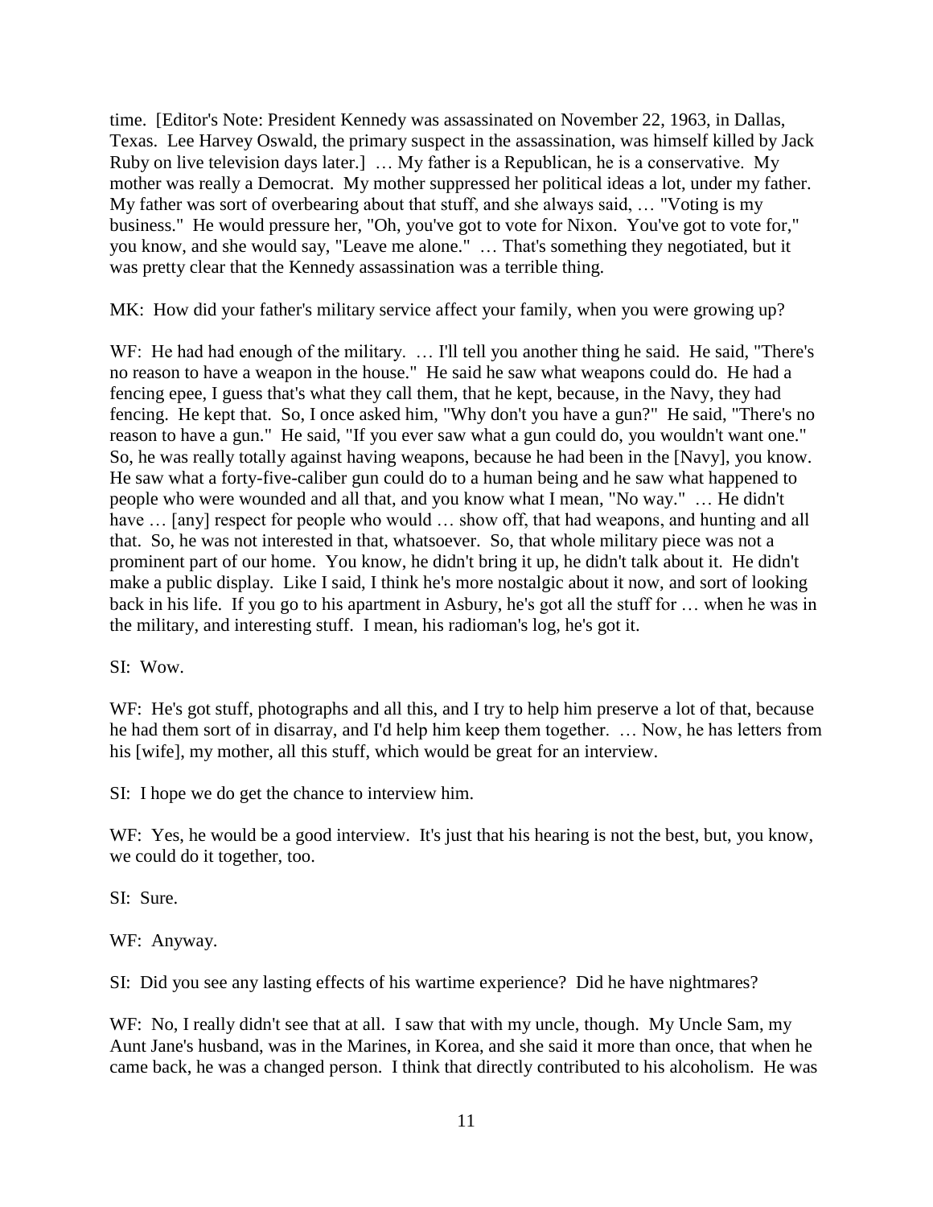time. [Editor's Note: President Kennedy was assassinated on November 22, 1963, in Dallas, Texas. Lee Harvey Oswald, the primary suspect in the assassination, was himself killed by Jack Ruby on live television days later.] … My father is a Republican, he is a conservative. My mother was really a Democrat. My mother suppressed her political ideas a lot, under my father. My father was sort of overbearing about that stuff, and she always said, … "Voting is my business." He would pressure her, "Oh, you've got to vote for Nixon. You've got to vote for," you know, and she would say, "Leave me alone." … That's something they negotiated, but it was pretty clear that the Kennedy assassination was a terrible thing.

MK: How did your father's military service affect your family, when you were growing up?

WF: He had had enough of the military. … I'll tell you another thing he said. He said, "There's no reason to have a weapon in the house." He said he saw what weapons could do. He had a fencing epee, I guess that's what they call them, that he kept, because, in the Navy, they had fencing. He kept that. So, I once asked him, "Why don't you have a gun?" He said, "There's no reason to have a gun." He said, "If you ever saw what a gun could do, you wouldn't want one." So, he was really totally against having weapons, because he had been in the [Navy], you know. He saw what a forty-five-caliber gun could do to a human being and he saw what happened to people who were wounded and all that, and you know what I mean, "No way." … He didn't have … [any] respect for people who would … show off, that had weapons, and hunting and all that. So, he was not interested in that, whatsoever. So, that whole military piece was not a prominent part of our home. You know, he didn't bring it up, he didn't talk about it. He didn't make a public display. Like I said, I think he's more nostalgic about it now, and sort of looking back in his life. If you go to his apartment in Asbury, he's got all the stuff for … when he was in the military, and interesting stuff. I mean, his radioman's log, he's got it.

SI: Wow.

WF: He's got stuff, photographs and all this, and I try to help him preserve a lot of that, because he had them sort of in disarray, and I'd help him keep them together. … Now, he has letters from his [wife], my mother, all this stuff, which would be great for an interview.

SI: I hope we do get the chance to interview him.

WF: Yes, he would be a good interview. It's just that his hearing is not the best, but, you know, we could do it together, too.

SI: Sure.

WF: Anyway.

SI: Did you see any lasting effects of his wartime experience? Did he have nightmares?

WF: No, I really didn't see that at all. I saw that with my uncle, though. My Uncle Sam, my Aunt Jane's husband, was in the Marines, in Korea, and she said it more than once, that when he came back, he was a changed person. I think that directly contributed to his alcoholism. He was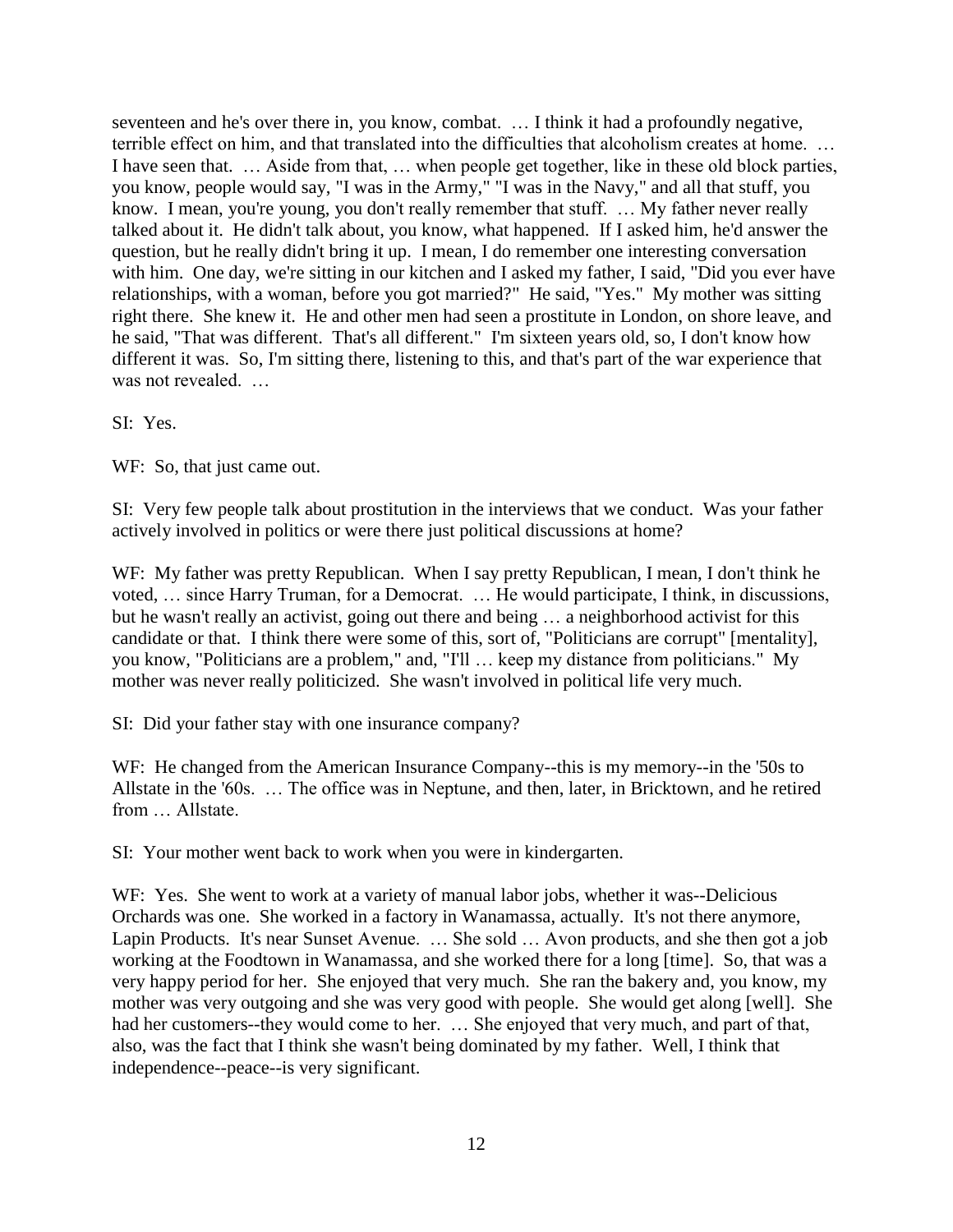seventeen and he's over there in, you know, combat. … I think it had a profoundly negative, terrible effect on him, and that translated into the difficulties that alcoholism creates at home. … I have seen that. … Aside from that, … when people get together, like in these old block parties, you know, people would say, "I was in the Army," "I was in the Navy," and all that stuff, you know. I mean, you're young, you don't really remember that stuff. … My father never really talked about it. He didn't talk about, you know, what happened. If I asked him, he'd answer the question, but he really didn't bring it up. I mean, I do remember one interesting conversation with him. One day, we're sitting in our kitchen and I asked my father, I said, "Did you ever have relationships, with a woman, before you got married?" He said, "Yes." My mother was sitting right there. She knew it. He and other men had seen a prostitute in London, on shore leave, and he said, "That was different. That's all different." I'm sixteen years old, so, I don't know how different it was. So, I'm sitting there, listening to this, and that's part of the war experience that was not revealed. …

SI: Yes.

WF: So, that just came out.

SI: Very few people talk about prostitution in the interviews that we conduct. Was your father actively involved in politics or were there just political discussions at home?

WF: My father was pretty Republican. When I say pretty Republican, I mean, I don't think he voted, … since Harry Truman, for a Democrat. … He would participate, I think, in discussions, but he wasn't really an activist, going out there and being … a neighborhood activist for this candidate or that. I think there were some of this, sort of, "Politicians are corrupt" [mentality], you know, "Politicians are a problem," and, "I'll … keep my distance from politicians." My mother was never really politicized. She wasn't involved in political life very much.

SI: Did your father stay with one insurance company?

WF: He changed from the American Insurance Company--this is my memory--in the '50s to Allstate in the '60s. … The office was in Neptune, and then, later, in Bricktown, and he retired from … Allstate.

SI: Your mother went back to work when you were in kindergarten.

WF: Yes. She went to work at a variety of manual labor jobs, whether it was--Delicious Orchards was one. She worked in a factory in Wanamassa, actually. It's not there anymore, Lapin Products. It's near Sunset Avenue. … She sold … Avon products, and she then got a job working at the Foodtown in Wanamassa, and she worked there for a long [time]. So, that was a very happy period for her. She enjoyed that very much. She ran the bakery and, you know, my mother was very outgoing and she was very good with people. She would get along [well]. She had her customers--they would come to her. … She enjoyed that very much, and part of that, also, was the fact that I think she wasn't being dominated by my father. Well, I think that independence--peace--is very significant.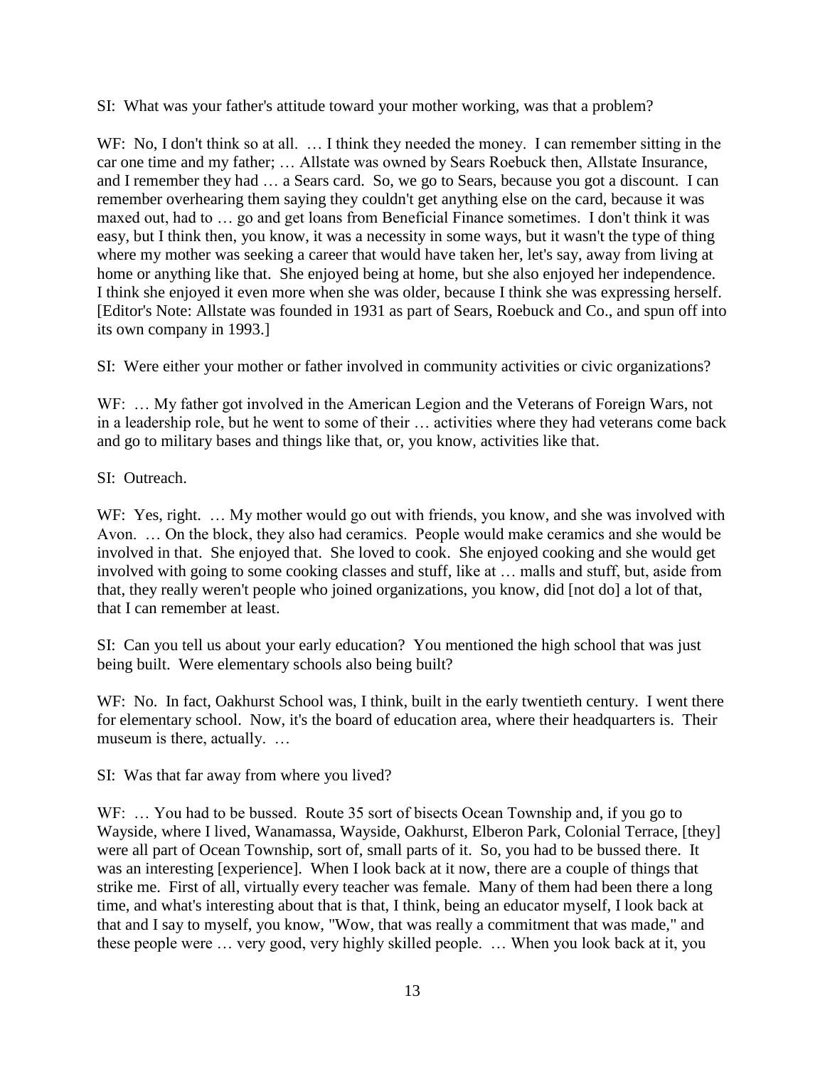SI: What was your father's attitude toward your mother working, was that a problem?

WF: No, I don't think so at all. … I think they needed the money. I can remember sitting in the car one time and my father; … Allstate was owned by Sears Roebuck then, Allstate Insurance, and I remember they had … a Sears card. So, we go to Sears, because you got a discount. I can remember overhearing them saying they couldn't get anything else on the card, because it was maxed out, had to … go and get loans from Beneficial Finance sometimes. I don't think it was easy, but I think then, you know, it was a necessity in some ways, but it wasn't the type of thing where my mother was seeking a career that would have taken her, let's say, away from living at home or anything like that. She enjoyed being at home, but she also enjoyed her independence. I think she enjoyed it even more when she was older, because I think she was expressing herself. [Editor's Note: Allstate was founded in 1931 as part of Sears, Roebuck and Co., and spun off into its own company in 1993.]

SI: Were either your mother or father involved in community activities or civic organizations?

WF: … My father got involved in the American Legion and the Veterans of Foreign Wars, not in a leadership role, but he went to some of their … activities where they had veterans come back and go to military bases and things like that, or, you know, activities like that.

SI: Outreach.

WF: Yes, right. … My mother would go out with friends, you know, and she was involved with Avon. … On the block, they also had ceramics. People would make ceramics and she would be involved in that. She enjoyed that. She loved to cook. She enjoyed cooking and she would get involved with going to some cooking classes and stuff, like at … malls and stuff, but, aside from that, they really weren't people who joined organizations, you know, did [not do] a lot of that, that I can remember at least.

SI: Can you tell us about your early education? You mentioned the high school that was just being built. Were elementary schools also being built?

WF: No. In fact, Oakhurst School was, I think, built in the early twentieth century. I went there for elementary school. Now, it's the board of education area, where their headquarters is. Their museum is there, actually. …

SI: Was that far away from where you lived?

WF: … You had to be bussed. Route 35 sort of bisects Ocean Township and, if you go to Wayside, where I lived, Wanamassa, Wayside, Oakhurst, Elberon Park, Colonial Terrace, [they] were all part of Ocean Township, sort of, small parts of it. So, you had to be bussed there. It was an interesting [experience]. When I look back at it now, there are a couple of things that strike me. First of all, virtually every teacher was female. Many of them had been there a long time, and what's interesting about that is that, I think, being an educator myself, I look back at that and I say to myself, you know, "Wow, that was really a commitment that was made," and these people were … very good, very highly skilled people. … When you look back at it, you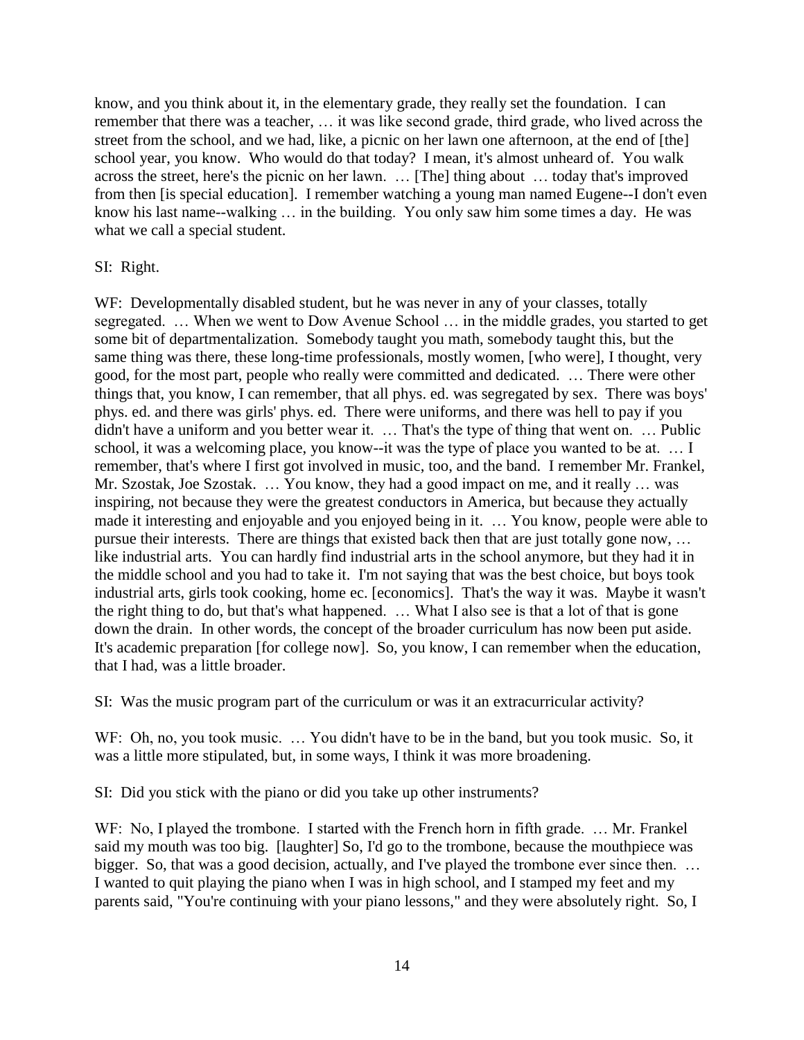know, and you think about it, in the elementary grade, they really set the foundation. I can remember that there was a teacher, … it was like second grade, third grade, who lived across the street from the school, and we had, like, a picnic on her lawn one afternoon, at the end of [the] school year, you know. Who would do that today? I mean, it's almost unheard of. You walk across the street, here's the picnic on her lawn. … [The] thing about … today that's improved from then [is special education]. I remember watching a young man named Eugene--I don't even know his last name--walking … in the building. You only saw him some times a day. He was what we call a special student.

SI: Right.

WF: Developmentally disabled student, but he was never in any of your classes, totally segregated. … When we went to Dow Avenue School … in the middle grades, you started to get some bit of departmentalization. Somebody taught you math, somebody taught this, but the same thing was there, these long-time professionals, mostly women, [who were], I thought, very good, for the most part, people who really were committed and dedicated. … There were other things that, you know, I can remember, that all phys. ed. was segregated by sex. There was boys' phys. ed. and there was girls' phys. ed. There were uniforms, and there was hell to pay if you didn't have a uniform and you better wear it. … That's the type of thing that went on. … Public school, it was a welcoming place, you know--it was the type of place you wanted to be at. … I remember, that's where I first got involved in music, too, and the band. I remember Mr. Frankel, Mr. Szostak, Joe Szostak. … You know, they had a good impact on me, and it really … was inspiring, not because they were the greatest conductors in America, but because they actually made it interesting and enjoyable and you enjoyed being in it. … You know, people were able to pursue their interests. There are things that existed back then that are just totally gone now, … like industrial arts. You can hardly find industrial arts in the school anymore, but they had it in the middle school and you had to take it. I'm not saying that was the best choice, but boys took industrial arts, girls took cooking, home ec. [economics]. That's the way it was. Maybe it wasn't the right thing to do, but that's what happened. … What I also see is that a lot of that is gone down the drain. In other words, the concept of the broader curriculum has now been put aside. It's academic preparation [for college now]. So, you know, I can remember when the education, that I had, was a little broader.

SI: Was the music program part of the curriculum or was it an extracurricular activity?

WF: Oh, no, you took music. … You didn't have to be in the band, but you took music. So, it was a little more stipulated, but, in some ways, I think it was more broadening.

SI: Did you stick with the piano or did you take up other instruments?

WF: No, I played the trombone. I started with the French horn in fifth grade. … Mr. Frankel said my mouth was too big. [laughter] So, I'd go to the trombone, because the mouthpiece was bigger. So, that was a good decision, actually, and I've played the trombone ever since then. … I wanted to quit playing the piano when I was in high school, and I stamped my feet and my parents said, "You're continuing with your piano lessons," and they were absolutely right. So, I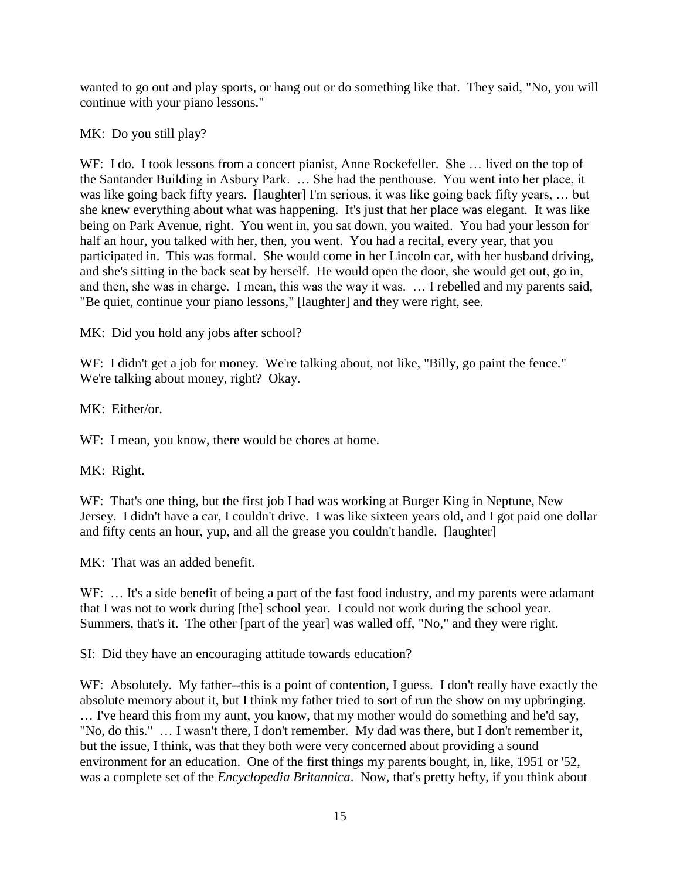wanted to go out and play sports, or hang out or do something like that. They said, "No, you will continue with your piano lessons."

MK: Do you still play?

WF: I do. I took lessons from a concert pianist, Anne Rockefeller. She … lived on the top of the Santander Building in Asbury Park. … She had the penthouse. You went into her place, it was like going back fifty years. [laughter] I'm serious, it was like going back fifty years, … but she knew everything about what was happening. It's just that her place was elegant. It was like being on Park Avenue, right. You went in, you sat down, you waited. You had your lesson for half an hour, you talked with her, then, you went. You had a recital, every year, that you participated in. This was formal. She would come in her Lincoln car, with her husband driving, and she's sitting in the back seat by herself. He would open the door, she would get out, go in, and then, she was in charge. I mean, this was the way it was. … I rebelled and my parents said, "Be quiet, continue your piano lessons," [laughter] and they were right, see.

MK: Did you hold any jobs after school?

WF: I didn't get a job for money. We're talking about, not like, "Billy, go paint the fence." We're talking about money, right? Okay.

MK: Either/or.

WF: I mean, you know, there would be chores at home.

MK: Right.

WF: That's one thing, but the first job I had was working at Burger King in Neptune, New Jersey. I didn't have a car, I couldn't drive. I was like sixteen years old, and I got paid one dollar and fifty cents an hour, yup, and all the grease you couldn't handle. [laughter]

MK: That was an added benefit.

WF: … It's a side benefit of being a part of the fast food industry, and my parents were adamant that I was not to work during [the] school year. I could not work during the school year. Summers, that's it. The other [part of the year] was walled off, "No," and they were right.

SI: Did they have an encouraging attitude towards education?

WF: Absolutely. My father--this is a point of contention, I guess. I don't really have exactly the absolute memory about it, but I think my father tried to sort of run the show on my upbringing. … I've heard this from my aunt, you know, that my mother would do something and he'd say, "No, do this." … I wasn't there, I don't remember. My dad was there, but I don't remember it, but the issue, I think, was that they both were very concerned about providing a sound environment for an education. One of the first things my parents bought, in, like, 1951 or '52, was a complete set of the *Encyclopedia Britannica*. Now, that's pretty hefty, if you think about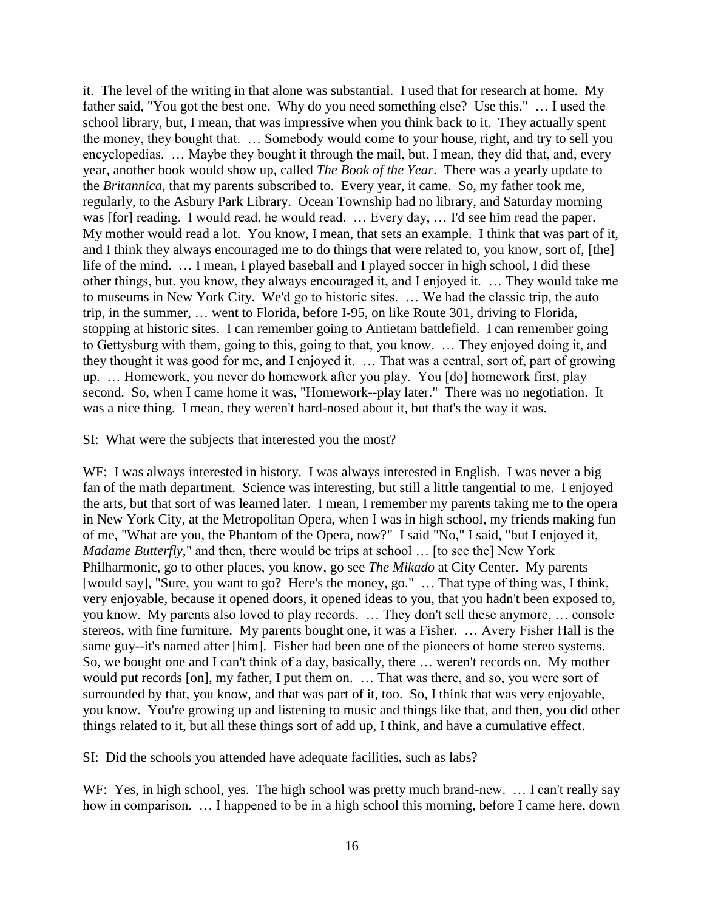it. The level of the writing in that alone was substantial. I used that for research at home. My father said, "You got the best one. Why do you need something else? Use this." … I used the school library, but, I mean, that was impressive when you think back to it. They actually spent the money, they bought that. … Somebody would come to your house, right, and try to sell you encyclopedias. … Maybe they bought it through the mail, but, I mean, they did that, and, every year, another book would show up, called *The Book of the Year*. There was a yearly update to the *Britannica*, that my parents subscribed to. Every year, it came. So, my father took me, regularly, to the Asbury Park Library. Ocean Township had no library, and Saturday morning was [for] reading. I would read, he would read. … Every day, … I'd see him read the paper. My mother would read a lot. You know, I mean, that sets an example. I think that was part of it, and I think they always encouraged me to do things that were related to, you know, sort of, [the] life of the mind. … I mean, I played baseball and I played soccer in high school, I did these other things, but, you know, they always encouraged it, and I enjoyed it. … They would take me to museums in New York City. We'd go to historic sites. … We had the classic trip, the auto trip, in the summer, … went to Florida, before I-95, on like Route 301, driving to Florida, stopping at historic sites. I can remember going to Antietam battlefield. I can remember going to Gettysburg with them, going to this, going to that, you know. … They enjoyed doing it, and they thought it was good for me, and I enjoyed it. … That was a central, sort of, part of growing up. … Homework, you never do homework after you play. You [do] homework first, play second. So, when I came home it was, "Homework--play later." There was no negotiation. It was a nice thing. I mean, they weren't hard-nosed about it, but that's the way it was.

SI: What were the subjects that interested you the most?

WF: I was always interested in history. I was always interested in English. I was never a big fan of the math department. Science was interesting, but still a little tangential to me. I enjoyed the arts, but that sort of was learned later. I mean, I remember my parents taking me to the opera in New York City, at the Metropolitan Opera, when I was in high school, my friends making fun of me, "What are you, the Phantom of the Opera, now?" I said "No," I said, "but I enjoyed it, *Madame Butterfly*," and then, there would be trips at school … [to see the] New York Philharmonic, go to other places, you know, go see *The Mikado* at City Center. My parents [would say], "Sure, you want to go? Here's the money, go." … That type of thing was, I think, very enjoyable, because it opened doors, it opened ideas to you, that you hadn't been exposed to, you know. My parents also loved to play records. … They don't sell these anymore, … console stereos, with fine furniture. My parents bought one, it was a Fisher. … Avery Fisher Hall is the same guy--it's named after [him]. Fisher had been one of the pioneers of home stereo systems. So, we bought one and I can't think of a day, basically, there … weren't records on. My mother would put records [on], my father, I put them on. … That was there, and so, you were sort of surrounded by that, you know, and that was part of it, too. So, I think that was very enjoyable, you know. You're growing up and listening to music and things like that, and then, you did other things related to it, but all these things sort of add up, I think, and have a cumulative effect.

SI: Did the schools you attended have adequate facilities, such as labs?

WF: Yes, in high school, yes. The high school was pretty much brand-new. … I can't really say how in comparison. … I happened to be in a high school this morning, before I came here, down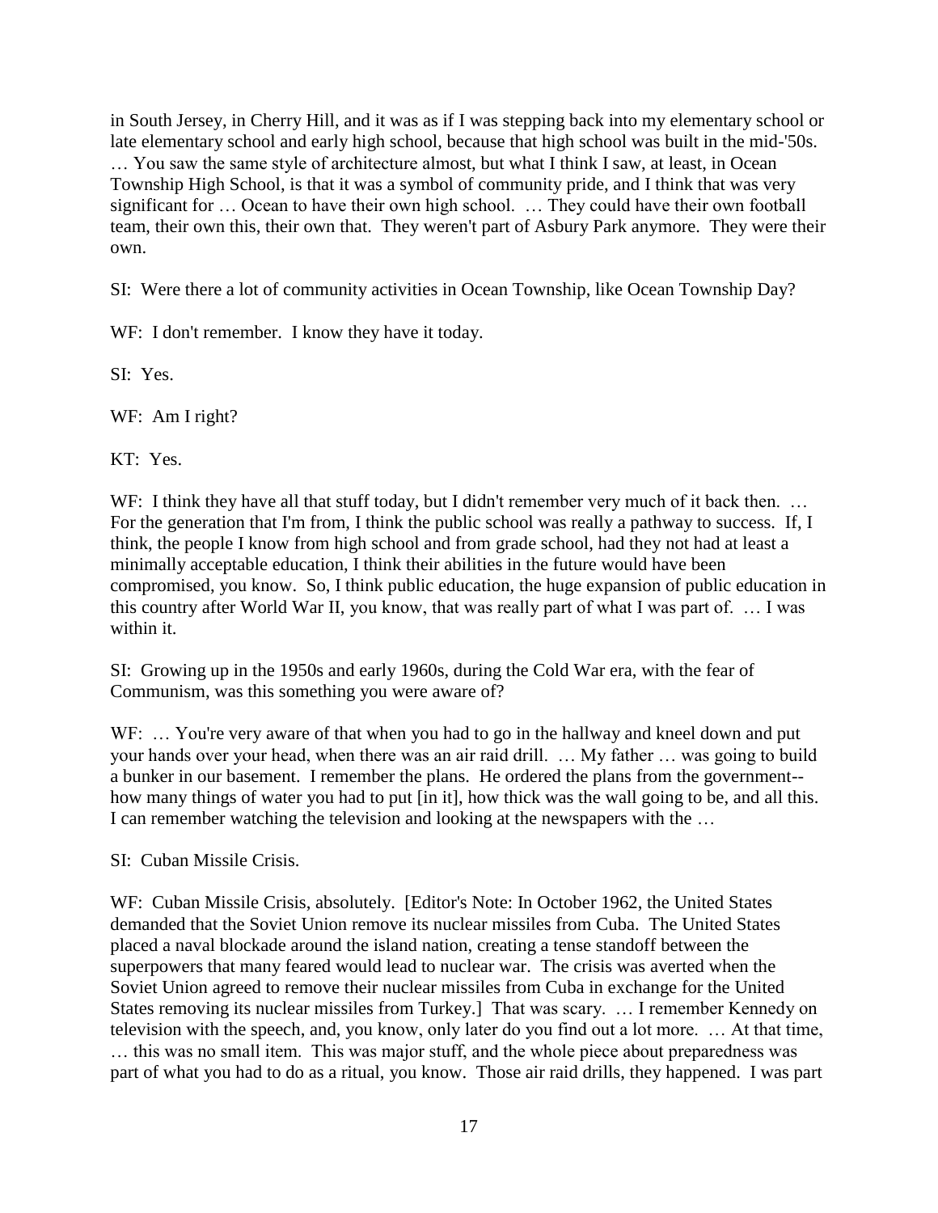in South Jersey, in Cherry Hill, and it was as if I was stepping back into my elementary school or late elementary school and early high school, because that high school was built in the mid-'50s. … You saw the same style of architecture almost, but what I think I saw, at least, in Ocean Township High School, is that it was a symbol of community pride, and I think that was very significant for … Ocean to have their own high school. … They could have their own football team, their own this, their own that. They weren't part of Asbury Park anymore. They were their own.

SI: Were there a lot of community activities in Ocean Township, like Ocean Township Day?

WF: I don't remember. I know they have it today.

SI: Yes.

WF: Am I right?

KT: Yes.

WF: I think they have all that stuff today, but I didn't remember very much of it back then. … For the generation that I'm from, I think the public school was really a pathway to success. If, I think, the people I know from high school and from grade school, had they not had at least a minimally acceptable education, I think their abilities in the future would have been compromised, you know. So, I think public education, the huge expansion of public education in this country after World War II, you know, that was really part of what I was part of. … I was within it.

SI: Growing up in the 1950s and early 1960s, during the Cold War era, with the fear of Communism, was this something you were aware of?

WF: … You're very aware of that when you had to go in the hallway and kneel down and put your hands over your head, when there was an air raid drill. … My father … was going to build a bunker in our basement. I remember the plans. He ordered the plans from the government--how many things of water you had to put [in it], how thick was the wall going to be, and all this. I can remember watching the television and looking at the newspapers with the …

SI: Cuban Missile Crisis.

WF: Cuban Missile Crisis, absolutely. [Editor's Note: In October 1962, the United States demanded that the Soviet Union remove its nuclear missiles from Cuba. The United States placed a naval blockade around the island nation, creating a tense standoff between the superpowers that many feared would lead to nuclear war. The crisis was averted when the Soviet Union agreed to remove their nuclear missiles from Cuba in exchange for the United States removing its nuclear missiles from Turkey.] That was scary. … I remember Kennedy on television with the speech, and, you know, only later do you find out a lot more. … At that time, … this was no small item. This was major stuff, and the whole piece about preparedness was part of what you had to do as a ritual, you know. Those air raid drills, they happened. I was part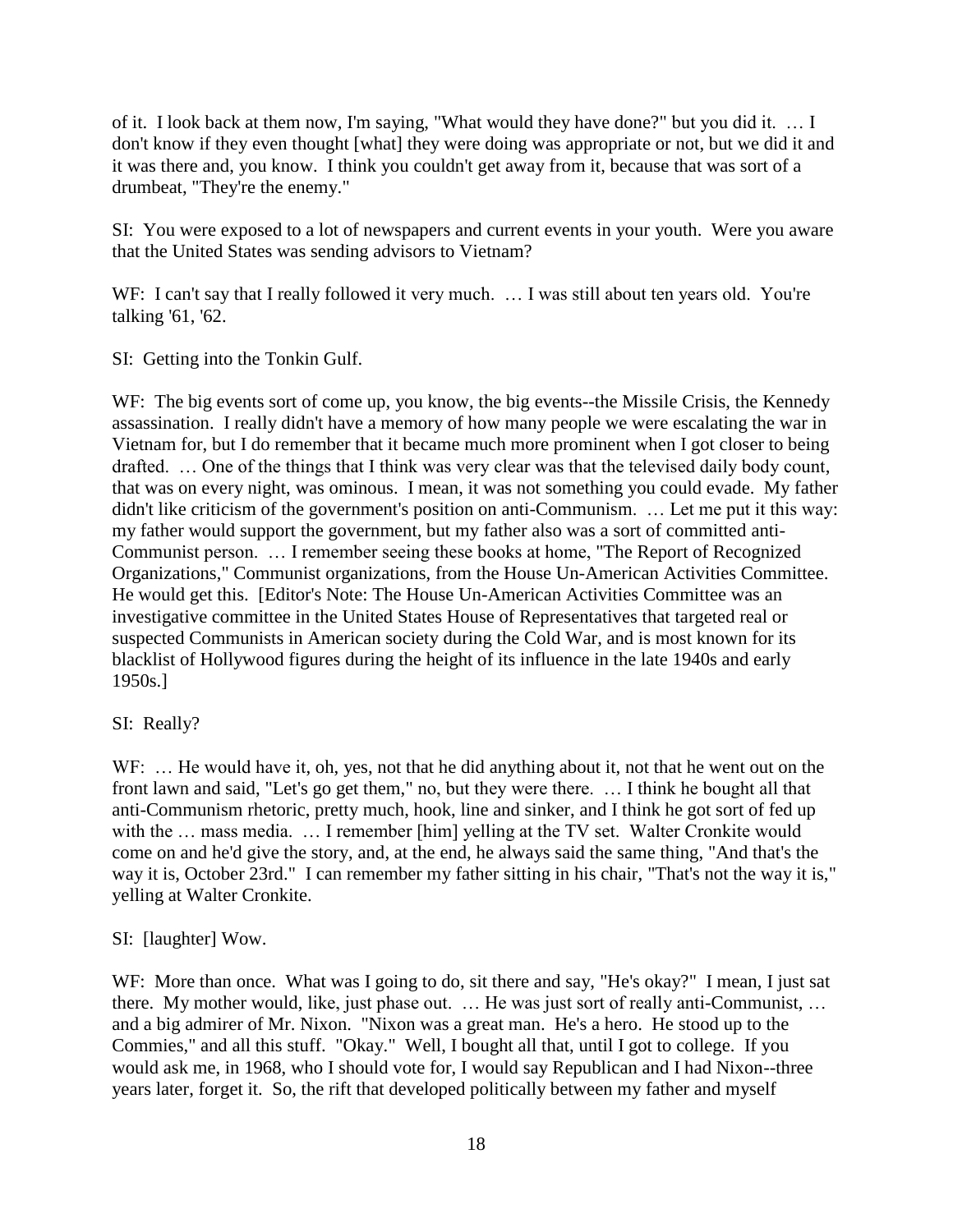of it. I look back at them now, I'm saying, "What would they have done?" but you did it. … I don't know if they even thought [what] they were doing was appropriate or not, but we did it and it was there and, you know. I think you couldn't get away from it, because that was sort of a drumbeat, "They're the enemy."

SI: You were exposed to a lot of newspapers and current events in your youth. Were you aware that the United States was sending advisors to Vietnam?

WF: I can't say that I really followed it very much. … I was still about ten years old. You're talking '61, '62.

SI: Getting into the Tonkin Gulf.

WF: The big events sort of come up, you know, the big events--the Missile Crisis, the Kennedy assassination. I really didn't have a memory of how many people we were escalating the war in Vietnam for, but I do remember that it became much more prominent when I got closer to being drafted. … One of the things that I think was very clear was that the televised daily body count, that was on every night, was ominous. I mean, it was not something you could evade. My father didn't like criticism of the government's position on anti-Communism. … Let me put it this way: my father would support the government, but my father also was a sort of committed anti-Communist person. … I remember seeing these books at home, "The Report of Recognized Organizations," Communist organizations, from the House Un-American Activities Committee. He would get this. [Editor's Note: The House Un-American Activities Committee was an investigative committee in the United States House of Representatives that targeted real or suspected Communists in American society during the Cold War, and is most known for its blacklist of Hollywood figures during the height of its influence in the late 1940s and early 1950s.]

SI: Really?

WF: … He would have it, oh, yes, not that he did anything about it, not that he went out on the front lawn and said, "Let's go get them," no, but they were there. … I think he bought all that anti-Communism rhetoric, pretty much, hook, line and sinker, and I think he got sort of fed up with the … mass media. … I remember [him] yelling at the TV set. Walter Cronkite would come on and he'd give the story, and, at the end, he always said the same thing, "And that's the way it is, October 23rd." I can remember my father sitting in his chair, "That's not the way it is," yelling at Walter Cronkite.

SI: [laughter] Wow.

WF: More than once. What was I going to do, sit there and say, "He's okay?" I mean, I just sat there. My mother would, like, just phase out. … He was just sort of really anti-Communist, … and a big admirer of Mr. Nixon. "Nixon was a great man. He's a hero. He stood up to the Commies," and all this stuff. "Okay." Well, I bought all that, until I got to college. If you would ask me, in 1968, who I should vote for, I would say Republican and I had Nixon--three years later, forget it. So, the rift that developed politically between my father and myself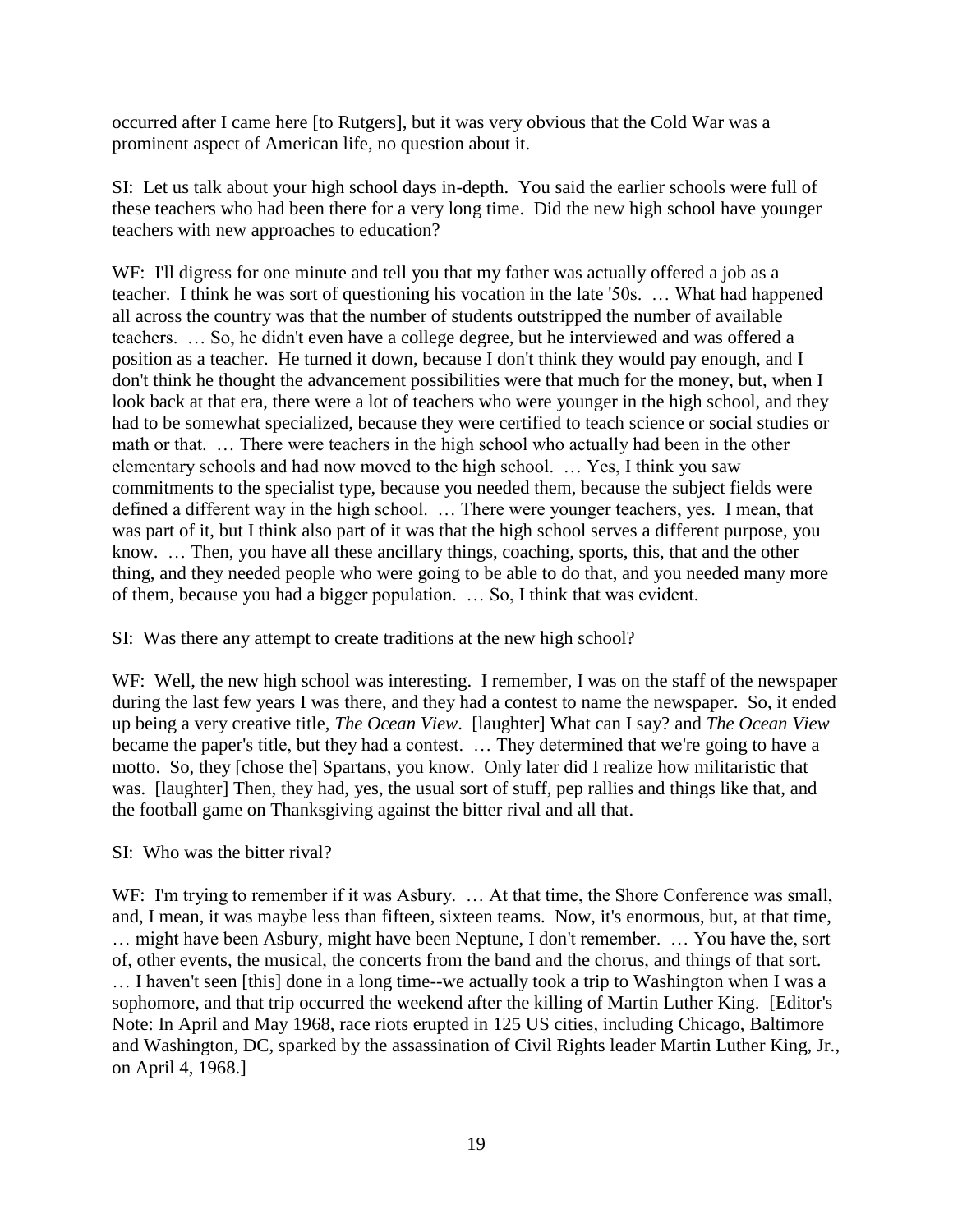occurred after I came here [to Rutgers], but it was very obvious that the Cold War was a prominent aspect of American life, no question about it.

SI: Let us talk about your high school days in-depth. You said the earlier schools were full of these teachers who had been there for a very long time. Did the new high school have younger teachers with new approaches to education?

WF: I'll digress for one minute and tell you that my father was actually offered a job as a teacher. I think he was sort of questioning his vocation in the late '50s. … What had happened all across the country was that the number of students outstripped the number of available teachers. … So, he didn't even have a college degree, but he interviewed and was offered a position as a teacher. He turned it down, because I don't think they would pay enough, and I don't think he thought the advancement possibilities were that much for the money, but, when I look back at that era, there were a lot of teachers who were younger in the high school, and they had to be somewhat specialized, because they were certified to teach science or social studies or math or that. … There were teachers in the high school who actually had been in the other elementary schools and had now moved to the high school. … Yes, I think you saw commitments to the specialist type, because you needed them, because the subject fields were defined a different way in the high school. … There were younger teachers, yes. I mean, that was part of it, but I think also part of it was that the high school serves a different purpose, you know. … Then, you have all these ancillary things, coaching, sports, this, that and the other thing, and they needed people who were going to be able to do that, and you needed many more of them, because you had a bigger population. … So, I think that was evident.

SI: Was there any attempt to create traditions at the new high school?

WF: Well, the new high school was interesting. I remember, I was on the staff of the newspaper during the last few years I was there, and they had a contest to name the newspaper. So, it ended up being a very creative title, *The Ocean View*. [laughter] What can I say? and *The Ocean View* became the paper's title, but they had a contest. … They determined that we're going to have a motto. So, they [chose the] Spartans, you know. Only later did I realize how militaristic that was. [laughter] Then, they had, yes, the usual sort of stuff, pep rallies and things like that, and the football game on Thanksgiving against the bitter rival and all that.

SI: Who was the bitter rival?

WF: I'm trying to remember if it was Asbury. … At that time, the Shore Conference was small, and, I mean, it was maybe less than fifteen, sixteen teams. Now, it's enormous, but, at that time, … might have been Asbury, might have been Neptune, I don't remember. … You have the, sort of, other events, the musical, the concerts from the band and the chorus, and things of that sort. … I haven't seen [this] done in a long time--we actually took a trip to Washington when I was a sophomore, and that trip occurred the weekend after the killing of Martin Luther King. [Editor's Note: In April and May 1968, race riots erupted in 125 US cities, including Chicago, Baltimore and Washington, DC, sparked by the assassination of Civil Rights leader Martin Luther King, Jr., on April 4, 1968.]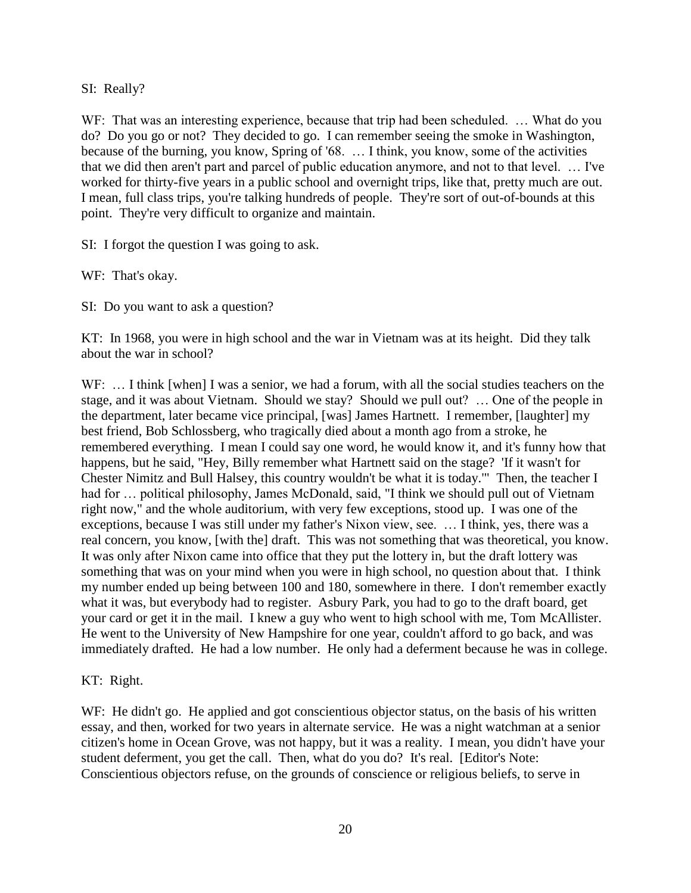SI: Really?

WF: That was an interesting experience, because that trip had been scheduled. … What do you do? Do you go or not? They decided to go. I can remember seeing the smoke in Washington, because of the burning, you know, Spring of '68. … I think, you know, some of the activities that we did then aren't part and parcel of public education anymore, and not to that level. … I've worked for thirty-five years in a public school and overnight trips, like that, pretty much are out. I mean, full class trips, you're talking hundreds of people. They're sort of out-of-bounds at this point. They're very difficult to organize and maintain.

SI: I forgot the question I was going to ask.

WF: That's okay.

SI: Do you want to ask a question?

KT: In 1968, you were in high school and the war in Vietnam was at its height. Did they talk about the war in school?

WF: … I think [when] I was a senior, we had a forum, with all the social studies teachers on the stage, and it was about Vietnam. Should we stay? Should we pull out? … One of the people in the department, later became vice principal, [was] James Hartnett. I remember, [laughter] my best friend, Bob Schlossberg, who tragically died about a month ago from a stroke, he remembered everything. I mean I could say one word, he would know it, and it's funny how that happens, but he said, "Hey, Billy remember what Hartnett said on the stage? 'If it wasn't for Chester Nimitz and Bull Halsey, this country wouldn't be what it is today.'" Then, the teacher I had for … political philosophy, James McDonald, said, "I think we should pull out of Vietnam right now," and the whole auditorium, with very few exceptions, stood up. I was one of the exceptions, because I was still under my father's Nixon view, see. … I think, yes, there was a real concern, you know, [with the] draft. This was not something that was theoretical, you know. It was only after Nixon came into office that they put the lottery in, but the draft lottery was something that was on your mind when you were in high school, no question about that. I think my number ended up being between 100 and 180, somewhere in there. I don't remember exactly what it was, but everybody had to register. Asbury Park, you had to go to the draft board, get your card or get it in the mail. I knew a guy who went to high school with me, Tom McAllister. He went to the University of New Hampshire for one year, couldn't afford to go back, and was immediately drafted. He had a low number. He only had a deferment because he was in college.

KT: Right.

WF: He didn't go. He applied and got conscientious objector status, on the basis of his written essay, and then, worked for two years in alternate service. He was a night watchman at a senior citizen's home in Ocean Grove, was not happy, but it was a reality. I mean, you didn't have your student deferment, you get the call. Then, what do you do? It's real. [Editor's Note: Conscientious objectors refuse, on the grounds of conscience or religious beliefs, to serve in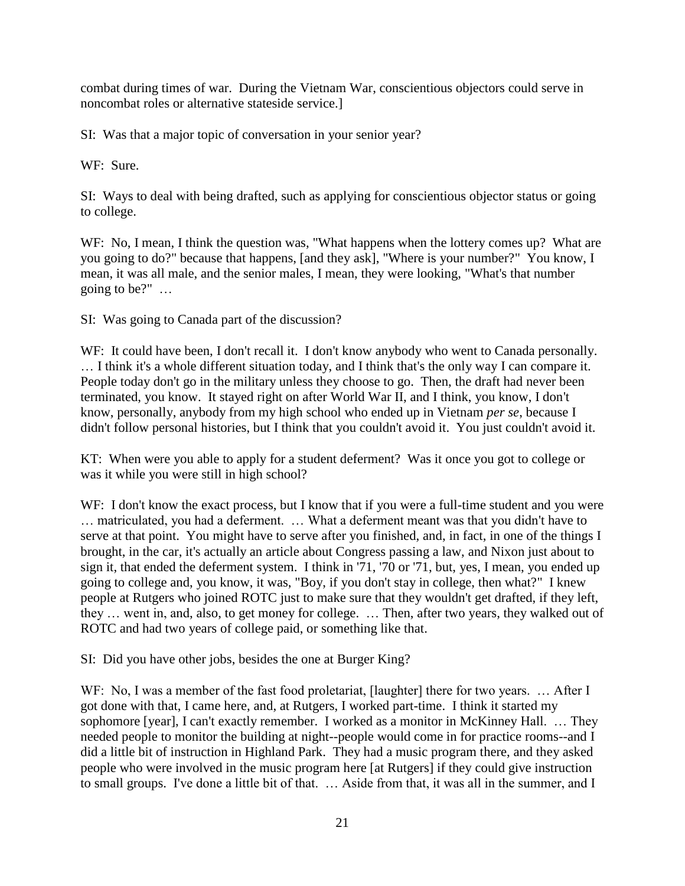combat during times of war. During the Vietnam War, conscientious objectors could serve in noncombat roles or alternative stateside service.]

SI: Was that a major topic of conversation in your senior year?

WF: Sure.

SI: Ways to deal with being drafted, such as applying for conscientious objector status or going to college.

WF: No, I mean, I think the question was, "What happens when the lottery comes up? What are you going to do?" because that happens, [and they ask], "Where is your number?" You know, I mean, it was all male, and the senior males, I mean, they were looking, "What's that number going to be?" …

SI: Was going to Canada part of the discussion?

WF: It could have been, I don't recall it. I don't know anybody who went to Canada personally. … I think it's a whole different situation today, and I think that's the only way I can compare it. People today don't go in the military unless they choose to go. Then, the draft had never been terminated, you know. It stayed right on after World War II, and I think, you know, I don't know, personally, anybody from my high school who ended up in Vietnam *per se*, because I didn't follow personal histories, but I think that you couldn't avoid it. You just couldn't avoid it.

KT: When were you able to apply for a student deferment? Was it once you got to college or was it while you were still in high school?

WF: I don't know the exact process, but I know that if you were a full-time student and you were … matriculated, you had a deferment. … What a deferment meant was that you didn't have to serve at that point. You might have to serve after you finished, and, in fact, in one of the things I brought, in the car, it's actually an article about Congress passing a law, and Nixon just about to sign it, that ended the deferment system. I think in '71, '70 or '71, but, yes, I mean, you ended up going to college and, you know, it was, "Boy, if you don't stay in college, then what?" I knew people at Rutgers who joined ROTC just to make sure that they wouldn't get drafted, if they left, they … went in, and, also, to get money for college. … Then, after two years, they walked out of ROTC and had two years of college paid, or something like that.

SI: Did you have other jobs, besides the one at Burger King?

WF: No, I was a member of the fast food proletariat, [laughter] there for two years. … After I got done with that, I came here, and, at Rutgers, I worked part-time. I think it started my sophomore [year], I can't exactly remember. I worked as a monitor in McKinney Hall. … They needed people to monitor the building at night--people would come in for practice rooms--and I did a little bit of instruction in Highland Park. They had a music program there, and they asked people who were involved in the music program here [at Rutgers] if they could give instruction to small groups. I've done a little bit of that. … Aside from that, it was all in the summer, and I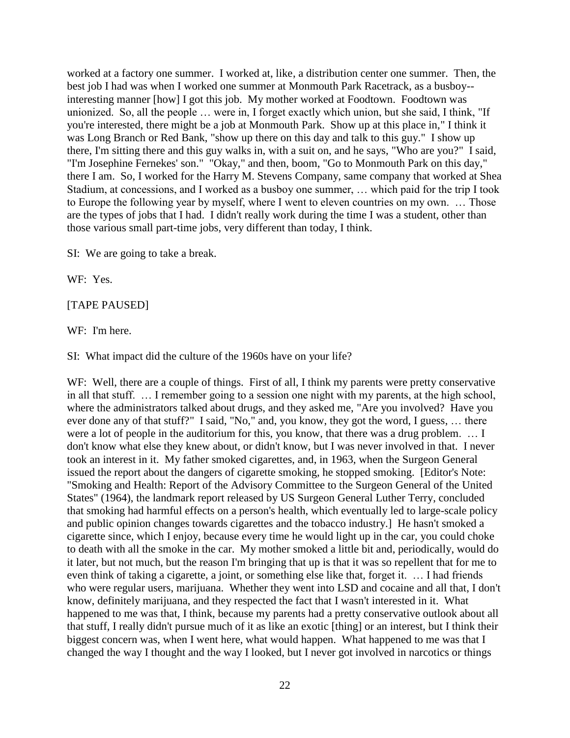worked at a factory one summer. I worked at, like, a distribution center one summer. Then, the best job I had was when I worked one summer at Monmouth Park Racetrack, as a busboy--interesting manner [how] I got this job. My mother worked at Foodtown. Foodtown was unionized. So, all the people … were in, I forget exactly which union, but she said, I think, "If you're interested, there might be a job at Monmouth Park. Show up at this place in," I think it was Long Branch or Red Bank, "show up there on this day and talk to this guy." I show up there, I'm sitting there and this guy walks in, with a suit on, and he says, "Who are you?" I said, "I'm Josephine Fernekes' son." "Okay," and then, boom, "Go to Monmouth Park on this day," there I am. So, I worked for the Harry M. Stevens Company, same company that worked at Shea Stadium, at concessions, and I worked as a busboy one summer, … which paid for the trip I took to Europe the following year by myself, where I went to eleven countries on my own. … Those are the types of jobs that I had. I didn't really work during the time I was a student, other than those various small part-time jobs, very different than today, I think.

SI: We are going to take a break.

WF: Yes.

[TAPE PAUSED]

WF: I'm here.

SI: What impact did the culture of the 1960s have on your life?

WF: Well, there are a couple of things. First of all, I think my parents were pretty conservative in all that stuff. … I remember going to a session one night with my parents, at the high school, where the administrators talked about drugs, and they asked me, "Are you involved? Have you ever done any of that stuff?" I said, "No," and, you know, they got the word, I guess, … there were a lot of people in the auditorium for this, you know, that there was a drug problem. … I don't know what else they knew about, or didn't know, but I was never involved in that. I never took an interest in it. My father smoked cigarettes, and, in 1963, when the Surgeon General issued the report about the dangers of cigarette smoking, he stopped smoking. [Editor's Note: "Smoking and Health: Report of the Advisory Committee to the Surgeon General of the United States" (1964), the landmark report released by US Surgeon General Luther Terry, concluded that smoking had harmful effects on a person's health, which eventually led to large-scale policy and public opinion changes towards cigarettes and the tobacco industry.] He hasn't smoked a cigarette since, which I enjoy, because every time he would light up in the car, you could choke to death with all the smoke in the car. My mother smoked a little bit and, periodically, would do it later, but not much, but the reason I'm bringing that up is that it was so repellent that for me to even think of taking a cigarette, a joint, or something else like that, forget it. … I had friends who were regular users, marijuana. Whether they went into LSD and cocaine and all that, I don't know, definitely marijuana, and they respected the fact that I wasn't interested in it. What happened to me was that, I think, because my parents had a pretty conservative outlook about all that stuff, I really didn't pursue much of it as like an exotic [thing] or an interest, but I think their biggest concern was, when I went here, what would happen. What happened to me was that I changed the way I thought and the way I looked, but I never got involved in narcotics or things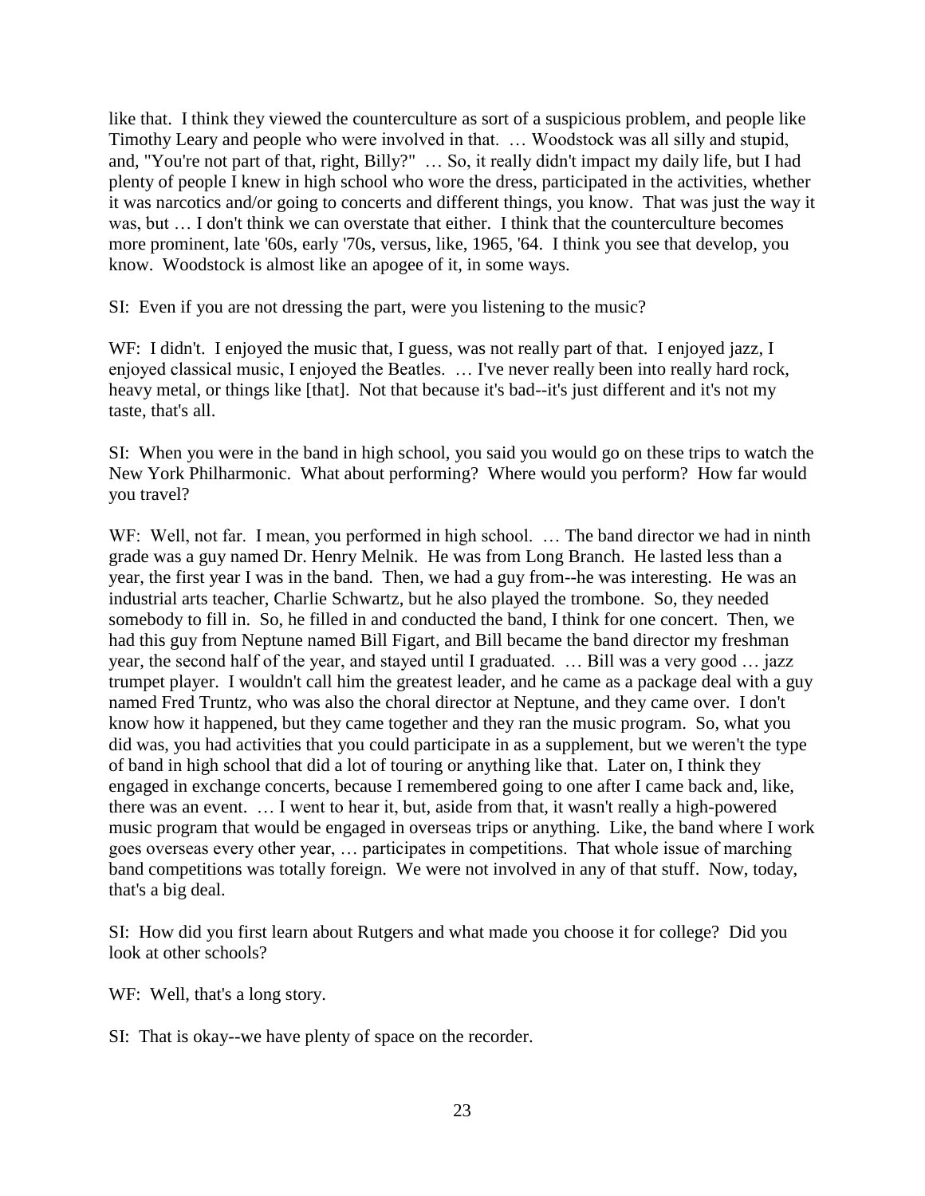like that. I think they viewed the counterculture as sort of a suspicious problem, and people like Timothy Leary and people who were involved in that. … Woodstock was all silly and stupid, and, "You're not part of that, right, Billy?" … So, it really didn't impact my daily life, but I had plenty of people I knew in high school who wore the dress, participated in the activities, whether it was narcotics and/or going to concerts and different things, you know. That was just the way it was, but … I don't think we can overstate that either. I think that the counterculture becomes more prominent, late '60s, early '70s, versus, like, 1965, '64. I think you see that develop, you know. Woodstock is almost like an apogee of it, in some ways.

SI: Even if you are not dressing the part, were you listening to the music?

WF: I didn't. I enjoyed the music that, I guess, was not really part of that. I enjoyed jazz, I enjoyed classical music, I enjoyed the Beatles. … I've never really been into really hard rock, heavy metal, or things like [that]. Not that because it's bad--it's just different and it's not my taste, that's all.

SI: When you were in the band in high school, you said you would go on these trips to watch the New York Philharmonic. What about performing? Where would you perform? How far would you travel?

WF: Well, not far. I mean, you performed in high school. … The band director we had in ninth grade was a guy named Dr. Henry Melnik. He was from Long Branch. He lasted less than a year, the first year I was in the band. Then, we had a guy from--he was interesting. He was an industrial arts teacher, Charlie Schwartz, but he also played the trombone. So, they needed somebody to fill in. So, he filled in and conducted the band, I think for one concert. Then, we had this guy from Neptune named Bill Figart, and Bill became the band director my freshman year, the second half of the year, and stayed until I graduated. … Bill was a very good … jazz trumpet player. I wouldn't call him the greatest leader, and he came as a package deal with a guy named Fred Truntz, who was also the choral director at Neptune, and they came over. I don't know how it happened, but they came together and they ran the music program. So, what you did was, you had activities that you could participate in as a supplement, but we weren't the type of band in high school that did a lot of touring or anything like that. Later on, I think they engaged in exchange concerts, because I remembered going to one after I came back and, like, there was an event. … I went to hear it, but, aside from that, it wasn't really a high-powered music program that would be engaged in overseas trips or anything. Like, the band where I work goes overseas every other year, … participates in competitions. That whole issue of marching band competitions was totally foreign. We were not involved in any of that stuff. Now, today, that's a big deal.

SI: How did you first learn about Rutgers and what made you choose it for college? Did you look at other schools?

WF: Well, that's a long story.

SI: That is okay--we have plenty of space on the recorder.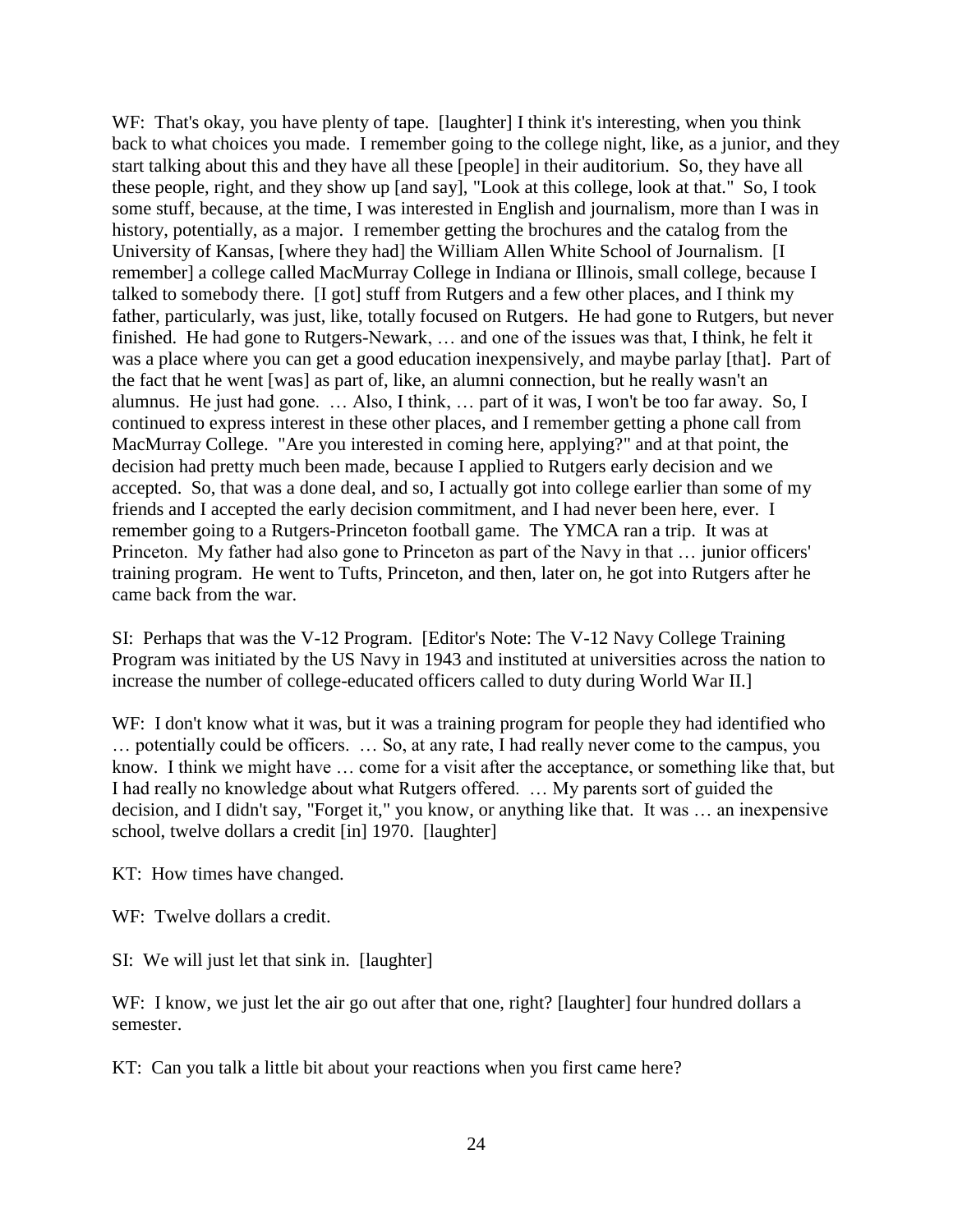WF: That's okay, you have plenty of tape. [laughter] I think it's interesting, when you think back to what choices you made. I remember going to the college night, like, as a junior, and they start talking about this and they have all these [people] in their auditorium. So, they have all these people, right, and they show up [and say], "Look at this college, look at that." So, I took some stuff, because, at the time, I was interested in English and journalism, more than I was in history, potentially, as a major. I remember getting the brochures and the catalog from the University of Kansas, [where they had] the William Allen White School of Journalism. [I remember] a college called MacMurray College in Indiana or Illinois, small college, because I talked to somebody there. [I got] stuff from Rutgers and a few other places, and I think my father, particularly, was just, like, totally focused on Rutgers. He had gone to Rutgers, but never finished. He had gone to Rutgers-Newark, … and one of the issues was that, I think, he felt it was a place where you can get a good education inexpensively, and maybe parlay [that]. Part of the fact that he went [was] as part of, like, an alumni connection, but he really wasn't an alumnus. He just had gone. … Also, I think, … part of it was, I won't be too far away. So, I continued to express interest in these other places, and I remember getting a phone call from MacMurray College. "Are you interested in coming here, applying?" and at that point, the decision had pretty much been made, because I applied to Rutgers early decision and we accepted. So, that was a done deal, and so, I actually got into college earlier than some of my friends and I accepted the early decision commitment, and I had never been here, ever. I remember going to a Rutgers-Princeton football game. The YMCA ran a trip. It was at Princeton. My father had also gone to Princeton as part of the Navy in that … junior officers' training program. He went to Tufts, Princeton, and then, later on, he got into Rutgers after he came back from the war.

SI: Perhaps that was the V-12 Program. [Editor's Note: The V-12 Navy College Training Program was initiated by the US Navy in 1943 and instituted at universities across the nation to increase the number of college-educated officers called to duty during World War II.]

WF: I don't know what it was, but it was a training program for people they had identified who … potentially could be officers. … So, at any rate, I had really never come to the campus, you know. I think we might have … come for a visit after the acceptance, or something like that, but I had really no knowledge about what Rutgers offered. … My parents sort of guided the decision, and I didn't say, "Forget it," you know, or anything like that. It was … an inexpensive school, twelve dollars a credit [in] 1970. [laughter]

KT: How times have changed.

WF: Twelve dollars a credit.

SI: We will just let that sink in. [laughter]

WF: I know, we just let the air go out after that one, right? [laughter] four hundred dollars a semester.

KT: Can you talk a little bit about your reactions when you first came here?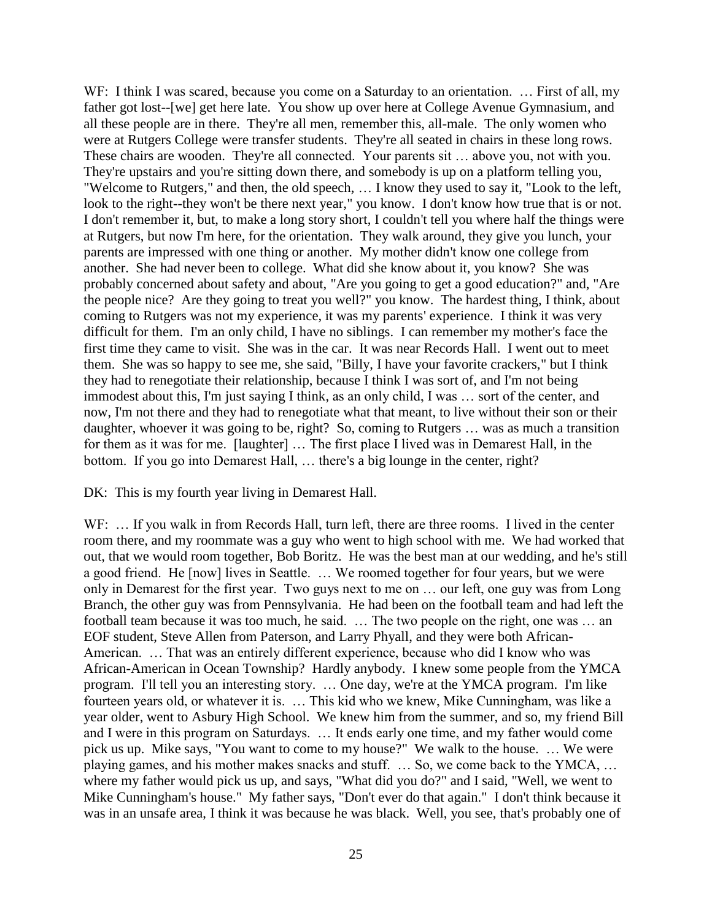WF: I think I was scared, because you come on a Saturday to an orientation. … First of all, my father got lost--[we] get here late. You show up over here at College Avenue Gymnasium, and all these people are in there. They're all men, remember this, all-male. The only women who were at Rutgers College were transfer students. They're all seated in chairs in these long rows. These chairs are wooden. They're all connected. Your parents sit … above you, not with you. They're upstairs and you're sitting down there, and somebody is up on a platform telling you, "Welcome to Rutgers," and then, the old speech, … I know they used to say it, "Look to the left, look to the right--they won't be there next year," you know. I don't know how true that is or not. I don't remember it, but, to make a long story short, I couldn't tell you where half the things were at Rutgers, but now I'm here, for the orientation. They walk around, they give you lunch, your parents are impressed with one thing or another. My mother didn't know one college from another. She had never been to college. What did she know about it, you know? She was probably concerned about safety and about, "Are you going to get a good education?" and, "Are the people nice? Are they going to treat you well?" you know. The hardest thing, I think, about coming to Rutgers was not my experience, it was my parents' experience. I think it was very difficult for them. I'm an only child, I have no siblings. I can remember my mother's face the first time they came to visit. She was in the car. It was near Records Hall. I went out to meet them. She was so happy to see me, she said, "Billy, I have your favorite crackers," but I think they had to renegotiate their relationship, because I think I was sort of, and I'm not being immodest about this, I'm just saying I think, as an only child, I was … sort of the center, and now, I'm not there and they had to renegotiate what that meant, to live without their son or their daughter, whoever it was going to be, right? So, coming to Rutgers … was as much a transition for them as it was for me. [laughter] … The first place I lived was in Demarest Hall, in the bottom. If you go into Demarest Hall, … there's a big lounge in the center, right?

DK: This is my fourth year living in Demarest Hall.

WF: … If you walk in from Records Hall, turn left, there are three rooms. I lived in the center room there, and my roommate was a guy who went to high school with me. We had worked that out, that we would room together, Bob Boritz. He was the best man at our wedding, and he's still a good friend. He [now] lives in Seattle. … We roomed together for four years, but we were only in Demarest for the first year. Two guys next to me on … our left, one guy was from Long Branch, the other guy was from Pennsylvania. He had been on the football team and had left the football team because it was too much, he said. … The two people on the right, one was … an EOF student, Steve Allen from Paterson, and Larry Phyall, and they were both African-American. … That was an entirely different experience, because who did I know who was African-American in Ocean Township? Hardly anybody. I knew some people from the YMCA program. I'll tell you an interesting story. … One day, we're at the YMCA program. I'm like fourteen years old, or whatever it is. … This kid who we knew, Mike Cunningham, was like a year older, went to Asbury High School. We knew him from the summer, and so, my friend Bill and I were in this program on Saturdays. … It ends early one time, and my father would come pick us up. Mike says, "You want to come to my house?" We walk to the house. … We were playing games, and his mother makes snacks and stuff. … So, we come back to the YMCA, … where my father would pick us up, and says, "What did you do?" and I said, "Well, we went to Mike Cunningham's house." My father says, "Don't ever do that again." I don't think because it was in an unsafe area, I think it was because he was black. Well, you see, that's probably one of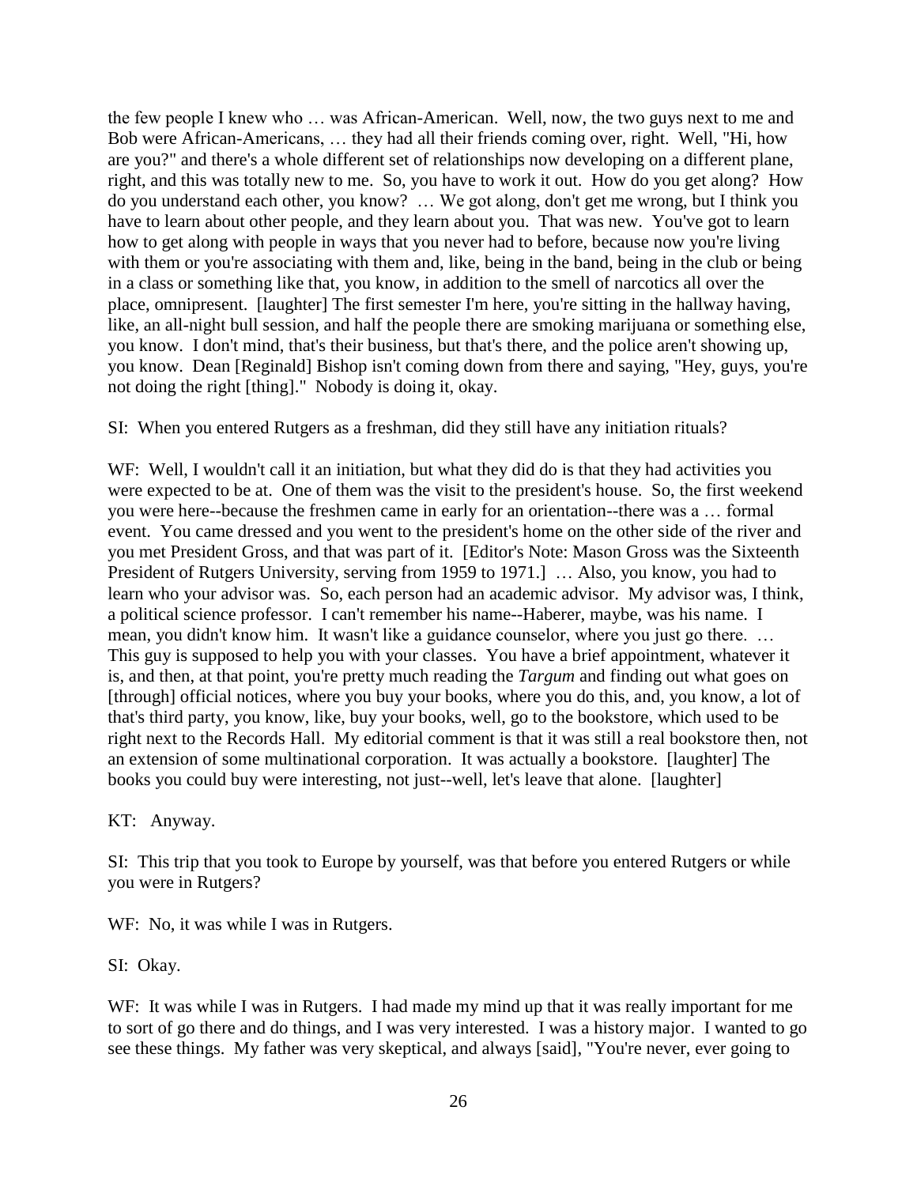the few people I knew who … was African-American. Well, now, the two guys next to me and Bob were African-Americans, … they had all their friends coming over, right. Well, "Hi, how are you?" and there's a whole different set of relationships now developing on a different plane, right, and this was totally new to me. So, you have to work it out. How do you get along? How do you understand each other, you know? … We got along, don't get me wrong, but I think you have to learn about other people, and they learn about you. That was new. You've got to learn how to get along with people in ways that you never had to before, because now you're living with them or you're associating with them and, like, being in the band, being in the club or being in a class or something like that, you know, in addition to the smell of narcotics all over the place, omnipresent. [laughter] The first semester I'm here, you're sitting in the hallway having, like, an all-night bull session, and half the people there are smoking marijuana or something else, you know. I don't mind, that's their business, but that's there, and the police aren't showing up, you know. Dean [Reginald] Bishop isn't coming down from there and saying, "Hey, guys, you're not doing the right [thing]." Nobody is doing it, okay.

SI: When you entered Rutgers as a freshman, did they still have any initiation rituals?

WF: Well, I wouldn't call it an initiation, but what they did do is that they had activities you were expected to be at. One of them was the visit to the president's house. So, the first weekend you were here--because the freshmen came in early for an orientation--there was a … formal event. You came dressed and you went to the president's home on the other side of the river and you met President Gross, and that was part of it. [Editor's Note: Mason Gross was the Sixteenth President of Rutgers University, serving from 1959 to 1971.] … Also, you know, you had to learn who your advisor was. So, each person had an academic advisor. My advisor was, I think, a political science professor. I can't remember his name--Haberer, maybe, was his name. I mean, you didn't know him. It wasn't like a guidance counselor, where you just go there. … This guy is supposed to help you with your classes. You have a brief appointment, whatever it is, and then, at that point, you're pretty much reading the *Targum* and finding out what goes on [through] official notices, where you buy your books, where you do this, and, you know, a lot of that's third party, you know, like, buy your books, well, go to the bookstore, which used to be right next to the Records Hall. My editorial comment is that it was still a real bookstore then, not an extension of some multinational corporation. It was actually a bookstore. [laughter] The books you could buy were interesting, not just--well, let's leave that alone. [laughter]

KT: Anyway.

SI: This trip that you took to Europe by yourself, was that before you entered Rutgers or while you were in Rutgers?

WF: No, it was while I was in Rutgers.

SI: Okay.

WF: It was while I was in Rutgers. I had made my mind up that it was really important for me to sort of go there and do things, and I was very interested. I was a history major. I wanted to go see these things. My father was very skeptical, and always [said], "You're never, ever going to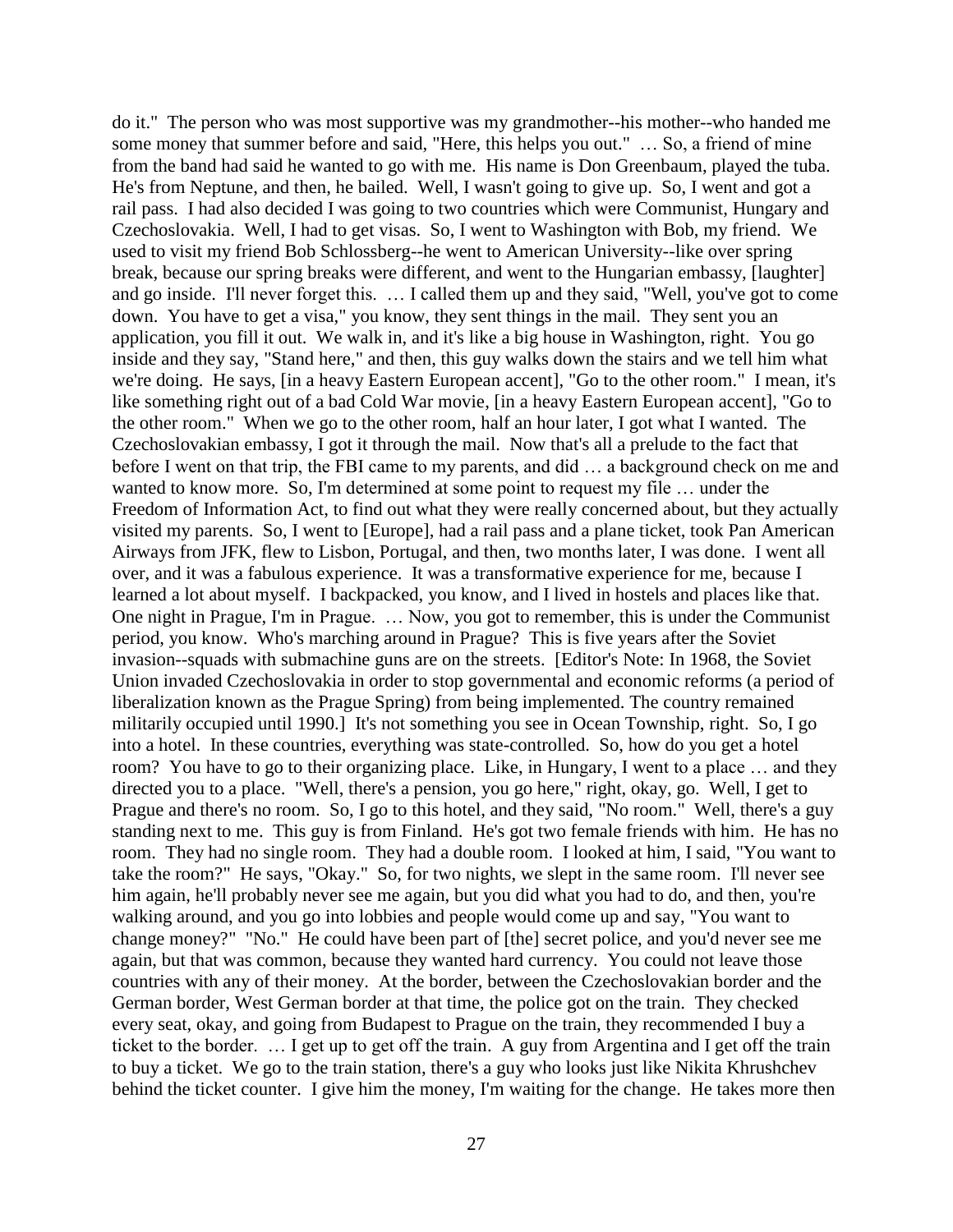do it." The person who was most supportive was my grandmother--his mother--who handed me some money that summer before and said, "Here, this helps you out." … So, a friend of mine from the band had said he wanted to go with me. His name is Don Greenbaum, played the tuba. He's from Neptune, and then, he bailed. Well, I wasn't going to give up. So, I went and got a rail pass. I had also decided I was going to two countries which were Communist, Hungary and Czechoslovakia. Well, I had to get visas. So, I went to Washington with Bob, my friend. We used to visit my friend Bob Schlossberg--he went to American University--like over spring break, because our spring breaks were different, and went to the Hungarian embassy, [laughter] and go inside. I'll never forget this. … I called them up and they said, "Well, you've got to come down. You have to get a visa," you know, they sent things in the mail. They sent you an application, you fill it out. We walk in, and it's like a big house in Washington, right. You go inside and they say, "Stand here," and then, this guy walks down the stairs and we tell him what we're doing. He says, [in a heavy Eastern European accent], "Go to the other room." I mean, it's like something right out of a bad Cold War movie, [in a heavy Eastern European accent], "Go to the other room." When we go to the other room, half an hour later, I got what I wanted. The Czechoslovakian embassy, I got it through the mail. Now that's all a prelude to the fact that before I went on that trip, the FBI came to my parents, and did … a background check on me and wanted to know more. So, I'm determined at some point to request my file … under the Freedom of Information Act, to find out what they were really concerned about, but they actually visited my parents. So, I went to [Europe], had a rail pass and a plane ticket, took Pan American Airways from JFK, flew to Lisbon, Portugal, and then, two months later, I was done. I went all over, and it was a fabulous experience. It was a transformative experience for me, because I learned a lot about myself. I backpacked, you know, and I lived in hostels and places like that. One night in Prague, I'm in Prague. … Now, you got to remember, this is under the Communist period, you know. Who's marching around in Prague? This is five years after the Soviet invasion--squads with submachine guns are on the streets. [Editor's Note: In 1968, the Soviet Union invaded Czechoslovakia in order to stop governmental and economic reforms (a period of liberalization known as the Prague Spring) from being implemented. The country remained militarily occupied until 1990.] It's not something you see in Ocean Township, right. So, I go into a hotel. In these countries, everything was state-controlled. So, how do you get a hotel room? You have to go to their organizing place. Like, in Hungary, I went to a place … and they directed you to a place. "Well, there's a pension, you go here," right, okay, go. Well, I get to Prague and there's no room. So, I go to this hotel, and they said, "No room." Well, there's a guy standing next to me. This guy is from Finland. He's got two female friends with him. He has no room. They had no single room. They had a double room. I looked at him, I said, "You want to take the room?" He says, "Okay." So, for two nights, we slept in the same room. I'll never see him again, he'll probably never see me again, but you did what you had to do, and then, you're walking around, and you go into lobbies and people would come up and say, "You want to change money?" "No." He could have been part of [the] secret police, and you'd never see me again, but that was common, because they wanted hard currency. You could not leave those countries with any of their money. At the border, between the Czechoslovakian border and the German border, West German border at that time, the police got on the train. They checked every seat, okay, and going from Budapest to Prague on the train, they recommended I buy a ticket to the border. … I get up to get off the train. A guy from Argentina and I get off the train to buy a ticket. We go to the train station, there's a guy who looks just like Nikita Khrushchev behind the ticket counter. I give him the money, I'm waiting for the change. He takes more then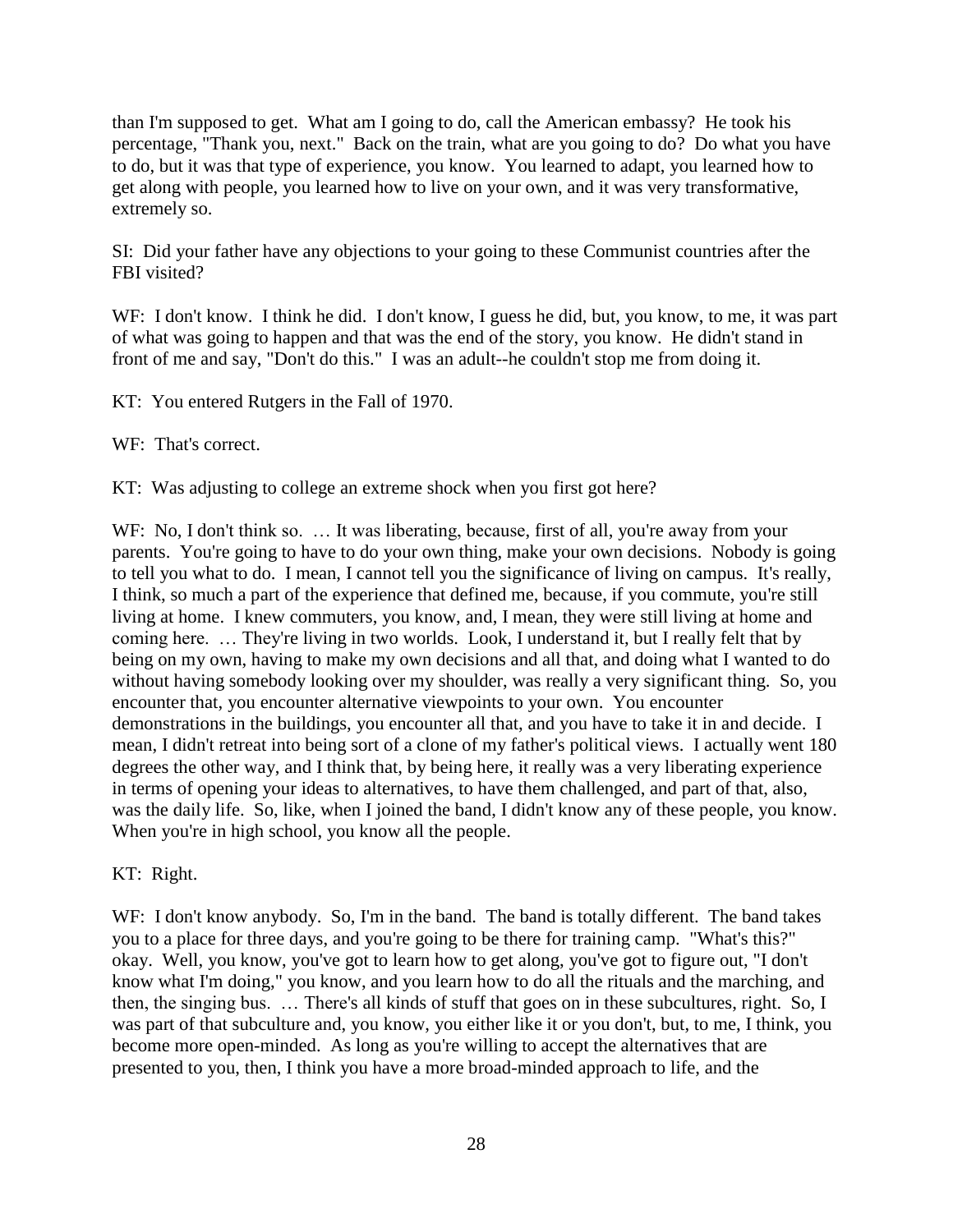than I'm supposed to get. What am I going to do, call the American embassy? He took his percentage, "Thank you, next." Back on the train, what are you going to do? Do what you have to do, but it was that type of experience, you know. You learned to adapt, you learned how to get along with people, you learned how to live on your own, and it was very transformative, extremely so.

SI: Did your father have any objections to your going to these Communist countries after the FBI visited?

WF: I don't know. I think he did. I don't know, I guess he did, but, you know, to me, it was part of what was going to happen and that was the end of the story, you know. He didn't stand in front of me and say, "Don't do this." I was an adult--he couldn't stop me from doing it.

KT: You entered Rutgers in the Fall of 1970.

WF: That's correct.

KT: Was adjusting to college an extreme shock when you first got here?

WF: No, I don't think so. … It was liberating, because, first of all, you're away from your parents. You're going to have to do your own thing, make your own decisions. Nobody is going to tell you what to do. I mean, I cannot tell you the significance of living on campus. It's really, I think, so much a part of the experience that defined me, because, if you commute, you're still living at home. I knew commuters, you know, and, I mean, they were still living at home and coming here. … They're living in two worlds. Look, I understand it, but I really felt that by being on my own, having to make my own decisions and all that, and doing what I wanted to do without having somebody looking over my shoulder, was really a very significant thing. So, you encounter that, you encounter alternative viewpoints to your own. You encounter demonstrations in the buildings, you encounter all that, and you have to take it in and decide. I mean, I didn't retreat into being sort of a clone of my father's political views. I actually went 180 degrees the other way, and I think that, by being here, it really was a very liberating experience in terms of opening your ideas to alternatives, to have them challenged, and part of that, also, was the daily life. So, like, when I joined the band, I didn't know any of these people, you know. When you're in high school, you know all the people.

KT: Right.

WF: I don't know anybody. So, I'm in the band. The band is totally different. The band takes you to a place for three days, and you're going to be there for training camp. "What's this?" okay. Well, you know, you've got to learn how to get along, you've got to figure out, "I don't know what I'm doing," you know, and you learn how to do all the rituals and the marching, and then, the singing bus. … There's all kinds of stuff that goes on in these subcultures, right. So, I was part of that subculture and, you know, you either like it or you don't, but, to me, I think, you become more open-minded. As long as you're willing to accept the alternatives that are presented to you, then, I think you have a more broad-minded approach to life, and the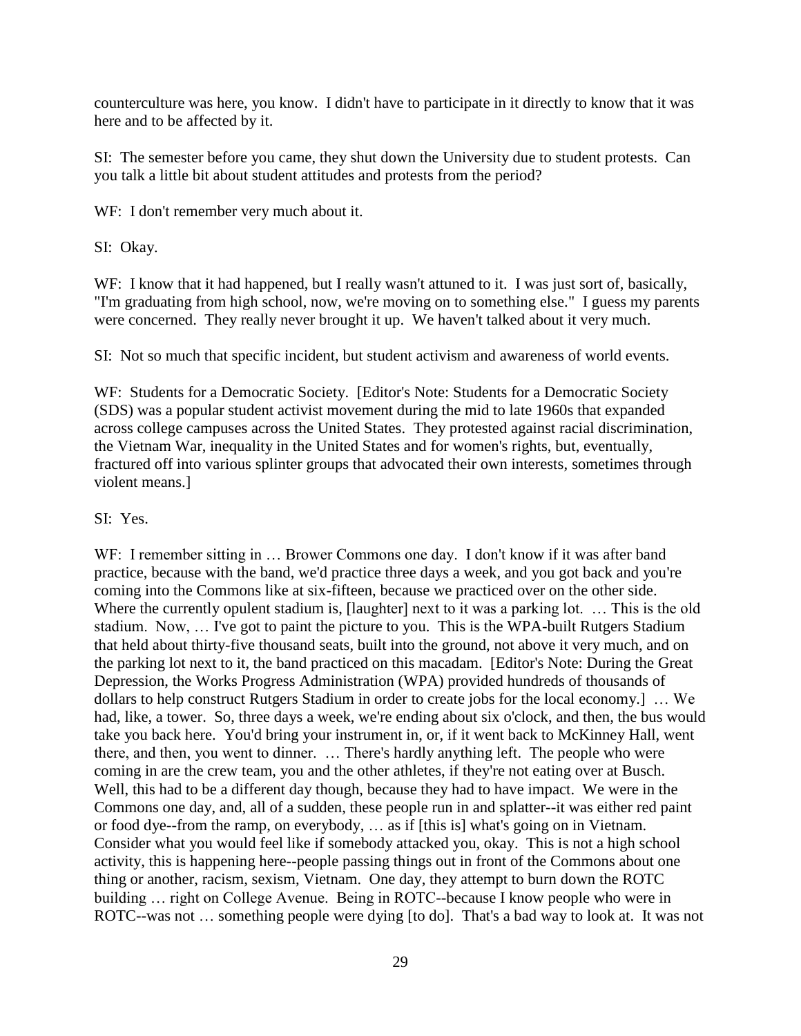counterculture was here, you know. I didn't have to participate in it directly to know that it was here and to be affected by it.

SI: The semester before you came, they shut down the University due to student protests. Can you talk a little bit about student attitudes and protests from the period?

WF: I don't remember very much about it.

SI: Okay.

WF: I know that it had happened, but I really wasn't attuned to it. I was just sort of, basically, "I'm graduating from high school, now, we're moving on to something else." I guess my parents were concerned. They really never brought it up. We haven't talked about it very much.

SI: Not so much that specific incident, but student activism and awareness of world events.

WF: Students for a Democratic Society. [Editor's Note: Students for a Democratic Society (SDS) was a popular student activist movement during the mid to late 1960s that expanded across college campuses across the United States. They protested against racial discrimination, the Vietnam War, inequality in the United States and for women's rights, but, eventually, fractured off into various splinter groups that advocated their own interests, sometimes through violent means.]

SI: Yes.

WF: I remember sitting in … Brower Commons one day. I don't know if it was after band practice, because with the band, we'd practice three days a week, and you got back and you're coming into the Commons like at six-fifteen, because we practiced over on the other side. Where the currently opulent stadium is, [laughter] next to it was a parking lot. … This is the old stadium. Now, … I've got to paint the picture to you. This is the WPA-built Rutgers Stadium that held about thirty-five thousand seats, built into the ground, not above it very much, and on the parking lot next to it, the band practiced on this macadam. [Editor's Note: During the Great Depression, the Works Progress Administration (WPA) provided hundreds of thousands of dollars to help construct Rutgers Stadium in order to create jobs for the local economy.] … We had, like, a tower. So, three days a week, we're ending about six o'clock, and then, the bus would take you back here. You'd bring your instrument in, or, if it went back to McKinney Hall, went there, and then, you went to dinner. … There's hardly anything left. The people who were coming in are the crew team, you and the other athletes, if they're not eating over at Busch. Well, this had to be a different day though, because they had to have impact. We were in the Commons one day, and, all of a sudden, these people run in and splatter--it was either red paint or food dye--from the ramp, on everybody, … as if [this is] what's going on in Vietnam. Consider what you would feel like if somebody attacked you, okay. This is not a high school activity, this is happening here--people passing things out in front of the Commons about one thing or another, racism, sexism, Vietnam. One day, they attempt to burn down the ROTC building … right on College Avenue. Being in ROTC--because I know people who were in ROTC--was not … something people were dying [to do]. That's a bad way to look at. It was not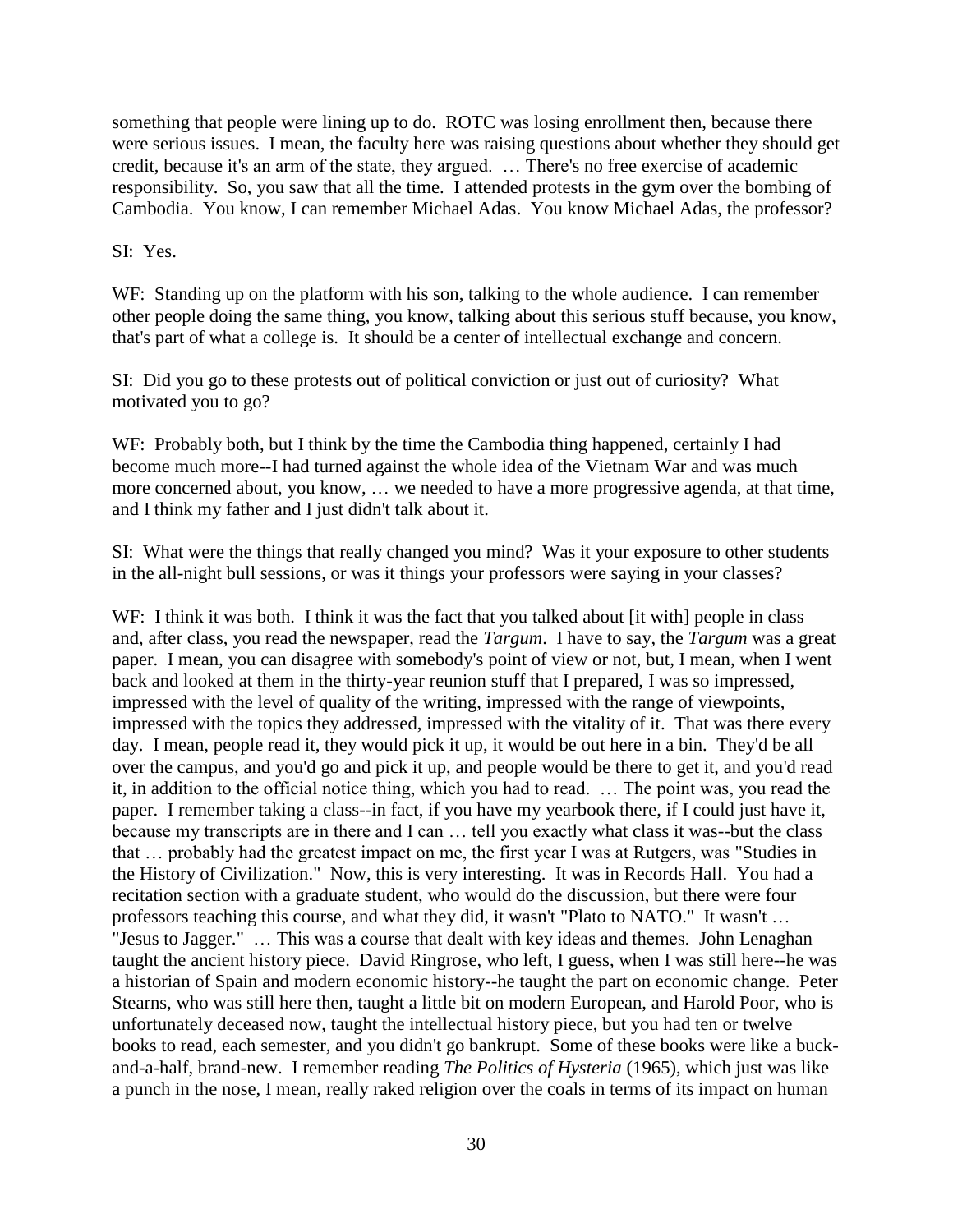something that people were lining up to do. ROTC was losing enrollment then, because there were serious issues. I mean, the faculty here was raising questions about whether they should get credit, because it's an arm of the state, they argued. … There's no free exercise of academic responsibility. So, you saw that all the time. I attended protests in the gym over the bombing of Cambodia. You know, I can remember Michael Adas. You know Michael Adas, the professor?

SI: Yes.

WF: Standing up on the platform with his son, talking to the whole audience. I can remember other people doing the same thing, you know, talking about this serious stuff because, you know, that's part of what a college is. It should be a center of intellectual exchange and concern.

SI: Did you go to these protests out of political conviction or just out of curiosity? What motivated you to go?

WF: Probably both, but I think by the time the Cambodia thing happened, certainly I had become much more--I had turned against the whole idea of the Vietnam War and was much more concerned about, you know, … we needed to have a more progressive agenda, at that time, and I think my father and I just didn't talk about it.

SI: What were the things that really changed you mind? Was it your exposure to other students in the all-night bull sessions, or was it things your professors were saying in your classes?

WF: I think it was both. I think it was the fact that you talked about [it with] people in class and, after class, you read the newspaper, read the *Targum*. I have to say, the *Targum* was a great paper. I mean, you can disagree with somebody's point of view or not, but, I mean, when I went back and looked at them in the thirty-year reunion stuff that I prepared, I was so impressed, impressed with the level of quality of the writing, impressed with the range of viewpoints, impressed with the topics they addressed, impressed with the vitality of it. That was there every day. I mean, people read it, they would pick it up, it would be out here in a bin. They'd be all over the campus, and you'd go and pick it up, and people would be there to get it, and you'd read it, in addition to the official notice thing, which you had to read. … The point was, you read the paper. I remember taking a class--in fact, if you have my yearbook there, if I could just have it, because my transcripts are in there and I can … tell you exactly what class it was--but the class that … probably had the greatest impact on me, the first year I was at Rutgers, was "Studies in the History of Civilization." Now, this is very interesting. It was in Records Hall. You had a recitation section with a graduate student, who would do the discussion, but there were four professors teaching this course, and what they did, it wasn't "Plato to NATO." It wasn't … "Jesus to Jagger." … This was a course that dealt with key ideas and themes. John Lenaghan taught the ancient history piece. David Ringrose, who left, I guess, when I was still here--he was a historian of Spain and modern economic history--he taught the part on economic change. Peter Stearns, who was still here then, taught a little bit on modern European, and Harold Poor, who is unfortunately deceased now, taught the intellectual history piece, but you had ten or twelve books to read, each semester, and you didn't go bankrupt. Some of these books were like a buck-and-a-half, brand-new. I remember reading *The Politics of Hysteria* (1965), which just was like a punch in the nose, I mean, really raked religion over the coals in terms of its impact on human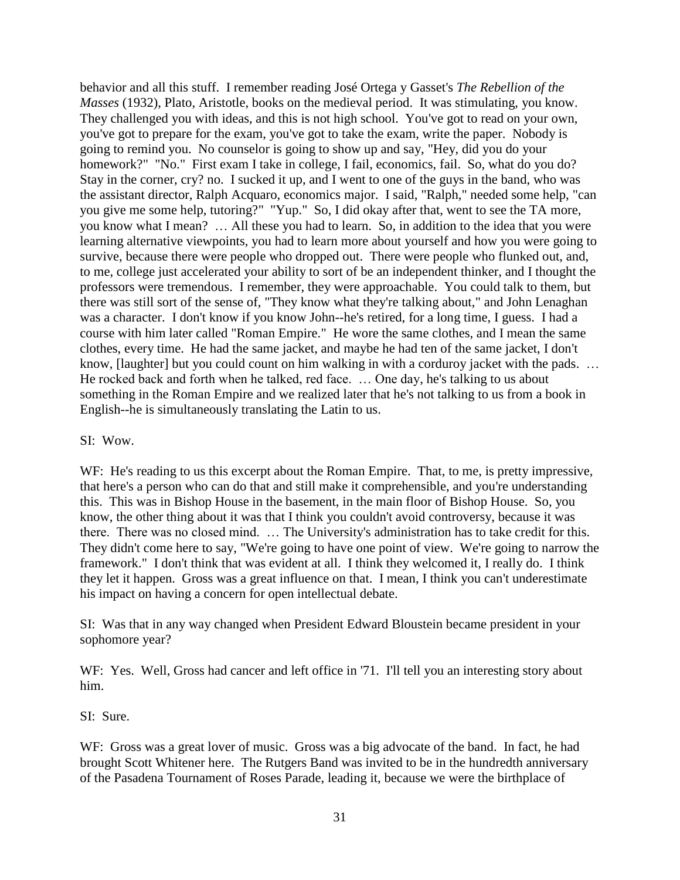behavior and all this stuff. I remember reading José Ortega y Gasset's *The Rebellion of the Masses* (1932), Plato, Aristotle, books on the medieval period. It was stimulating, you know. They challenged you with ideas, and this is not high school. You've got to read on your own, you've got to prepare for the exam, you've got to take the exam, write the paper. Nobody is going to remind you. No counselor is going to show up and say, "Hey, did you do your homework?" "No." First exam I take in college, I fail, economics, fail. So, what do you do? Stay in the corner, cry? no. I sucked it up, and I went to one of the guys in the band, who was the assistant director, Ralph Acquaro, economics major. I said, "Ralph," needed some help, "can you give me some help, tutoring?" "Yup." So, I did okay after that, went to see the TA more, you know what I mean? … All these you had to learn. So, in addition to the idea that you were learning alternative viewpoints, you had to learn more about yourself and how you were going to survive, because there were people who dropped out. There were people who flunked out, and, to me, college just accelerated your ability to sort of be an independent thinker, and I thought the professors were tremendous. I remember, they were approachable. You could talk to them, but there was still sort of the sense of, "They know what they're talking about," and John Lenaghan was a character. I don't know if you know John--he's retired, for a long time, I guess. I had a course with him later called "Roman Empire." He wore the same clothes, and I mean the same clothes, every time. He had the same jacket, and maybe he had ten of the same jacket, I don't know, [laughter] but you could count on him walking in with a corduroy jacket with the pads. … He rocked back and forth when he talked, red face. … One day, he's talking to us about something in the Roman Empire and we realized later that he's not talking to us from a book in English--he is simultaneously translating the Latin to us.

SI: Wow.

WF: He's reading to us this excerpt about the Roman Empire. That, to me, is pretty impressive, that here's a person who can do that and still make it comprehensible, and you're understanding this. This was in Bishop House in the basement, in the main floor of Bishop House. So, you know, the other thing about it was that I think you couldn't avoid controversy, because it was there. There was no closed mind. … The University's administration has to take credit for this. They didn't come here to say, "We're going to have one point of view. We're going to narrow the framework." I don't think that was evident at all. I think they welcomed it, I really do. I think they let it happen. Gross was a great influence on that. I mean, I think you can't underestimate his impact on having a concern for open intellectual debate.

SI: Was that in any way changed when President Edward Bloustein became president in your sophomore year?

WF: Yes. Well, Gross had cancer and left office in '71. I'll tell you an interesting story about him.

SI: Sure.

WF: Gross was a great lover of music. Gross was a big advocate of the band. In fact, he had brought Scott Whitener here. The Rutgers Band was invited to be in the hundredth anniversary of the Pasadena Tournament of Roses Parade, leading it, because we were the birthplace of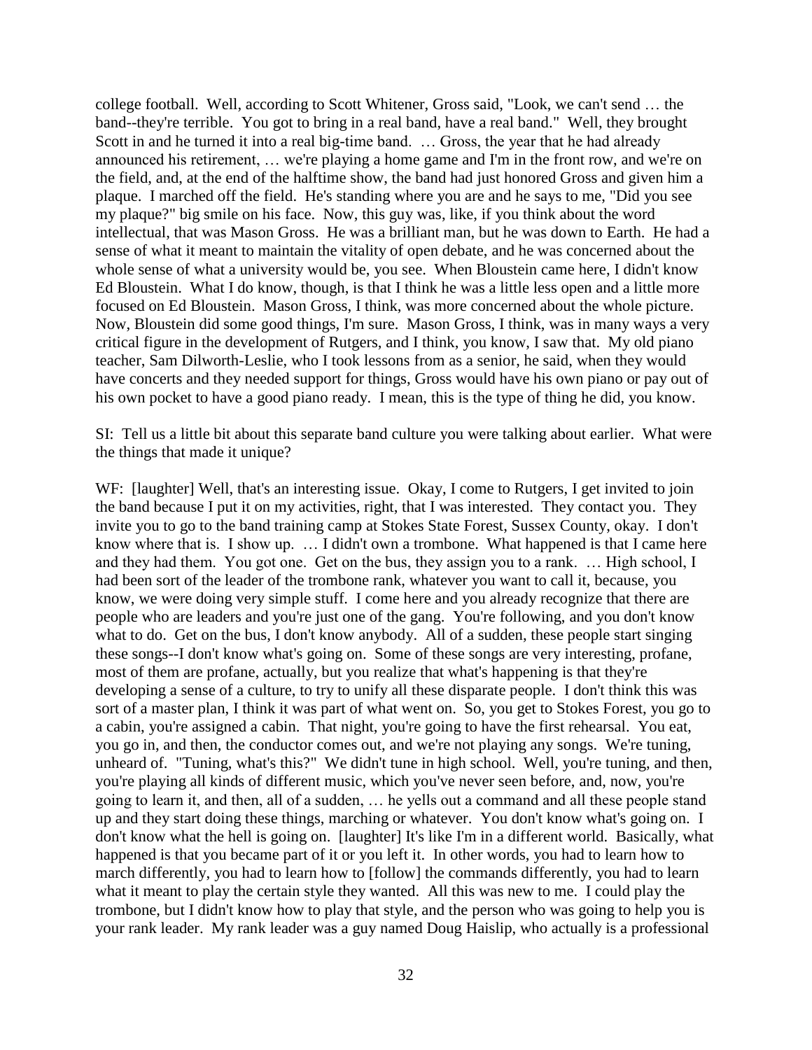college football. Well, according to Scott Whitener, Gross said, "Look, we can't send … the band--they're terrible. You got to bring in a real band, have a real band." Well, they brought Scott in and he turned it into a real big-time band. … Gross, the year that he had already announced his retirement, … we're playing a home game and I'm in the front row, and we're on the field, and, at the end of the halftime show, the band had just honored Gross and given him a plaque. I marched off the field. He's standing where you are and he says to me, "Did you see my plaque?" big smile on his face. Now, this guy was, like, if you think about the word intellectual, that was Mason Gross. He was a brilliant man, but he was down to Earth. He had a sense of what it meant to maintain the vitality of open debate, and he was concerned about the whole sense of what a university would be, you see. When Bloustein came here, I didn't know Ed Bloustein. What I do know, though, is that I think he was a little less open and a little more focused on Ed Bloustein. Mason Gross, I think, was more concerned about the whole picture. Now, Bloustein did some good things, I'm sure. Mason Gross, I think, was in many ways a very critical figure in the development of Rutgers, and I think, you know, I saw that. My old piano teacher, Sam Dilworth-Leslie, who I took lessons from as a senior, he said, when they would have concerts and they needed support for things, Gross would have his own piano or pay out of his own pocket to have a good piano ready. I mean, this is the type of thing he did, you know.

SI: Tell us a little bit about this separate band culture you were talking about earlier. What were the things that made it unique?

WF: [laughter] Well, that's an interesting issue. Okay, I come to Rutgers, I get invited to join the band because I put it on my activities, right, that I was interested. They contact you. They invite you to go to the band training camp at Stokes State Forest, Sussex County, okay. I don't know where that is. I show up. … I didn't own a trombone. What happened is that I came here and they had them. You got one. Get on the bus, they assign you to a rank. … High school, I had been sort of the leader of the trombone rank, whatever you want to call it, because, you know, we were doing very simple stuff. I come here and you already recognize that there are people who are leaders and you're just one of the gang. You're following, and you don't know what to do. Get on the bus, I don't know anybody. All of a sudden, these people start singing these songs--I don't know what's going on. Some of these songs are very interesting, profane, most of them are profane, actually, but you realize that what's happening is that they're developing a sense of a culture, to try to unify all these disparate people. I don't think this was sort of a master plan, I think it was part of what went on. So, you get to Stokes Forest, you go to a cabin, you're assigned a cabin. That night, you're going to have the first rehearsal. You eat, you go in, and then, the conductor comes out, and we're not playing any songs. We're tuning, unheard of. "Tuning, what's this?" We didn't tune in high school. Well, you're tuning, and then, you're playing all kinds of different music, which you've never seen before, and, now, you're going to learn it, and then, all of a sudden, … he yells out a command and all these people stand up and they start doing these things, marching or whatever. You don't know what's going on. I don't know what the hell is going on. [laughter] It's like I'm in a different world. Basically, what happened is that you became part of it or you left it. In other words, you had to learn how to march differently, you had to learn how to [follow] the commands differently, you had to learn what it meant to play the certain style they wanted. All this was new to me. I could play the trombone, but I didn't know how to play that style, and the person who was going to help you is your rank leader. My rank leader was a guy named Doug Haislip, who actually is a professional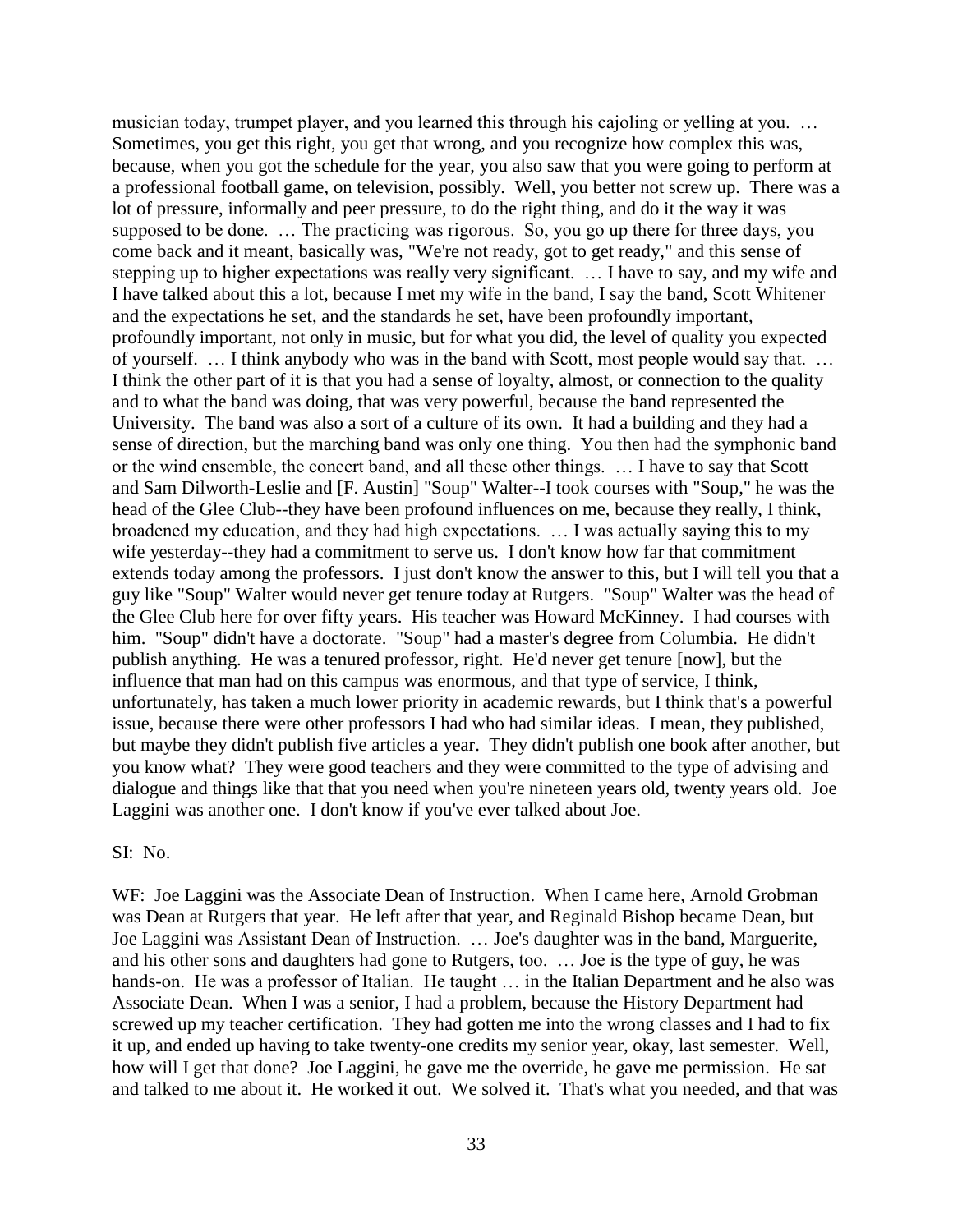musician today, trumpet player, and you learned this through his cajoling or yelling at you. … Sometimes, you get this right, you get that wrong, and you recognize how complex this was, because, when you got the schedule for the year, you also saw that you were going to perform at a professional football game, on television, possibly. Well, you better not screw up. There was a lot of pressure, informally and peer pressure, to do the right thing, and do it the way it was supposed to be done. … The practicing was rigorous. So, you go up there for three days, you come back and it meant, basically was, "We're not ready, got to get ready," and this sense of stepping up to higher expectations was really very significant. … I have to say, and my wife and I have talked about this a lot, because I met my wife in the band, I say the band, Scott Whitener and the expectations he set, and the standards he set, have been profoundly important, profoundly important, not only in music, but for what you did, the level of quality you expected of yourself. … I think anybody who was in the band with Scott, most people would say that. … I think the other part of it is that you had a sense of loyalty, almost, or connection to the quality and to what the band was doing, that was very powerful, because the band represented the University. The band was also a sort of a culture of its own. It had a building and they had a sense of direction, but the marching band was only one thing. You then had the symphonic band or the wind ensemble, the concert band, and all these other things. … I have to say that Scott and Sam Dilworth-Leslie and [F. Austin] "Soup" Walter--I took courses with "Soup," he was the head of the Glee Club--they have been profound influences on me, because they really, I think, broadened my education, and they had high expectations. … I was actually saying this to my wife yesterday--they had a commitment to serve us. I don't know how far that commitment extends today among the professors. I just don't know the answer to this, but I will tell you that a guy like "Soup" Walter would never get tenure today at Rutgers. "Soup" Walter was the head of the Glee Club here for over fifty years. His teacher was Howard McKinney. I had courses with him. "Soup" didn't have a doctorate. "Soup" had a master's degree from Columbia. He didn't publish anything. He was a tenured professor, right. He'd never get tenure [now], but the influence that man had on this campus was enormous, and that type of service, I think, unfortunately, has taken a much lower priority in academic rewards, but I think that's a powerful issue, because there were other professors I had who had similar ideas. I mean, they published, but maybe they didn't publish five articles a year. They didn't publish one book after another, but you know what? They were good teachers and they were committed to the type of advising and dialogue and things like that that you need when you're nineteen years old, twenty years old. Joe Laggini was another one. I don't know if you've ever talked about Joe.

SI: No.

WF: Joe Laggini was the Associate Dean of Instruction. When I came here, Arnold Grobman was Dean at Rutgers that year. He left after that year, and Reginald Bishop became Dean, but Joe Laggini was Assistant Dean of Instruction. … Joe's daughter was in the band, Marguerite, and his other sons and daughters had gone to Rutgers, too. … Joe is the type of guy, he was hands-on. He was a professor of Italian. He taught … in the Italian Department and he also was Associate Dean. When I was a senior, I had a problem, because the History Department had screwed up my teacher certification. They had gotten me into the wrong classes and I had to fix it up, and ended up having to take twenty-one credits my senior year, okay, last semester. Well, how will I get that done? Joe Laggini, he gave me the override, he gave me permission. He sat and talked to me about it. He worked it out. We solved it. That's what you needed, and that was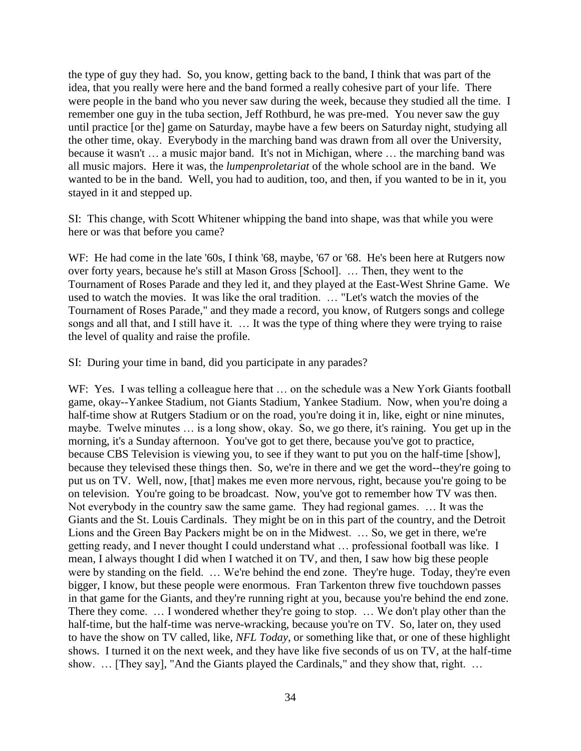the type of guy they had. So, you know, getting back to the band, I think that was part of the idea, that you really were here and the band formed a really cohesive part of your life. There were people in the band who you never saw during the week, because they studied all the time. I remember one guy in the tuba section, Jeff Rothburd, he was pre-med. You never saw the guy until practice [or the] game on Saturday, maybe have a few beers on Saturday night, studying all the other time, okay. Everybody in the marching band was drawn from all over the University, because it wasn't … a music major band. It's not in Michigan, where … the marching band was all music majors. Here it was, the *lumpenproletariat* of the whole school are in the band. We wanted to be in the band. Well, you had to audition, too, and then, if you wanted to be in it, you stayed in it and stepped up.

SI: This change, with Scott Whitener whipping the band into shape, was that while you were here or was that before you came?

WF: He had come in the late '60s, I think '68, maybe, '67 or '68. He's been here at Rutgers now over forty years, because he's still at Mason Gross [School]. … Then, they went to the Tournament of Roses Parade and they led it, and they played at the East-West Shrine Game. We used to watch the movies. It was like the oral tradition. … "Let's watch the movies of the Tournament of Roses Parade," and they made a record, you know, of Rutgers songs and college songs and all that, and I still have it. … It was the type of thing where they were trying to raise the level of quality and raise the profile.

SI: During your time in band, did you participate in any parades?

WF: Yes. I was telling a colleague here that … on the schedule was a New York Giants football game, okay--Yankee Stadium, not Giants Stadium, Yankee Stadium. Now, when you're doing a half-time show at Rutgers Stadium or on the road, you're doing it in, like, eight or nine minutes, maybe. Twelve minutes … is a long show, okay. So, we go there, it's raining. You get up in the morning, it's a Sunday afternoon. You've got to get there, because you've got to practice, because CBS Television is viewing you, to see if they want to put you on the half-time [show], because they televised these things then. So, we're in there and we get the word--they're going to put us on TV. Well, now, [that] makes me even more nervous, right, because you're going to be on television. You're going to be broadcast. Now, you've got to remember how TV was then. Not everybody in the country saw the same game. They had regional games. … It was the Giants and the St. Louis Cardinals. They might be on in this part of the country, and the Detroit Lions and the Green Bay Packers might be on in the Midwest. … So, we get in there, we're getting ready, and I never thought I could understand what … professional football was like. I mean, I always thought I did when I watched it on TV, and then, I saw how big these people were by standing on the field. … We're behind the end zone. They're huge. Today, they're even bigger, I know, but these people were enormous. Fran Tarkenton threw five touchdown passes in that game for the Giants, and they're running right at you, because you're behind the end zone. There they come. … I wondered whether they're going to stop. … We don't play other than the half-time, but the half-time was nerve-wracking, because you're on TV. So, later on, they used to have the show on TV called, like, *NFL Today*, or something like that, or one of these highlight shows. I turned it on the next week, and they have like five seconds of us on TV, at the half-time show. … [They say], "And the Giants played the Cardinals," and they show that, right. …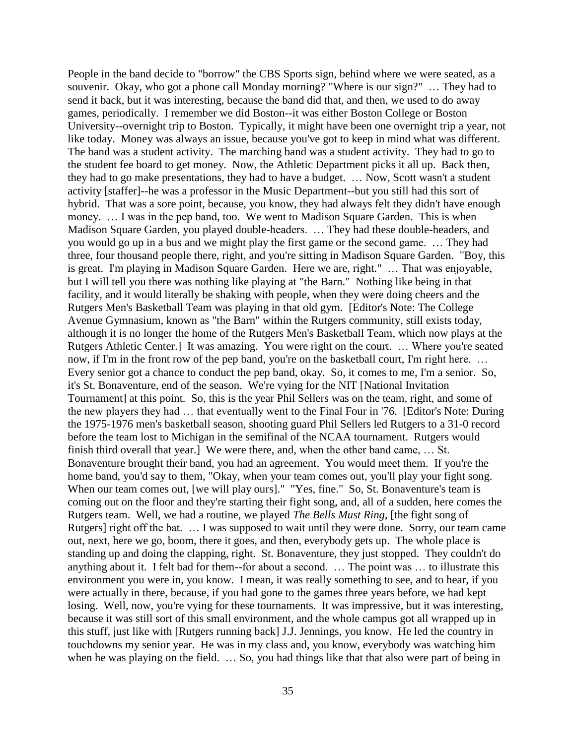People in the band decide to "borrow" the CBS Sports sign, behind where we were seated, as a souvenir. Okay, who got a phone call Monday morning? "Where is our sign?" … They had to send it back, but it was interesting, because the band did that, and then, we used to do away games, periodically. I remember we did Boston--it was either Boston College or Boston University--overnight trip to Boston. Typically, it might have been one overnight trip a year, not like today. Money was always an issue, because you've got to keep in mind what was different. The band was a student activity. The marching band was a student activity. They had to go to the student fee board to get money. Now, the Athletic Department picks it all up. Back then, they had to go make presentations, they had to have a budget. … Now, Scott wasn't a student activity [staffer]--he was a professor in the Music Department--but you still had this sort of hybrid. That was a sore point, because, you know, they had always felt they didn't have enough money. … I was in the pep band, too. We went to Madison Square Garden. This is when Madison Square Garden, you played double-headers. … They had these double-headers, and you would go up in a bus and we might play the first game or the second game. … They had three, four thousand people there, right, and you're sitting in Madison Square Garden. "Boy, this is great. I'm playing in Madison Square Garden. Here we are, right." … That was enjoyable, but I will tell you there was nothing like playing at "the Barn." Nothing like being in that facility, and it would literally be shaking with people, when they were doing cheers and the Rutgers Men's Basketball Team was playing in that old gym. [Editor's Note: The College Avenue Gymnasium, known as "the Barn" within the Rutgers community, still exists today, although it is no longer the home of the Rutgers Men's Basketball Team, which now plays at the Rutgers Athletic Center.] It was amazing. You were right on the court. … Where you're seated now, if I'm in the front row of the pep band, you're on the basketball court, I'm right here. … Every senior got a chance to conduct the pep band, okay. So, it comes to me, I'm a senior. So, it's St. Bonaventure, end of the season. We're vying for the NIT [National Invitation Tournament] at this point. So, this is the year Phil Sellers was on the team, right, and some of the new players they had … that eventually went to the Final Four in '76. [Editor's Note: During the 1975-1976 men's basketball season, shooting guard Phil Sellers led Rutgers to a 31-0 record before the team lost to Michigan in the semifinal of the NCAA tournament. Rutgers would finish third overall that year.] We were there, and, when the other band came, … St. Bonaventure brought their band, you had an agreement. You would meet them. If you're the home band, you'd say to them, "Okay, when your team comes out, you'll play your fight song. When our team comes out, [we will play ours]." "Yes, fine." So, St. Bonaventure's team is coming out on the floor and they're starting their fight song, and, all of a sudden, here comes the Rutgers team. Well, we had a routine, we played *The Bells Must Ring*, [the fight song of Rutgers] right off the bat. … I was supposed to wait until they were done. Sorry, our team came out, next, here we go, boom, there it goes, and then, everybody gets up. The whole place is standing up and doing the clapping, right. St. Bonaventure, they just stopped. They couldn't do anything about it. I felt bad for them--for about a second. … The point was … to illustrate this environment you were in, you know. I mean, it was really something to see, and to hear, if you were actually in there, because, if you had gone to the games three years before, we had kept losing. Well, now, you're vying for these tournaments. It was impressive, but it was interesting, because it was still sort of this small environment, and the whole campus got all wrapped up in this stuff, just like with [Rutgers running back] J.J. Jennings, you know. He led the country in touchdowns my senior year. He was in my class and, you know, everybody was watching him when he was playing on the field. … So, you had things like that that also were part of being in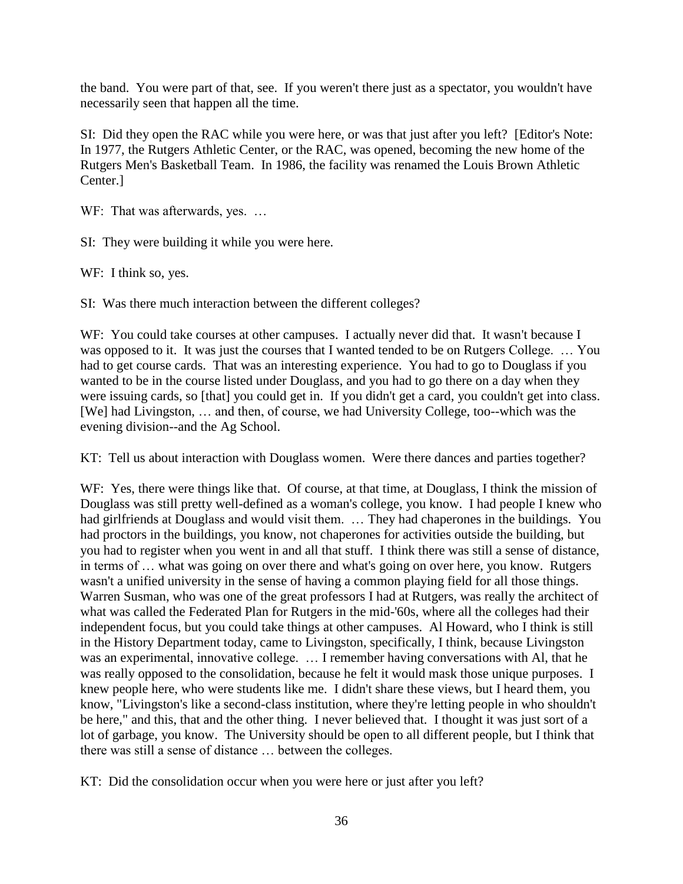the band. You were part of that, see. If you weren't there just as a spectator, you wouldn't have necessarily seen that happen all the time.

SI: Did they open the RAC while you were here, or was that just after you left? [Editor's Note: In 1977, the Rutgers Athletic Center, or the RAC, was opened, becoming the new home of the Rutgers Men's Basketball Team. In 1986, the facility was renamed the Louis Brown Athletic Center.]

WF: That was afterwards, yes. …

SI: They were building it while you were here.

WF: I think so, yes.

SI: Was there much interaction between the different colleges?

WF: You could take courses at other campuses. I actually never did that. It wasn't because I was opposed to it. It was just the courses that I wanted tended to be on Rutgers College. … You had to get course cards. That was an interesting experience. You had to go to Douglass if you wanted to be in the course listed under Douglass, and you had to go there on a day when they were issuing cards, so [that] you could get in. If you didn't get a card, you couldn't get into class. [We] had Livingston, … and then, of course, we had University College, too--which was the evening division--and the Ag School.

KT: Tell us about interaction with Douglass women. Were there dances and parties together?

WF: Yes, there were things like that. Of course, at that time, at Douglass, I think the mission of Douglass was still pretty well-defined as a woman's college, you know. I had people I knew who had girlfriends at Douglass and would visit them. … They had chaperones in the buildings. You had proctors in the buildings, you know, not chaperones for activities outside the building, but you had to register when you went in and all that stuff. I think there was still a sense of distance, in terms of … what was going on over there and what's going on over here, you know. Rutgers wasn't a unified university in the sense of having a common playing field for all those things. Warren Susman, who was one of the great professors I had at Rutgers, was really the architect of what was called the Federated Plan for Rutgers in the mid-'60s, where all the colleges had their independent focus, but you could take things at other campuses. Al Howard, who I think is still in the History Department today, came to Livingston, specifically, I think, because Livingston was an experimental, innovative college. … I remember having conversations with Al, that he was really opposed to the consolidation, because he felt it would mask those unique purposes. I knew people here, who were students like me. I didn't share these views, but I heard them, you know, "Livingston's like a second-class institution, where they're letting people in who shouldn't be here," and this, that and the other thing. I never believed that. I thought it was just sort of a lot of garbage, you know. The University should be open to all different people, but I think that there was still a sense of distance … between the colleges.

KT: Did the consolidation occur when you were here or just after you left?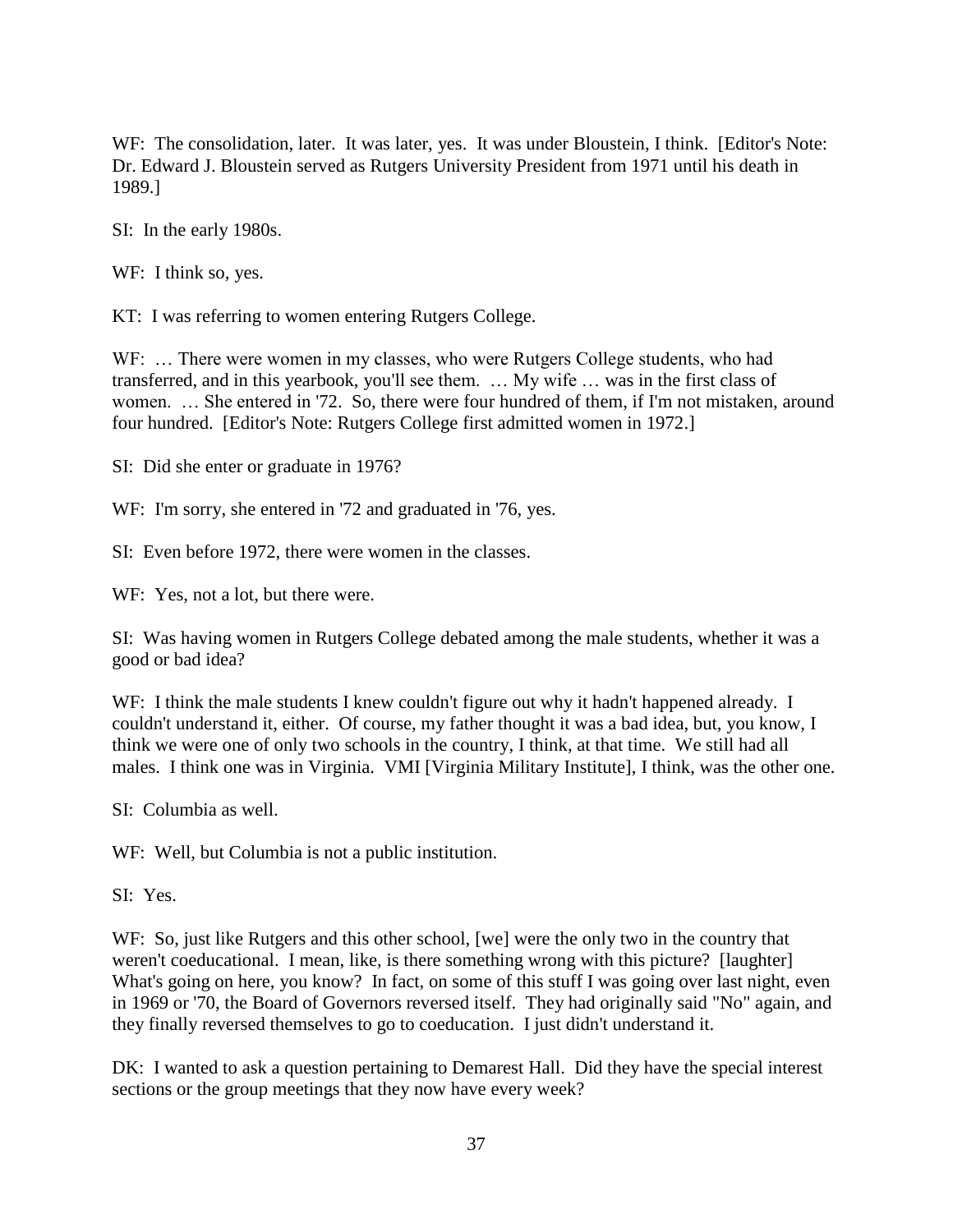WF: The consolidation, later. It was later, yes. It was under Bloustein, I think. [Editor's Note: Dr. Edward J. Bloustein served as Rutgers University President from 1971 until his death in 1989.]

SI: In the early 1980s.

WF: I think so, yes.

KT: I was referring to women entering Rutgers College.

WF: … There were women in my classes, who were Rutgers College students, who had transferred, and in this yearbook, you'll see them. … My wife … was in the first class of women. … She entered in '72. So, there were four hundred of them, if I'm not mistaken, around four hundred. [Editor's Note: Rutgers College first admitted women in 1972.]

SI: Did she enter or graduate in 1976?

WF: I'm sorry, she entered in '72 and graduated in '76, yes.

SI: Even before 1972, there were women in the classes.

WF: Yes, not a lot, but there were.

SI: Was having women in Rutgers College debated among the male students, whether it was a good or bad idea?

WF: I think the male students I knew couldn't figure out why it hadn't happened already. I couldn't understand it, either. Of course, my father thought it was a bad idea, but, you know, I think we were one of only two schools in the country, I think, at that time. We still had all males. I think one was in Virginia. VMI [Virginia Military Institute], I think, was the other one.

SI: Columbia as well.

WF: Well, but Columbia is not a public institution.

SI: Yes.

WF: So, just like Rutgers and this other school, [we] were the only two in the country that weren't coeducational. I mean, like, is there something wrong with this picture? [laughter] What's going on here, you know? In fact, on some of this stuff I was going over last night, even in 1969 or '70, the Board of Governors reversed itself. They had originally said "No" again, and they finally reversed themselves to go to coeducation. I just didn't understand it.

DK: I wanted to ask a question pertaining to Demarest Hall. Did they have the special interest sections or the group meetings that they now have every week?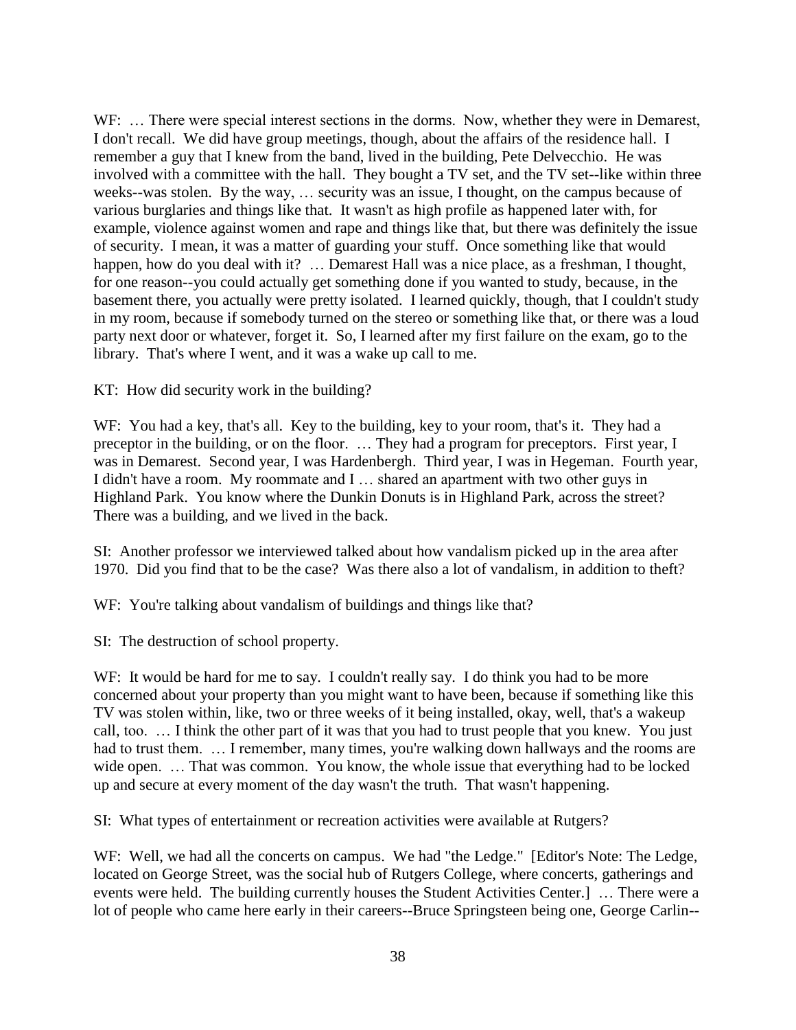WF: … There were special interest sections in the dorms. Now, whether they were in Demarest, I don't recall. We did have group meetings, though, about the affairs of the residence hall. I remember a guy that I knew from the band, lived in the building, Pete Delvecchio. He was involved with a committee with the hall. They bought a TV set, and the TV set--like within three weeks--was stolen. By the way, … security was an issue, I thought, on the campus because of various burglaries and things like that. It wasn't as high profile as happened later with, for example, violence against women and rape and things like that, but there was definitely the issue of security. I mean, it was a matter of guarding your stuff. Once something like that would happen, how do you deal with it? … Demarest Hall was a nice place, as a freshman, I thought, for one reason--you could actually get something done if you wanted to study, because, in the basement there, you actually were pretty isolated. I learned quickly, though, that I couldn't study in my room, because if somebody turned on the stereo or something like that, or there was a loud party next door or whatever, forget it. So, I learned after my first failure on the exam, go to the library. That's where I went, and it was a wake up call to me.

KT: How did security work in the building?

WF: You had a key, that's all. Key to the building, key to your room, that's it. They had a preceptor in the building, or on the floor. … They had a program for preceptors. First year, I was in Demarest. Second year, I was Hardenbergh. Third year, I was in Hegeman. Fourth year, I didn't have a room. My roommate and I … shared an apartment with two other guys in Highland Park. You know where the Dunkin Donuts is in Highland Park, across the street? There was a building, and we lived in the back.

SI: Another professor we interviewed talked about how vandalism picked up in the area after 1970. Did you find that to be the case? Was there also a lot of vandalism, in addition to theft?

WF: You're talking about vandalism of buildings and things like that?

SI: The destruction of school property.

WF: It would be hard for me to say. I couldn't really say. I do think you had to be more concerned about your property than you might want to have been, because if something like this TV was stolen within, like, two or three weeks of it being installed, okay, well, that's a wakeup call, too. … I think the other part of it was that you had to trust people that you knew. You just had to trust them. … I remember, many times, you're walking down hallways and the rooms are wide open. … That was common. You know, the whole issue that everything had to be locked up and secure at every moment of the day wasn't the truth. That wasn't happening.

SI: What types of entertainment or recreation activities were available at Rutgers?

WF: Well, we had all the concerts on campus. We had "the Ledge." [Editor's Note: The Ledge, located on George Street, was the social hub of Rutgers College, where concerts, gatherings and events were held. The building currently houses the Student Activities Center.] … There were a lot of people who came here early in their careers--Bruce Springsteen being one, George Carlin--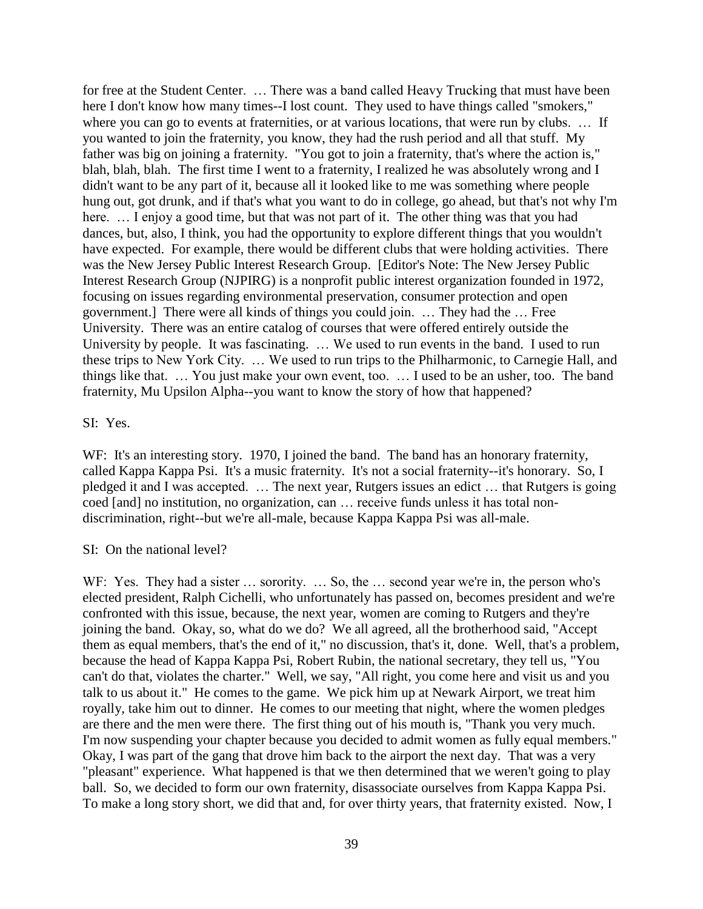for free at the Student Center. … There was a band called Heavy Trucking that must have been here I don't know how many times--I lost count. They used to have things called "smokers," where you can go to events at fraternities, or at various locations, that were run by clubs. … If you wanted to join the fraternity, you know, they had the rush period and all that stuff. My father was big on joining a fraternity. "You got to join a fraternity, that's where the action is," blah, blah, blah. The first time I went to a fraternity, I realized he was absolutely wrong and I didn't want to be any part of it, because all it looked like to me was something where people hung out, got drunk, and if that's what you want to do in college, go ahead, but that's not why I'm here. … I enjoy a good time, but that was not part of it. The other thing was that you had dances, but, also, I think, you had the opportunity to explore different things that you wouldn't have expected. For example, there would be different clubs that were holding activities. There was the New Jersey Public Interest Research Group. [Editor's Note: The New Jersey Public Interest Research Group (NJPIRG) is a nonprofit public interest organization founded in 1972, focusing on issues regarding environmental preservation, consumer protection and open government.] There were all kinds of things you could join. … They had the … Free University. There was an entire catalog of courses that were offered entirely outside the University by people. It was fascinating. … We used to run events in the band. I used to run these trips to New York City. … We used to run trips to the Philharmonic, to Carnegie Hall, and things like that. … You just make your own event, too. … I used to be an usher, too. The band fraternity, Mu Upsilon Alpha--you want to know the story of how that happened?

SI: Yes.

WF: It's an interesting story. 1970, I joined the band. The band has an honorary fraternity, called Kappa Kappa Psi. It's a music fraternity. It's not a social fraternity--it's honorary. So, I pledged it and I was accepted. … The next year, Rutgers issues an edict … that Rutgers is going coed [and] no institution, no organization, can … receive funds unless it has total non-discrimination, right--but we're all-male, because Kappa Kappa Psi was all-male.

SI: On the national level?

WF: Yes. They had a sister … sorority. … So, the … second year we're in, the person who's elected president, Ralph Cichelli, who unfortunately has passed on, becomes president and we're confronted with this issue, because, the next year, women are coming to Rutgers and they're joining the band. Okay, so, what do we do? We all agreed, all the brotherhood said, "Accept them as equal members, that's the end of it," no discussion, that's it, done. Well, that's a problem, because the head of Kappa Kappa Psi, Robert Rubin, the national secretary, they tell us, "You can't do that, violates the charter." Well, we say, "All right, you come here and visit us and you talk to us about it." He comes to the game. We pick him up at Newark Airport, we treat him royally, take him out to dinner. He comes to our meeting that night, where the women pledges are there and the men were there. The first thing out of his mouth is, "Thank you very much. I'm now suspending your chapter because you decided to admit women as fully equal members." Okay, I was part of the gang that drove him back to the airport the next day. That was a very "pleasant" experience. What happened is that we then determined that we weren't going to play ball. So, we decided to form our own fraternity, disassociate ourselves from Kappa Kappa Psi. To make a long story short, we did that and, for over thirty years, that fraternity existed. Now, I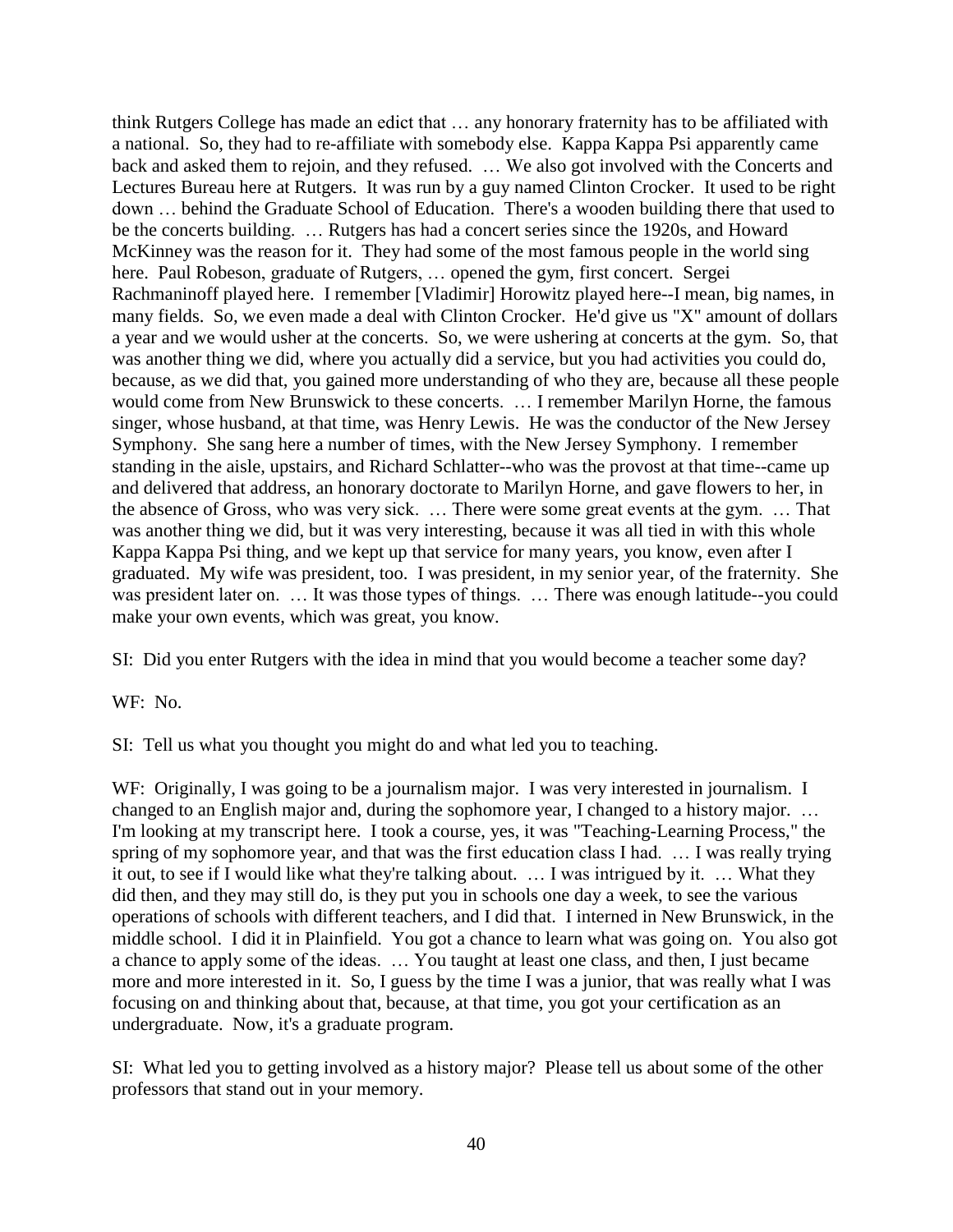think Rutgers College has made an edict that … any honorary fraternity has to be affiliated with a national. So, they had to re-affiliate with somebody else. Kappa Kappa Psi apparently came back and asked them to rejoin, and they refused. … We also got involved with the Concerts and Lectures Bureau here at Rutgers. It was run by a guy named Clinton Crocker. It used to be right down … behind the Graduate School of Education. There's a wooden building there that used to be the concerts building. … Rutgers has had a concert series since the 1920s, and Howard McKinney was the reason for it. They had some of the most famous people in the world sing here. Paul Robeson, graduate of Rutgers, … opened the gym, first concert. Sergei Rachmaninoff played here. I remember [Vladimir] Horowitz played here--I mean, big names, in many fields. So, we even made a deal with Clinton Crocker. He'd give us "X" amount of dollars a year and we would usher at the concerts. So, we were ushering at concerts at the gym. So, that was another thing we did, where you actually did a service, but you had activities you could do, because, as we did that, you gained more understanding of who they are, because all these people would come from New Brunswick to these concerts. … I remember Marilyn Horne, the famous singer, whose husband, at that time, was Henry Lewis. He was the conductor of the New Jersey Symphony. She sang here a number of times, with the New Jersey Symphony. I remember standing in the aisle, upstairs, and Richard Schlatter--who was the provost at that time--came up and delivered that address, an honorary doctorate to Marilyn Horne, and gave flowers to her, in the absence of Gross, who was very sick. … There were some great events at the gym. … That was another thing we did, but it was very interesting, because it was all tied in with this whole Kappa Kappa Psi thing, and we kept up that service for many years, you know, even after I graduated. My wife was president, too. I was president, in my senior year, of the fraternity. She was president later on. … It was those types of things. … There was enough latitude--you could make your own events, which was great, you know.

SI: Did you enter Rutgers with the idea in mind that you would become a teacher some day?

WF: No.

SI: Tell us what you thought you might do and what led you to teaching.

WF: Originally, I was going to be a journalism major. I was very interested in journalism. I changed to an English major and, during the sophomore year, I changed to a history major. … I'm looking at my transcript here. I took a course, yes, it was "Teaching-Learning Process," the spring of my sophomore year, and that was the first education class I had. … I was really trying it out, to see if I would like what they're talking about. … I was intrigued by it. … What they did then, and they may still do, is they put you in schools one day a week, to see the various operations of schools with different teachers, and I did that. I interned in New Brunswick, in the middle school. I did it in Plainfield. You got a chance to learn what was going on. You also got a chance to apply some of the ideas. … You taught at least one class, and then, I just became more and more interested in it. So, I guess by the time I was a junior, that was really what I was focusing on and thinking about that, because, at that time, you got your certification as an undergraduate. Now, it's a graduate program.

SI: What led you to getting involved as a history major? Please tell us about some of the other professors that stand out in your memory.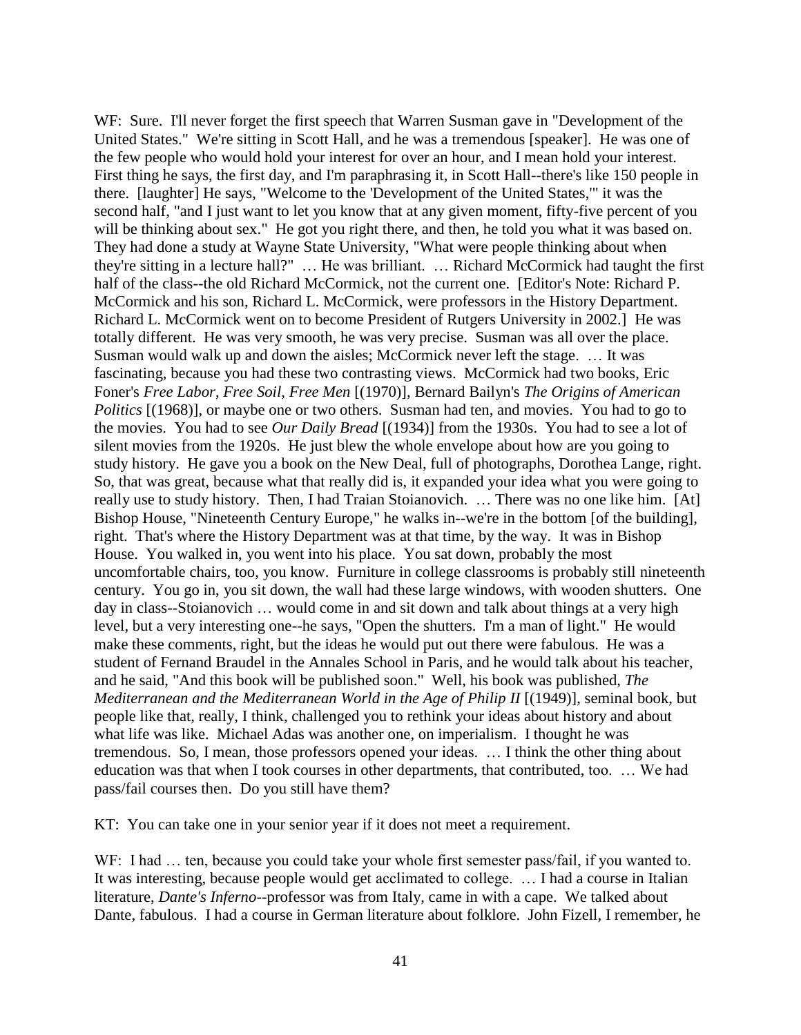WF: Sure. I'll never forget the first speech that Warren Susman gave in "Development of the United States." We're sitting in Scott Hall, and he was a tremendous [speaker]. He was one of the few people who would hold your interest for over an hour, and I mean hold your interest. First thing he says, the first day, and I'm paraphrasing it, in Scott Hall--there's like 150 people in there. [laughter] He says, "Welcome to the 'Development of the United States,'" it was the second half, "and I just want to let you know that at any given moment, fifty-five percent of you will be thinking about sex." He got you right there, and then, he told you what it was based on. They had done a study at Wayne State University, "What were people thinking about when they're sitting in a lecture hall?" … He was brilliant. … Richard McCormick had taught the first half of the class--the old Richard McCormick, not the current one. [Editor's Note: Richard P. McCormick and his son, Richard L. McCormick, were professors in the History Department. Richard L. McCormick went on to become President of Rutgers University in 2002.] He was totally different. He was very smooth, he was very precise. Susman was all over the place. Susman would walk up and down the aisles; McCormick never left the stage. … It was fascinating, because you had these two contrasting views. McCormick had two books, Eric Foner's *Free Labor, Free Soil, Free Men* [(1970)], Bernard Bailyn's *The Origins of American Politics* [(1968)], or maybe one or two others. Susman had ten, and movies. You had to go to the movies. You had to see *Our Daily Bread* [(1934)] from the 1930s. You had to see a lot of silent movies from the 1920s. He just blew the whole envelope about how are you going to study history. He gave you a book on the New Deal, full of photographs, Dorothea Lange, right. So, that was great, because what that really did is, it expanded your idea what you were going to really use to study history. Then, I had Traian Stoianovich. … There was no one like him. [At] Bishop House, "Nineteenth Century Europe," he walks in--we're in the bottom [of the building], right. That's where the History Department was at that time, by the way. It was in Bishop House. You walked in, you went into his place. You sat down, probably the most uncomfortable chairs, too, you know. Furniture in college classrooms is probably still nineteenth century. You go in, you sit down, the wall had these large windows, with wooden shutters. One day in class--Stoianovich … would come in and sit down and talk about things at a very high level, but a very interesting one--he says, "Open the shutters. I'm a man of light." He would make these comments, right, but the ideas he would put out there were fabulous. He was a student of Fernand Braudel in the Annales School in Paris, and he would talk about his teacher, and he said, "And this book will be published soon." Well, his book was published, *The Mediterranean and the Mediterranean World in the Age of Philip II* [(1949)], seminal book, but people like that, really, I think, challenged you to rethink your ideas about history and about what life was like. Michael Adas was another one, on imperialism. I thought he was tremendous. So, I mean, those professors opened your ideas. … I think the other thing about education was that when I took courses in other departments, that contributed, too. … We had pass/fail courses then. Do you still have them?

KT: You can take one in your senior year if it does not meet a requirement.

WF: I had … ten, because you could take your whole first semester pass/fail, if you wanted to. It was interesting, because people would get acclimated to college. … I had a course in Italian literature, *Dante's Inferno*--professor was from Italy, came in with a cape. We talked about Dante, fabulous. I had a course in German literature about folklore. John Fizell, I remember, he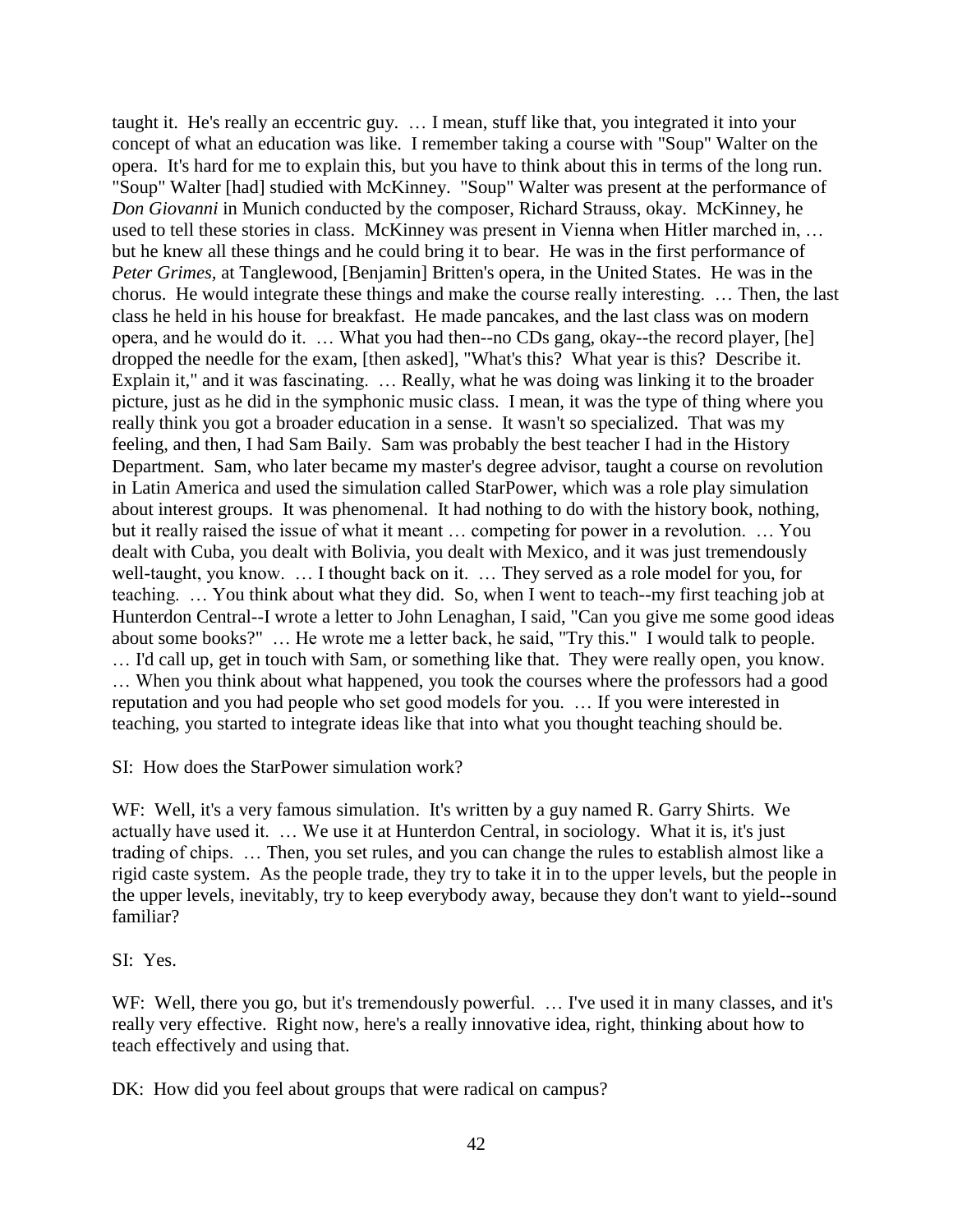taught it. He's really an eccentric guy. … I mean, stuff like that, you integrated it into your concept of what an education was like. I remember taking a course with "Soup" Walter on the opera. It's hard for me to explain this, but you have to think about this in terms of the long run. "Soup" Walter [had] studied with McKinney. "Soup" Walter was present at the performance of *Don Giovanni* in Munich conducted by the composer, Richard Strauss, okay. McKinney, he used to tell these stories in class. McKinney was present in Vienna when Hitler marched in, … but he knew all these things and he could bring it to bear. He was in the first performance of *Peter Grimes,* at Tanglewood, [Benjamin] Britten's opera, in the United States. He was in the chorus. He would integrate these things and make the course really interesting. … Then, the last class he held in his house for breakfast. He made pancakes, and the last class was on modern opera, and he would do it. … What you had then--no CDs gang, okay--the record player, [he] dropped the needle for the exam, [then asked], "What's this? What year is this? Describe it. Explain it," and it was fascinating. … Really, what he was doing was linking it to the broader picture, just as he did in the symphonic music class. I mean, it was the type of thing where you really think you got a broader education in a sense. It wasn't so specialized. That was my feeling, and then, I had Sam Baily. Sam was probably the best teacher I had in the History Department. Sam, who later became my master's degree advisor, taught a course on revolution in Latin America and used the simulation called StarPower, which was a role play simulation about interest groups. It was phenomenal. It had nothing to do with the history book, nothing, but it really raised the issue of what it meant … competing for power in a revolution. … You dealt with Cuba, you dealt with Bolivia, you dealt with Mexico, and it was just tremendously well-taught, you know. … I thought back on it. … They served as a role model for you, for teaching. … You think about what they did. So, when I went to teach--my first teaching job at Hunterdon Central--I wrote a letter to John Lenaghan, I said, "Can you give me some good ideas about some books?" … He wrote me a letter back, he said, "Try this." I would talk to people. … I'd call up, get in touch with Sam, or something like that. They were really open, you know. … When you think about what happened, you took the courses where the professors had a good reputation and you had people who set good models for you. … If you were interested in teaching, you started to integrate ideas like that into what you thought teaching should be.

SI: How does the StarPower simulation work?

WF: Well, it's a very famous simulation. It's written by a guy named R. Garry Shirts. We actually have used it. … We use it at Hunterdon Central, in sociology. What it is, it's just trading of chips. … Then, you set rules, and you can change the rules to establish almost like a rigid caste system. As the people trade, they try to take it in to the upper levels, but the people in the upper levels, inevitably, try to keep everybody away, because they don't want to yield--sound familiar?

SI: Yes.

WF: Well, there you go, but it's tremendously powerful. … I've used it in many classes, and it's really very effective. Right now, here's a really innovative idea, right, thinking about how to teach effectively and using that.

DK: How did you feel about groups that were radical on campus?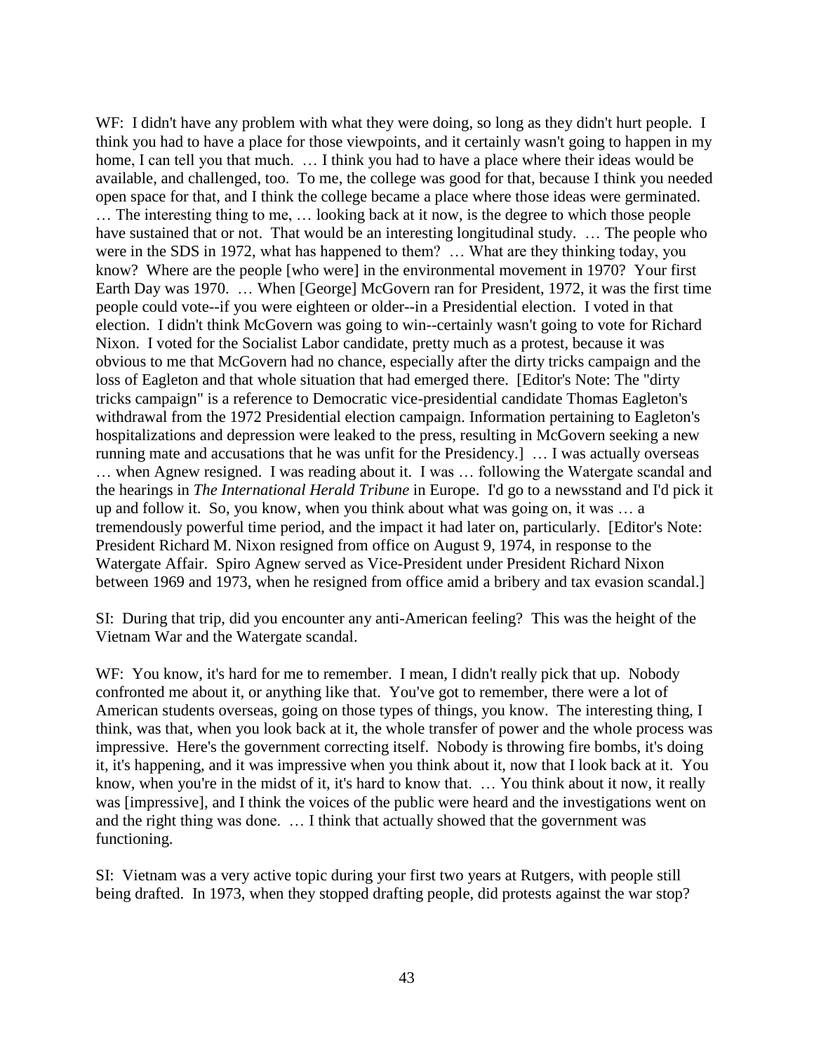WF: I didn't have any problem with what they were doing, so long as they didn't hurt people. I think you had to have a place for those viewpoints, and it certainly wasn't going to happen in my home, I can tell you that much. … I think you had to have a place where their ideas would be available, and challenged, too. To me, the college was good for that, because I think you needed open space for that, and I think the college became a place where those ideas were germinated. … The interesting thing to me, … looking back at it now, is the degree to which those people have sustained that or not. That would be an interesting longitudinal study. … The people who were in the SDS in 1972, what has happened to them? … What are they thinking today, you know? Where are the people [who were] in the environmental movement in 1970? Your first Earth Day was 1970. … When [George] McGovern ran for President, 1972, it was the first time people could vote--if you were eighteen or older--in a Presidential election. I voted in that election. I didn't think McGovern was going to win--certainly wasn't going to vote for Richard Nixon. I voted for the Socialist Labor candidate, pretty much as a protest, because it was obvious to me that McGovern had no chance, especially after the dirty tricks campaign and the loss of Eagleton and that whole situation that had emerged there. [Editor's Note: The "dirty tricks campaign" is a reference to Democratic vice-presidential candidate Thomas Eagleton's withdrawal from the 1972 Presidential election campaign. Information pertaining to Eagleton's hospitalizations and depression were leaked to the press, resulting in McGovern seeking a new running mate and accusations that he was unfit for the Presidency.] … I was actually overseas … when Agnew resigned. I was reading about it. I was … following the Watergate scandal and the hearings in *The International Herald Tribune* in Europe. I'd go to a newsstand and I'd pick it up and follow it. So, you know, when you think about what was going on, it was … a tremendously powerful time period, and the impact it had later on, particularly. [Editor's Note: President Richard M. Nixon resigned from office on August 9, 1974, in response to the Watergate Affair. Spiro Agnew served as Vice-President under President Richard Nixon between 1969 and 1973, when he resigned from office amid a bribery and tax evasion scandal.]

SI: During that trip, did you encounter any anti-American feeling? This was the height of the Vietnam War and the Watergate scandal.

WF: You know, it's hard for me to remember. I mean, I didn't really pick that up. Nobody confronted me about it, or anything like that. You've got to remember, there were a lot of American students overseas, going on those types of things, you know. The interesting thing, I think, was that, when you look back at it, the whole transfer of power and the whole process was impressive. Here's the government correcting itself. Nobody is throwing fire bombs, it's doing it, it's happening, and it was impressive when you think about it, now that I look back at it. You know, when you're in the midst of it, it's hard to know that. … You think about it now, it really was [impressive], and I think the voices of the public were heard and the investigations went on and the right thing was done. … I think that actually showed that the government was functioning.

SI: Vietnam was a very active topic during your first two years at Rutgers, with people still being drafted. In 1973, when they stopped drafting people, did protests against the war stop?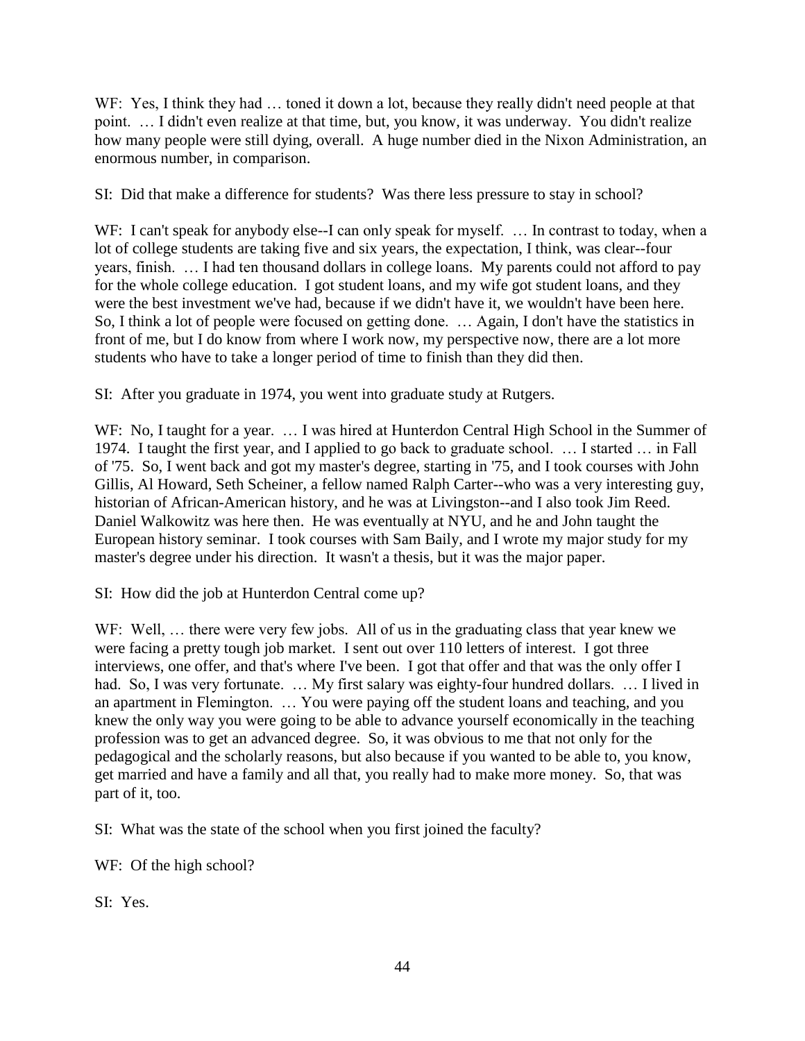WF: Yes, I think they had … toned it down a lot, because they really didn't need people at that point. … I didn't even realize at that time, but, you know, it was underway. You didn't realize how many people were still dying, overall. A huge number died in the Nixon Administration, an enormous number, in comparison.

SI: Did that make a difference for students? Was there less pressure to stay in school?

WF: I can't speak for anybody else--I can only speak for myself. … In contrast to today, when a lot of college students are taking five and six years, the expectation, I think, was clear--four years, finish. … I had ten thousand dollars in college loans. My parents could not afford to pay for the whole college education. I got student loans, and my wife got student loans, and they were the best investment we've had, because if we didn't have it, we wouldn't have been here. So, I think a lot of people were focused on getting done. … Again, I don't have the statistics in front of me, but I do know from where I work now, my perspective now, there are a lot more students who have to take a longer period of time to finish than they did then.

SI: After you graduate in 1974, you went into graduate study at Rutgers.

WF: No, I taught for a year. … I was hired at Hunterdon Central High School in the Summer of 1974. I taught the first year, and I applied to go back to graduate school. … I started … in Fall of '75. So, I went back and got my master's degree, starting in '75, and I took courses with John Gillis, Al Howard, Seth Scheiner, a fellow named Ralph Carter--who was a very interesting guy, historian of African-American history, and he was at Livingston--and I also took Jim Reed. Daniel Walkowitz was here then. He was eventually at NYU, and he and John taught the European history seminar. I took courses with Sam Baily, and I wrote my major study for my master's degree under his direction. It wasn't a thesis, but it was the major paper.

SI: How did the job at Hunterdon Central come up?

WF: Well, … there were very few jobs. All of us in the graduating class that year knew we were facing a pretty tough job market. I sent out over 110 letters of interest. I got three interviews, one offer, and that's where I've been. I got that offer and that was the only offer I had. So, I was very fortunate. … My first salary was eighty-four hundred dollars. … I lived in an apartment in Flemington. … You were paying off the student loans and teaching, and you knew the only way you were going to be able to advance yourself economically in the teaching profession was to get an advanced degree. So, it was obvious to me that not only for the pedagogical and the scholarly reasons, but also because if you wanted to be able to, you know, get married and have a family and all that, you really had to make more money. So, that was part of it, too.

SI: What was the state of the school when you first joined the faculty?

WF: Of the high school?

SI: Yes.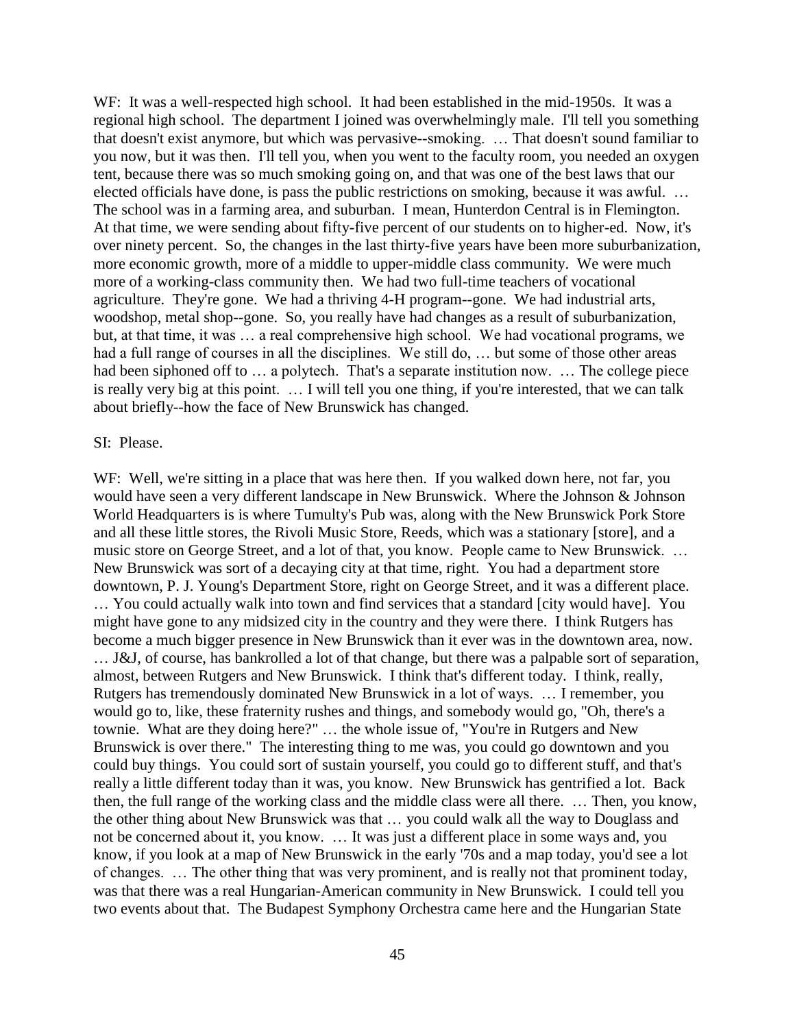WF: It was a well-respected high school. It had been established in the mid-1950s. It was a regional high school. The department I joined was overwhelmingly male. I'll tell you something that doesn't exist anymore, but which was pervasive--smoking. … That doesn't sound familiar to you now, but it was then. I'll tell you, when you went to the faculty room, you needed an oxygen tent, because there was so much smoking going on, and that was one of the best laws that our elected officials have done, is pass the public restrictions on smoking, because it was awful. … The school was in a farming area, and suburban. I mean, Hunterdon Central is in Flemington. At that time, we were sending about fifty-five percent of our students on to higher-ed. Now, it's over ninety percent. So, the changes in the last thirty-five years have been more suburbanization, more economic growth, more of a middle to upper-middle class community. We were much more of a working-class community then. We had two full-time teachers of vocational agriculture. They're gone. We had a thriving 4-H program--gone. We had industrial arts, woodshop, metal shop--gone. So, you really have had changes as a result of suburbanization, but, at that time, it was … a real comprehensive high school. We had vocational programs, we had a full range of courses in all the disciplines. We still do, … but some of those other areas had been siphoned off to … a polytech. That's a separate institution now. … The college piece is really very big at this point. … I will tell you one thing, if you're interested, that we can talk about briefly--how the face of New Brunswick has changed.

SI: Please.

WF: Well, we're sitting in a place that was here then. If you walked down here, not far, you would have seen a very different landscape in New Brunswick. Where the Johnson & Johnson World Headquarters is is where Tumulty's Pub was, along with the New Brunswick Pork Store and all these little stores, the Rivoli Music Store, Reeds, which was a stationary [store], and a music store on George Street, and a lot of that, you know. People came to New Brunswick. … New Brunswick was sort of a decaying city at that time, right. You had a department store downtown, P. J. Young's Department Store, right on George Street, and it was a different place. … You could actually walk into town and find services that a standard [city would have]. You might have gone to any midsized city in the country and they were there. I think Rutgers has become a much bigger presence in New Brunswick than it ever was in the downtown area, now. … J&J, of course, has bankrolled a lot of that change, but there was a palpable sort of separation, almost, between Rutgers and New Brunswick. I think that's different today. I think, really, Rutgers has tremendously dominated New Brunswick in a lot of ways. … I remember, you would go to, like, these fraternity rushes and things, and somebody would go, "Oh, there's a townie. What are they doing here?" … the whole issue of, "You're in Rutgers and New Brunswick is over there." The interesting thing to me was, you could go downtown and you could buy things. You could sort of sustain yourself, you could go to different stuff, and that's really a little different today than it was, you know. New Brunswick has gentrified a lot. Back then, the full range of the working class and the middle class were all there. … Then, you know, the other thing about New Brunswick was that … you could walk all the way to Douglass and not be concerned about it, you know. … It was just a different place in some ways and, you know, if you look at a map of New Brunswick in the early '70s and a map today, you'd see a lot of changes. … The other thing that was very prominent, and is really not that prominent today, was that there was a real Hungarian-American community in New Brunswick. I could tell you two events about that. The Budapest Symphony Orchestra came here and the Hungarian State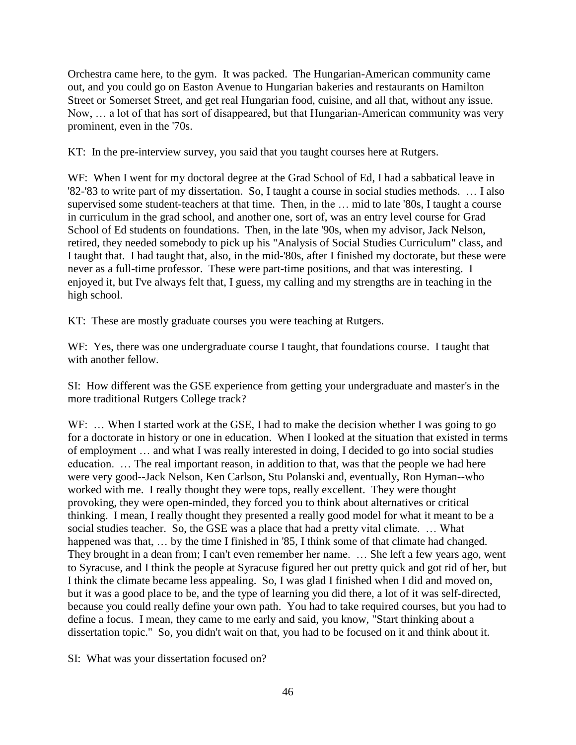Orchestra came here, to the gym. It was packed. The Hungarian-American community came out, and you could go on Easton Avenue to Hungarian bakeries and restaurants on Hamilton Street or Somerset Street, and get real Hungarian food, cuisine, and all that, without any issue. Now, … a lot of that has sort of disappeared, but that Hungarian-American community was very prominent, even in the '70s.

KT: In the pre-interview survey, you said that you taught courses here at Rutgers.

WF: When I went for my doctoral degree at the Grad School of Ed, I had a sabbatical leave in '82-'83 to write part of my dissertation. So, I taught a course in social studies methods. … I also supervised some student-teachers at that time. Then, in the … mid to late '80s, I taught a course in curriculum in the grad school, and another one, sort of, was an entry level course for Grad School of Ed students on foundations. Then, in the late '90s, when my advisor, Jack Nelson, retired, they needed somebody to pick up his "Analysis of Social Studies Curriculum" class, and I taught that. I had taught that, also, in the mid-'80s, after I finished my doctorate, but these were never as a full-time professor. These were part-time positions, and that was interesting. I enjoyed it, but I've always felt that, I guess, my calling and my strengths are in teaching in the high school.

KT: These are mostly graduate courses you were teaching at Rutgers.

WF: Yes, there was one undergraduate course I taught, that foundations course. I taught that with another fellow.

SI: How different was the GSE experience from getting your undergraduate and master's in the more traditional Rutgers College track?

WF: … When I started work at the GSE, I had to make the decision whether I was going to go for a doctorate in history or one in education. When I looked at the situation that existed in terms of employment … and what I was really interested in doing, I decided to go into social studies education. … The real important reason, in addition to that, was that the people we had here were very good--Jack Nelson, Ken Carlson, Stu Polanski and, eventually, Ron Hyman--who worked with me. I really thought they were tops, really excellent. They were thought provoking, they were open-minded, they forced you to think about alternatives or critical thinking. I mean, I really thought they presented a really good model for what it meant to be a social studies teacher. So, the GSE was a place that had a pretty vital climate. … What happened was that, … by the time I finished in '85, I think some of that climate had changed. They brought in a dean from; I can't even remember her name. … She left a few years ago, went to Syracuse, and I think the people at Syracuse figured her out pretty quick and got rid of her, but I think the climate became less appealing. So, I was glad I finished when I did and moved on, but it was a good place to be, and the type of learning you did there, a lot of it was self-directed, because you could really define your own path. You had to take required courses, but you had to define a focus. I mean, they came to me early and said, you know, "Start thinking about a dissertation topic." So, you didn't wait on that, you had to be focused on it and think about it.

SI: What was your dissertation focused on?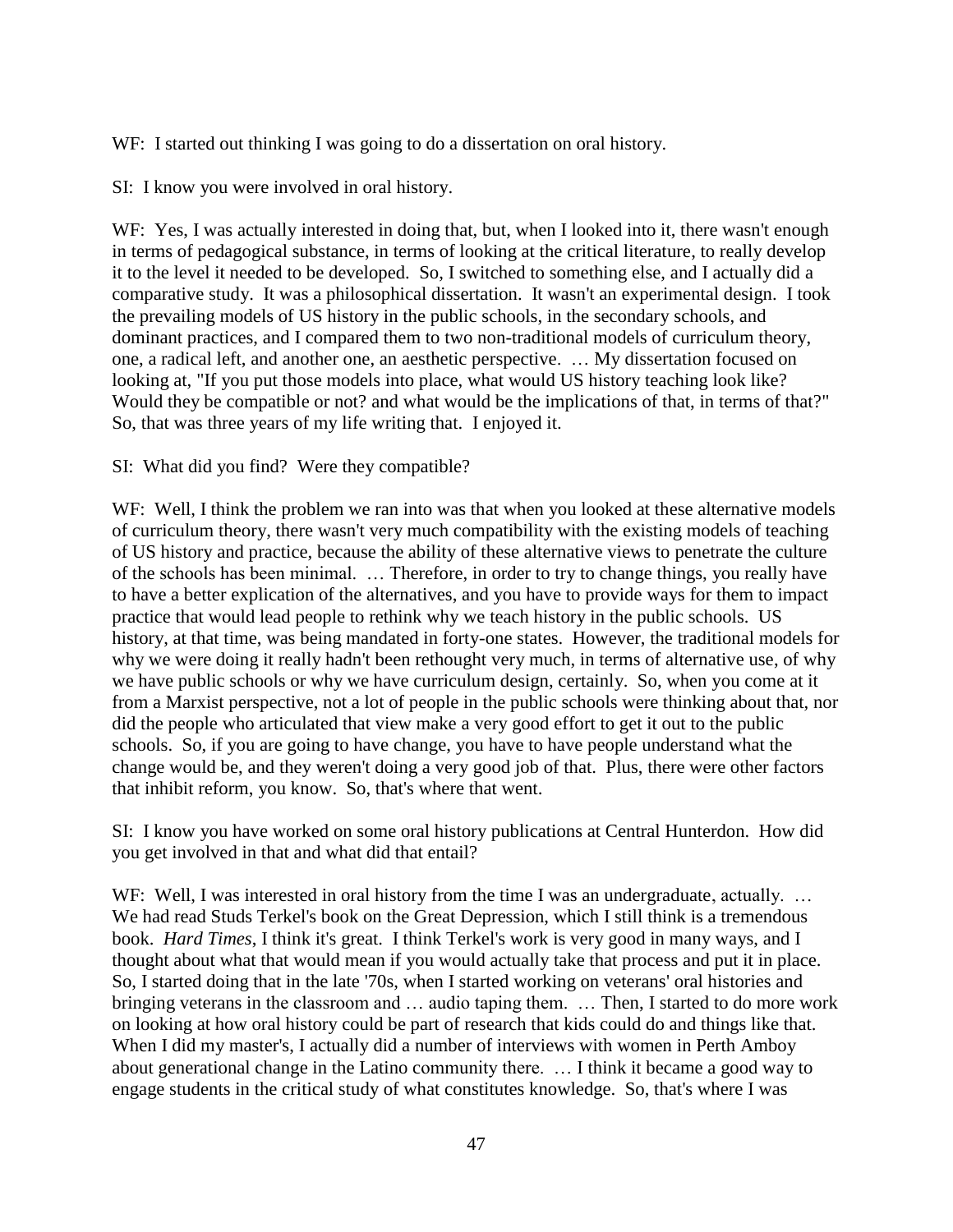WF: I started out thinking I was going to do a dissertation on oral history.

SI: I know you were involved in oral history.

WF: Yes, I was actually interested in doing that, but, when I looked into it, there wasn't enough in terms of pedagogical substance, in terms of looking at the critical literature, to really develop it to the level it needed to be developed. So, I switched to something else, and I actually did a comparative study. It was a philosophical dissertation. It wasn't an experimental design. I took the prevailing models of US history in the public schools, in the secondary schools, and dominant practices, and I compared them to two non-traditional models of curriculum theory, one, a radical left, and another one, an aesthetic perspective. … My dissertation focused on looking at, "If you put those models into place, what would US history teaching look like? Would they be compatible or not? and what would be the implications of that, in terms of that?" So, that was three years of my life writing that. I enjoyed it.

SI: What did you find? Were they compatible?

WF: Well, I think the problem we ran into was that when you looked at these alternative models of curriculum theory, there wasn't very much compatibility with the existing models of teaching of US history and practice, because the ability of these alternative views to penetrate the culture of the schools has been minimal. … Therefore, in order to try to change things, you really have to have a better explication of the alternatives, and you have to provide ways for them to impact practice that would lead people to rethink why we teach history in the public schools. US history, at that time, was being mandated in forty-one states. However, the traditional models for why we were doing it really hadn't been rethought very much, in terms of alternative use, of why we have public schools or why we have curriculum design, certainly. So, when you come at it from a Marxist perspective, not a lot of people in the public schools were thinking about that, nor did the people who articulated that view make a very good effort to get it out to the public schools. So, if you are going to have change, you have to have people understand what the change would be, and they weren't doing a very good job of that. Plus, there were other factors that inhibit reform, you know. So, that's where that went.

SI: I know you have worked on some oral history publications at Central Hunterdon. How did you get involved in that and what did that entail?

WF: Well, I was interested in oral history from the time I was an undergraduate, actually. … We had read Studs Terkel's book on the Great Depression, which I still think is a tremendous book. *Hard Times*, I think it's great. I think Terkel's work is very good in many ways, and I thought about what that would mean if you would actually take that process and put it in place. So, I started doing that in the late '70s, when I started working on veterans' oral histories and bringing veterans in the classroom and … audio taping them. … Then, I started to do more work on looking at how oral history could be part of research that kids could do and things like that. When I did my master's, I actually did a number of interviews with women in Perth Amboy about generational change in the Latino community there. … I think it became a good way to engage students in the critical study of what constitutes knowledge. So, that's where I was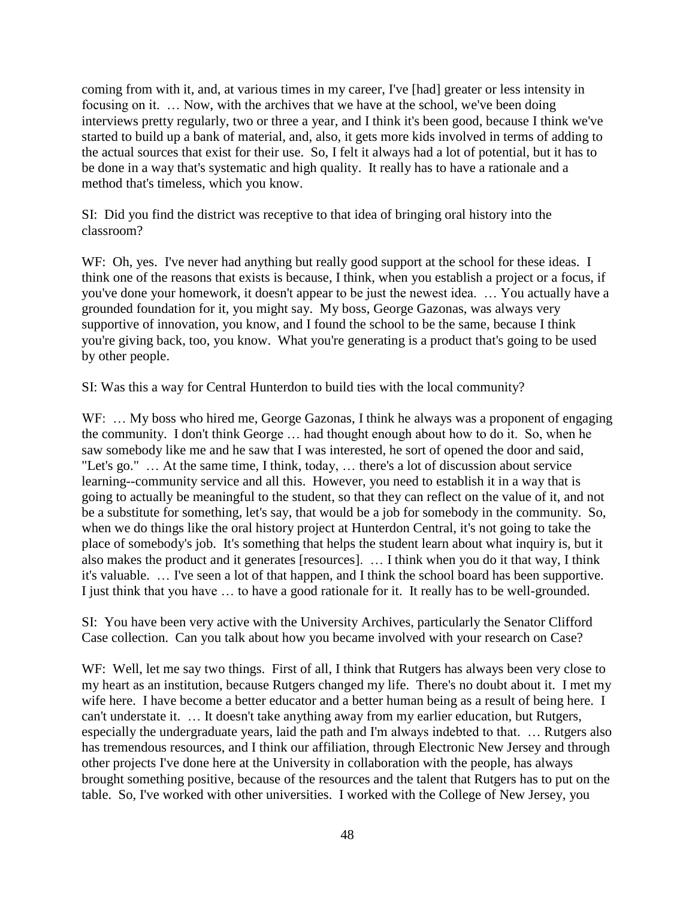coming from with it, and, at various times in my career, I've [had] greater or less intensity in focusing on it. … Now, with the archives that we have at the school, we've been doing interviews pretty regularly, two or three a year, and I think it's been good, because I think we've started to build up a bank of material, and, also, it gets more kids involved in terms of adding to the actual sources that exist for their use. So, I felt it always had a lot of potential, but it has to be done in a way that's systematic and high quality. It really has to have a rationale and a method that's timeless, which you know.

SI: Did you find the district was receptive to that idea of bringing oral history into the classroom?

WF: Oh, yes. I've never had anything but really good support at the school for these ideas. I think one of the reasons that exists is because, I think, when you establish a project or a focus, if you've done your homework, it doesn't appear to be just the newest idea. … You actually have a grounded foundation for it, you might say. My boss, George Gazonas, was always very supportive of innovation, you know, and I found the school to be the same, because I think you're giving back, too, you know. What you're generating is a product that's going to be used by other people.

SI: Was this a way for Central Hunterdon to build ties with the local community?

WF: … My boss who hired me, George Gazonas, I think he always was a proponent of engaging the community. I don't think George … had thought enough about how to do it. So, when he saw somebody like me and he saw that I was interested, he sort of opened the door and said, "Let's go." … At the same time, I think, today, … there's a lot of discussion about service learning--community service and all this. However, you need to establish it in a way that is going to actually be meaningful to the student, so that they can reflect on the value of it, and not be a substitute for something, let's say, that would be a job for somebody in the community. So, when we do things like the oral history project at Hunterdon Central, it's not going to take the place of somebody's job. It's something that helps the student learn about what inquiry is, but it also makes the product and it generates [resources]. … I think when you do it that way, I think it's valuable. … I've seen a lot of that happen, and I think the school board has been supportive. I just think that you have … to have a good rationale for it. It really has to be well-grounded.

SI: You have been very active with the University Archives, particularly the Senator Clifford Case collection. Can you talk about how you became involved with your research on Case?

WF: Well, let me say two things. First of all, I think that Rutgers has always been very close to my heart as an institution, because Rutgers changed my life. There's no doubt about it. I met my wife here. I have become a better educator and a better human being as a result of being here. I can't understate it. … It doesn't take anything away from my earlier education, but Rutgers, especially the undergraduate years, laid the path and I'm always indebted to that. … Rutgers also has tremendous resources, and I think our affiliation, through Electronic New Jersey and through other projects I've done here at the University in collaboration with the people, has always brought something positive, because of the resources and the talent that Rutgers has to put on the table. So, I've worked with other universities. I worked with the College of New Jersey, you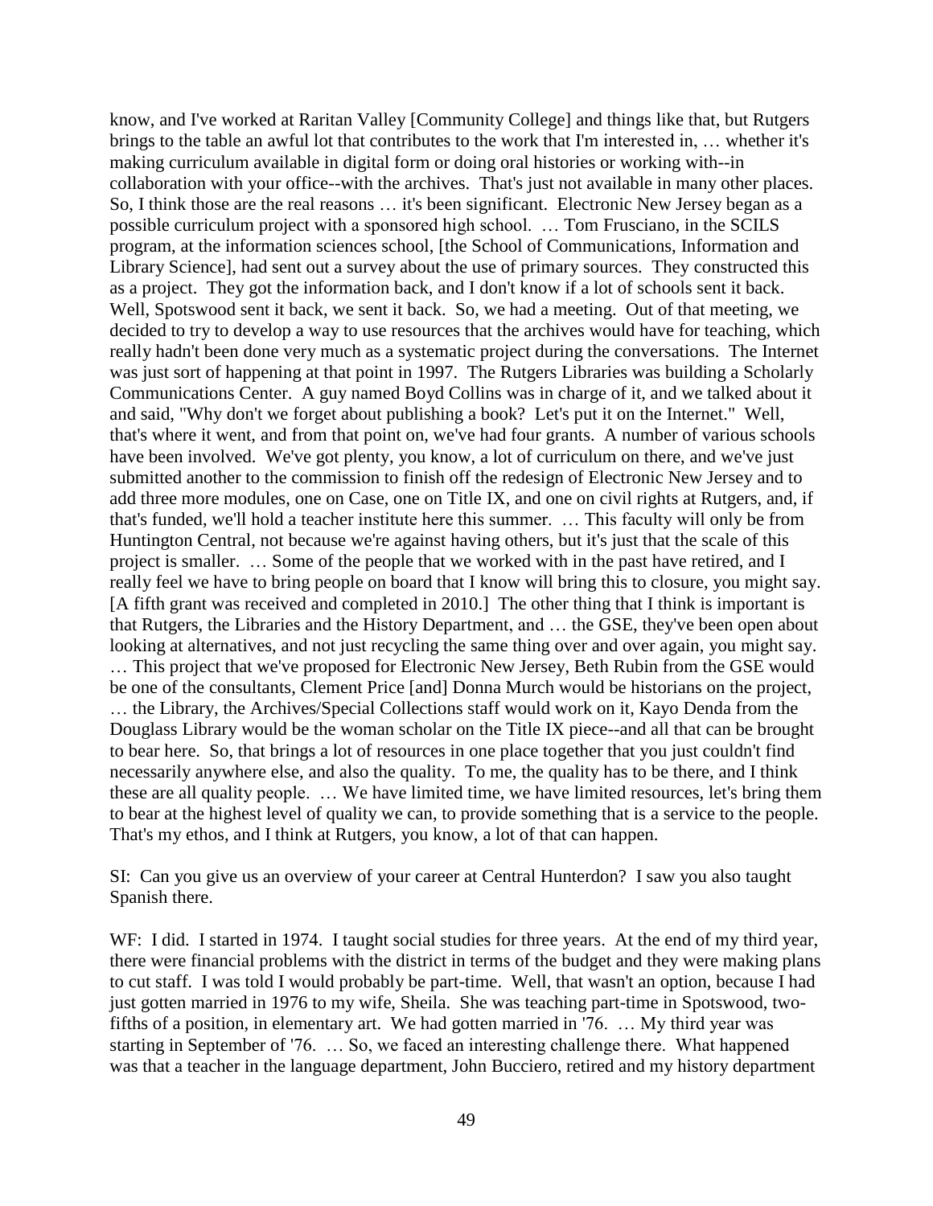know, and I've worked at Raritan Valley [Community College] and things like that, but Rutgers brings to the table an awful lot that contributes to the work that I'm interested in, … whether it's making curriculum available in digital form or doing oral histories or working with--in collaboration with your office--with the archives. That's just not available in many other places. So, I think those are the real reasons … it's been significant. Electronic New Jersey began as a possible curriculum project with a sponsored high school. … Tom Frusciano, in the SCILS program, at the information sciences school, [the School of Communications, Information and Library Science], had sent out a survey about the use of primary sources. They constructed this as a project. They got the information back, and I don't know if a lot of schools sent it back. Well, Spotswood sent it back, we sent it back. So, we had a meeting. Out of that meeting, we decided to try to develop a way to use resources that the archives would have for teaching, which really hadn't been done very much as a systematic project during the conversations. The Internet was just sort of happening at that point in 1997. The Rutgers Libraries was building a Scholarly Communications Center. A guy named Boyd Collins was in charge of it, and we talked about it and said, "Why don't we forget about publishing a book? Let's put it on the Internet." Well, that's where it went, and from that point on, we've had four grants. A number of various schools have been involved. We've got plenty, you know, a lot of curriculum on there, and we've just submitted another to the commission to finish off the redesign of Electronic New Jersey and to add three more modules, one on Case, one on Title IX, and one on civil rights at Rutgers, and, if that's funded, we'll hold a teacher institute here this summer. … This faculty will only be from Huntington Central, not because we're against having others, but it's just that the scale of this project is smaller. … Some of the people that we worked with in the past have retired, and I really feel we have to bring people on board that I know will bring this to closure, you might say. [A fifth grant was received and completed in 2010.] The other thing that I think is important is that Rutgers, the Libraries and the History Department, and … the GSE, they've been open about looking at alternatives, and not just recycling the same thing over and over again, you might say. … This project that we've proposed for Electronic New Jersey, Beth Rubin from the GSE would be one of the consultants, Clement Price [and] Donna Murch would be historians on the project, … the Library, the Archives/Special Collections staff would work on it, Kayo Denda from the Douglass Library would be the woman scholar on the Title IX piece--and all that can be brought to bear here. So, that brings a lot of resources in one place together that you just couldn't find necessarily anywhere else, and also the quality. To me, the quality has to be there, and I think these are all quality people. … We have limited time, we have limited resources, let's bring them to bear at the highest level of quality we can, to provide something that is a service to the people. That's my ethos, and I think at Rutgers, you know, a lot of that can happen.

SI: Can you give us an overview of your career at Central Hunterdon? I saw you also taught Spanish there.

WF: I did. I started in 1974. I taught social studies for three years. At the end of my third year, there were financial problems with the district in terms of the budget and they were making plans to cut staff. I was told I would probably be part-time. Well, that wasn't an option, because I had just gotten married in 1976 to my wife, Sheila. She was teaching part-time in Spotswood, two-fifths of a position, in elementary art. We had gotten married in '76. … My third year was starting in September of '76. … So, we faced an interesting challenge there. What happened was that a teacher in the language department, John Bucciero, retired and my history department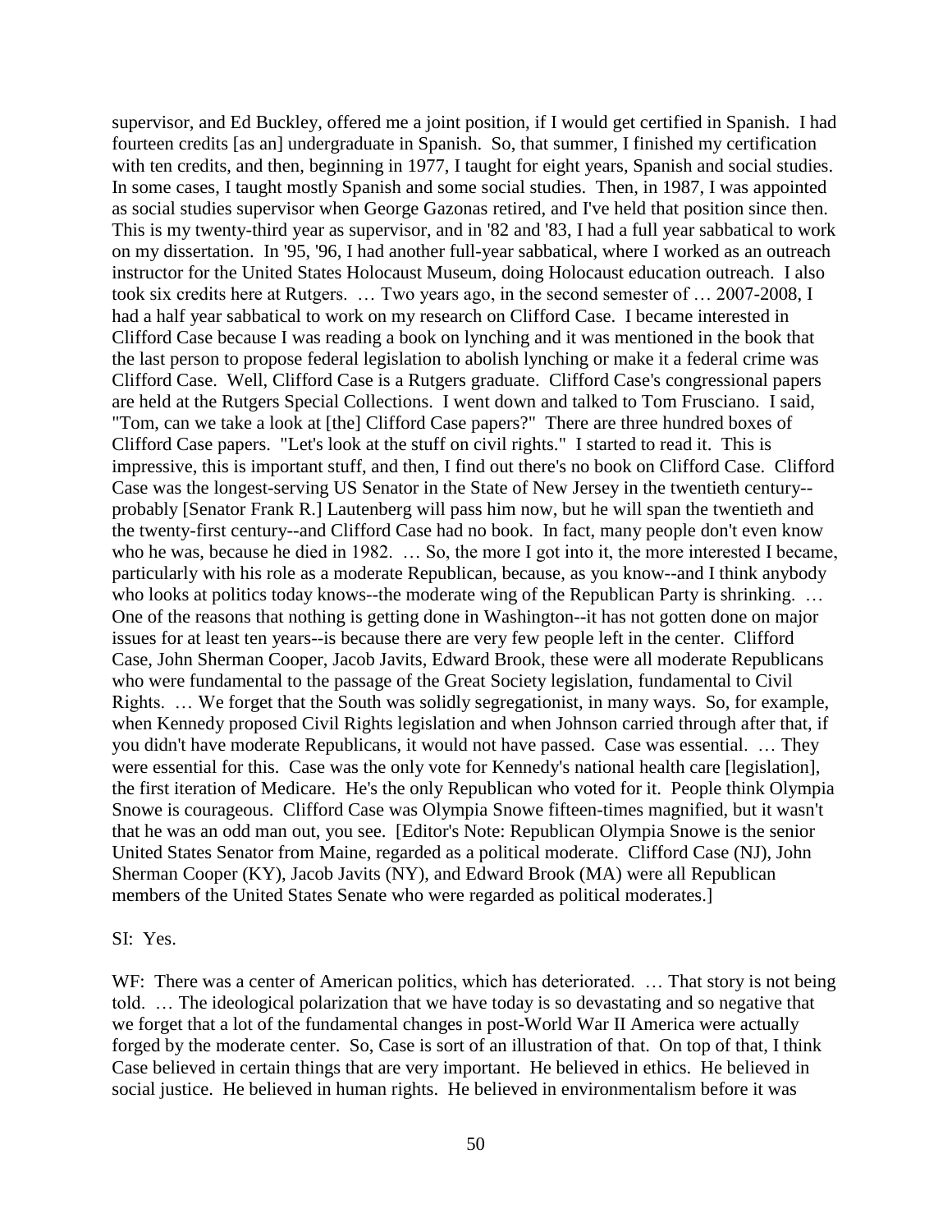supervisor, and Ed Buckley, offered me a joint position, if I would get certified in Spanish. I had fourteen credits [as an] undergraduate in Spanish. So, that summer, I finished my certification with ten credits, and then, beginning in 1977, I taught for eight years, Spanish and social studies. In some cases, I taught mostly Spanish and some social studies. Then, in 1987, I was appointed as social studies supervisor when George Gazonas retired, and I've held that position since then. This is my twenty-third year as supervisor, and in '82 and '83, I had a full year sabbatical to work on my dissertation. In '95, '96, I had another full-year sabbatical, where I worked as an outreach instructor for the United States Holocaust Museum, doing Holocaust education outreach. I also took six credits here at Rutgers. … Two years ago, in the second semester of … 2007-2008, I had a half year sabbatical to work on my research on Clifford Case. I became interested in Clifford Case because I was reading a book on lynching and it was mentioned in the book that the last person to propose federal legislation to abolish lynching or make it a federal crime was Clifford Case. Well, Clifford Case is a Rutgers graduate. Clifford Case's congressional papers are held at the Rutgers Special Collections. I went down and talked to Tom Frusciano. I said, "Tom, can we take a look at [the] Clifford Case papers?" There are three hundred boxes of Clifford Case papers. "Let's look at the stuff on civil rights." I started to read it. This is impressive, this is important stuff, and then, I find out there's no book on Clifford Case. Clifford Case was the longest-serving US Senator in the State of New Jersey in the twentieth century--probably [Senator Frank R.] Lautenberg will pass him now, but he will span the twentieth and the twenty-first century--and Clifford Case had no book. In fact, many people don't even know who he was, because he died in 1982. … So, the more I got into it, the more interested I became, particularly with his role as a moderate Republican, because, as you know--and I think anybody who looks at politics today knows--the moderate wing of the Republican Party is shrinking. … One of the reasons that nothing is getting done in Washington--it has not gotten done on major issues for at least ten years--is because there are very few people left in the center. Clifford Case, John Sherman Cooper, Jacob Javits, Edward Brook, these were all moderate Republicans who were fundamental to the passage of the Great Society legislation, fundamental to Civil Rights. … We forget that the South was solidly segregationist, in many ways. So, for example, when Kennedy proposed Civil Rights legislation and when Johnson carried through after that, if you didn't have moderate Republicans, it would not have passed. Case was essential. … They were essential for this. Case was the only vote for Kennedy's national health care [legislation], the first iteration of Medicare. He's the only Republican who voted for it. People think Olympia Snowe is courageous. Clifford Case was Olympia Snowe fifteen-times magnified, but it wasn't that he was an odd man out, you see. [Editor's Note: Republican Olympia Snowe is the senior United States Senator from Maine, regarded as a political moderate. Clifford Case (NJ), John Sherman Cooper (KY), Jacob Javits (NY), and Edward Brook (MA) were all Republican members of the United States Senate who were regarded as political moderates.]

SI: Yes.

WF: There was a center of American politics, which has deteriorated. … That story is not being told. … The ideological polarization that we have today is so devastating and so negative that we forget that a lot of the fundamental changes in post-World War II America were actually forged by the moderate center. So, Case is sort of an illustration of that. On top of that, I think Case believed in certain things that are very important. He believed in ethics. He believed in social justice. He believed in human rights. He believed in environmentalism before it was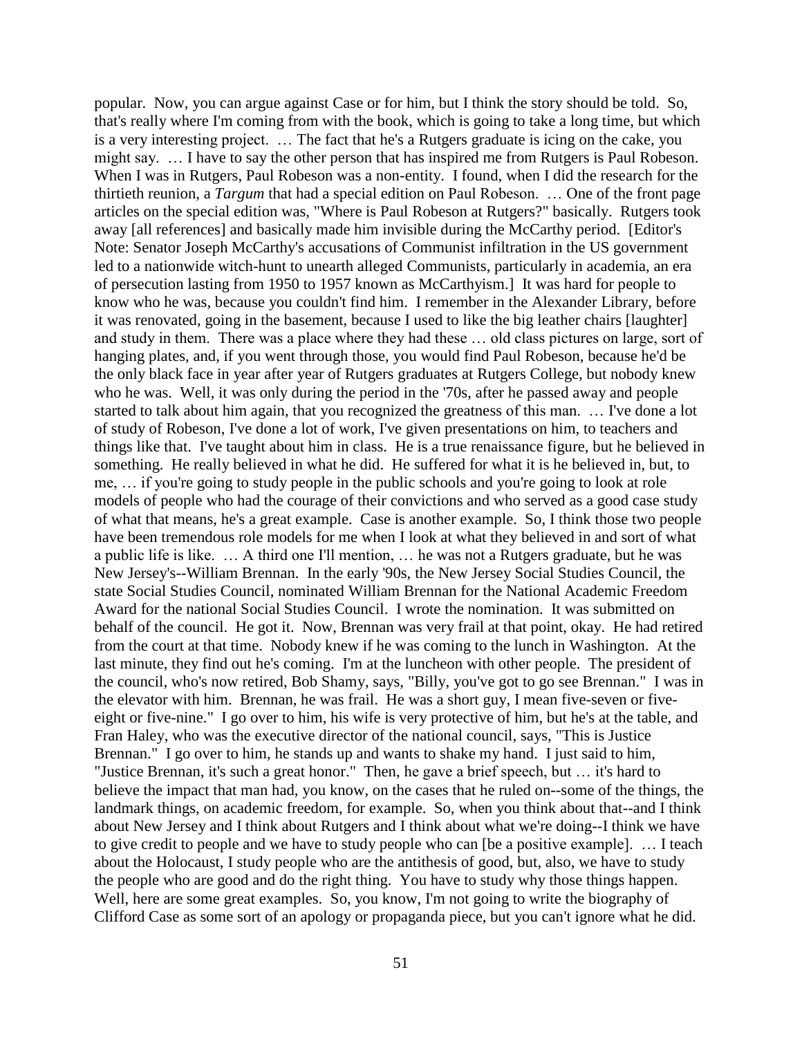popular. Now, you can argue against Case or for him, but I think the story should be told. So, that's really where I'm coming from with the book, which is going to take a long time, but which is a very interesting project. … The fact that he's a Rutgers graduate is icing on the cake, you might say. … I have to say the other person that has inspired me from Rutgers is Paul Robeson. When I was in Rutgers, Paul Robeson was a non-entity. I found, when I did the research for the thirtieth reunion, a *Targum* that had a special edition on Paul Robeson. … One of the front page articles on the special edition was, "Where is Paul Robeson at Rutgers?" basically. Rutgers took away [all references] and basically made him invisible during the McCarthy period. [Editor's Note: Senator Joseph McCarthy's accusations of Communist infiltration in the US government led to a nationwide witch-hunt to unearth alleged Communists, particularly in academia, an era of persecution lasting from 1950 to 1957 known as McCarthyism.] It was hard for people to know who he was, because you couldn't find him. I remember in the Alexander Library, before it was renovated, going in the basement, because I used to like the big leather chairs [laughter] and study in them. There was a place where they had these … old class pictures on large, sort of hanging plates, and, if you went through those, you would find Paul Robeson, because he'd be the only black face in year after year of Rutgers graduates at Rutgers College, but nobody knew who he was. Well, it was only during the period in the '70s, after he passed away and people started to talk about him again, that you recognized the greatness of this man. … I've done a lot of study of Robeson, I've done a lot of work, I've given presentations on him, to teachers and things like that. I've taught about him in class. He is a true renaissance figure, but he believed in something. He really believed in what he did. He suffered for what it is he believed in, but, to me, … if you're going to study people in the public schools and you're going to look at role models of people who had the courage of their convictions and who served as a good case study of what that means, he's a great example. Case is another example. So, I think those two people have been tremendous role models for me when I look at what they believed in and sort of what a public life is like. … A third one I'll mention, … he was not a Rutgers graduate, but he was New Jersey's--William Brennan. In the early '90s, the New Jersey Social Studies Council, the state Social Studies Council, nominated William Brennan for the National Academic Freedom Award for the national Social Studies Council. I wrote the nomination. It was submitted on behalf of the council. He got it. Now, Brennan was very frail at that point, okay. He had retired from the court at that time. Nobody knew if he was coming to the lunch in Washington. At the last minute, they find out he's coming. I'm at the luncheon with other people. The president of the council, who's now retired, Bob Shamy, says, "Billy, you've got to go see Brennan." I was in the elevator with him. Brennan, he was frail. He was a short guy, I mean five-seven or five-eight or five-nine." I go over to him, his wife is very protective of him, but he's at the table, and Fran Haley, who was the executive director of the national council, says, "This is Justice Brennan." I go over to him, he stands up and wants to shake my hand. I just said to him, "Justice Brennan, it's such a great honor." Then, he gave a brief speech, but … it's hard to believe the impact that man had, you know, on the cases that he ruled on--some of the things, the landmark things, on academic freedom, for example. So, when you think about that--and I think about New Jersey and I think about Rutgers and I think about what we're doing--I think we have to give credit to people and we have to study people who can [be a positive example]. … I teach about the Holocaust, I study people who are the antithesis of good, but, also, we have to study the people who are good and do the right thing. You have to study why those things happen. Well, here are some great examples. So, you know, I'm not going to write the biography of Clifford Case as some sort of an apology or propaganda piece, but you can't ignore what he did.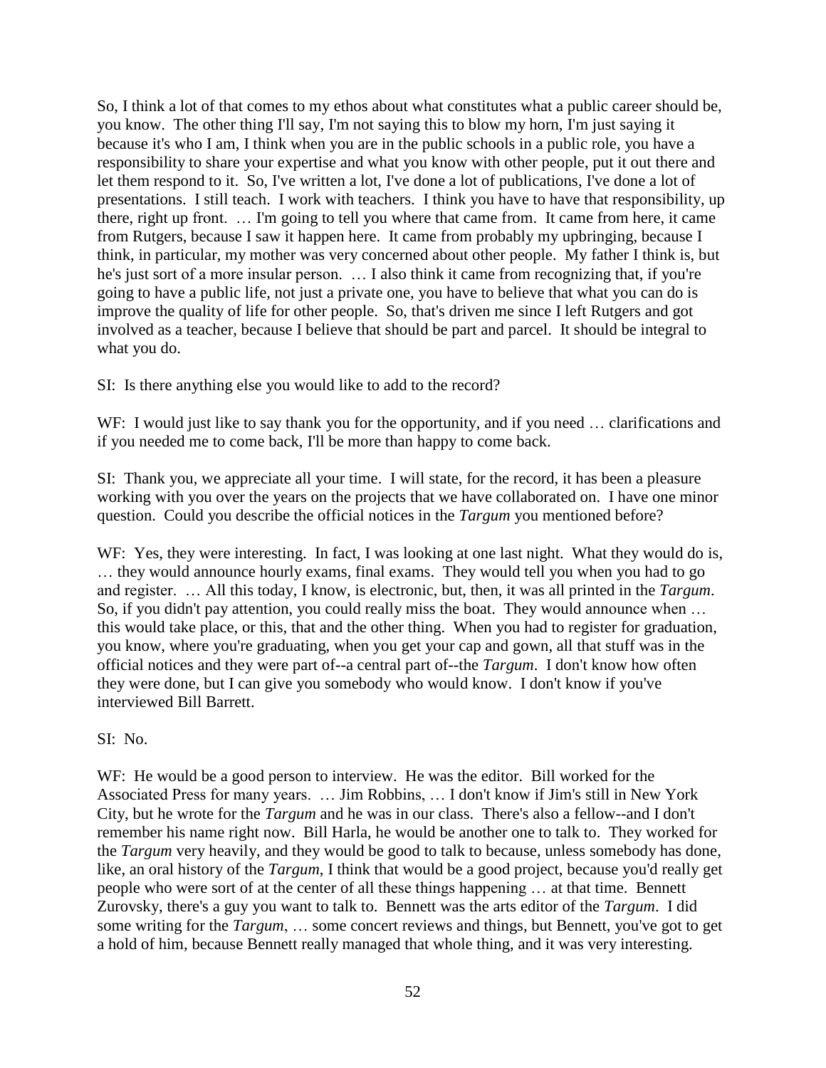So, I think a lot of that comes to my ethos about what constitutes what a public career should be, you know. The other thing I'll say, I'm not saying this to blow my horn, I'm just saying it because it's who I am, I think when you are in the public schools in a public role, you have a responsibility to share your expertise and what you know with other people, put it out there and let them respond to it. So, I've written a lot, I've done a lot of publications, I've done a lot of presentations. I still teach. I work with teachers. I think you have to have that responsibility, up there, right up front. … I'm going to tell you where that came from. It came from here, it came from Rutgers, because I saw it happen here. It came from probably my upbringing, because I think, in particular, my mother was very concerned about other people. My father I think is, but he's just sort of a more insular person. … I also think it came from recognizing that, if you're going to have a public life, not just a private one, you have to believe that what you can do is improve the quality of life for other people. So, that's driven me since I left Rutgers and got involved as a teacher, because I believe that should be part and parcel. It should be integral to what you do.

SI: Is there anything else you would like to add to the record?

WF: I would just like to say thank you for the opportunity, and if you need … clarifications and if you needed me to come back, I'll be more than happy to come back.

SI: Thank you, we appreciate all your time. I will state, for the record, it has been a pleasure working with you over the years on the projects that we have collaborated on. I have one minor question. Could you describe the official notices in the *Targum* you mentioned before?

WF: Yes, they were interesting. In fact, I was looking at one last night. What they would do is, … they would announce hourly exams, final exams. They would tell you when you had to go and register. … All this today, I know, is electronic, but, then, it was all printed in the *Targum*. So, if you didn't pay attention, you could really miss the boat. They would announce when … this would take place, or this, that and the other thing. When you had to register for graduation, you know, where you're graduating, when you get your cap and gown, all that stuff was in the official notices and they were part of--a central part of--the *Targum*. I don't know how often they were done, but I can give you somebody who would know. I don't know if you've interviewed Bill Barrett.

SI: No.

WF: He would be a good person to interview. He was the editor. Bill worked for the Associated Press for many years. … Jim Robbins, … I don't know if Jim's still in New York City, but he wrote for the *Targum* and he was in our class. There's also a fellow--and I don't remember his name right now. Bill Harla, he would be another one to talk to. They worked for the *Targum* very heavily, and they would be good to talk to because, unless somebody has done, like, an oral history of the *Targum*, I think that would be a good project, because you'd really get people who were sort of at the center of all these things happening … at that time. Bennett Zurovsky, there's a guy you want to talk to. Bennett was the arts editor of the *Targum*. I did some writing for the *Targum*, … some concert reviews and things, but Bennett, you've got to get a hold of him, because Bennett really managed that whole thing, and it was very interesting.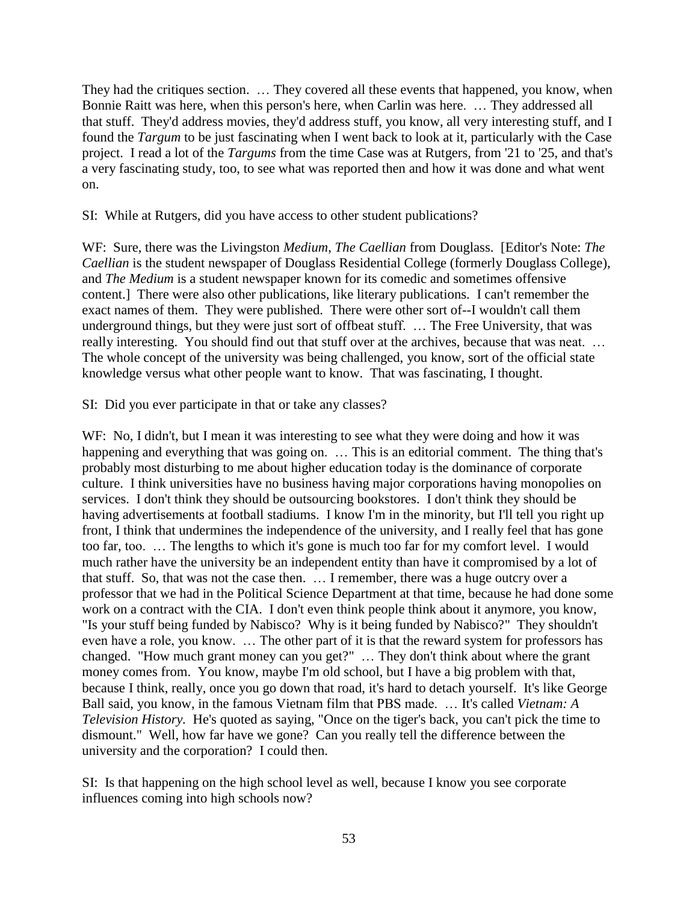They had the critiques section. … They covered all these events that happened, you know, when Bonnie Raitt was here, when this person's here, when Carlin was here. … They addressed all that stuff. They'd address movies, they'd address stuff, you know, all very interesting stuff, and I found the *Targum* to be just fascinating when I went back to look at it, particularly with the Case project. I read a lot of the *Targums* from the time Case was at Rutgers, from '21 to '25, and that's a very fascinating study, too, to see what was reported then and how it was done and what went on.

SI: While at Rutgers, did you have access to other student publications?

WF: Sure, there was the Livingston *Medium*, *The Caellian* from Douglass. [Editor's Note: *The Caellian* is the student newspaper of Douglass Residential College (formerly Douglass College), and *The Medium* is a student newspaper known for its comedic and sometimes offensive content.] There were also other publications, like literary publications. I can't remember the exact names of them. They were published. There were other sort of--I wouldn't call them underground things, but they were just sort of offbeat stuff. … The Free University, that was really interesting. You should find out that stuff over at the archives, because that was neat. … The whole concept of the university was being challenged, you know, sort of the official state knowledge versus what other people want to know. That was fascinating, I thought.

SI: Did you ever participate in that or take any classes?

WF: No, I didn't, but I mean it was interesting to see what they were doing and how it was happening and everything that was going on. … This is an editorial comment. The thing that's probably most disturbing to me about higher education today is the dominance of corporate culture. I think universities have no business having major corporations having monopolies on services. I don't think they should be outsourcing bookstores. I don't think they should be having advertisements at football stadiums. I know I'm in the minority, but I'll tell you right up front, I think that undermines the independence of the university, and I really feel that has gone too far, too. … The lengths to which it's gone is much too far for my comfort level. I would much rather have the university be an independent entity than have it compromised by a lot of that stuff. So, that was not the case then. … I remember, there was a huge outcry over a professor that we had in the Political Science Department at that time, because he had done some work on a contract with the CIA. I don't even think people think about it anymore, you know, "Is your stuff being funded by Nabisco? Why is it being funded by Nabisco?" They shouldn't even have a role, you know. … The other part of it is that the reward system for professors has changed. "How much grant money can you get?" … They don't think about where the grant money comes from. You know, maybe I'm old school, but I have a big problem with that, because I think, really, once you go down that road, it's hard to detach yourself. It's like George Ball said, you know, in the famous Vietnam film that PBS made. … It's called *Vietnam: A Television History*. He's quoted as saying, "Once on the tiger's back, you can't pick the time to dismount." Well, how far have we gone? Can you really tell the difference between the university and the corporation? I could then.

SI: Is that happening on the high school level as well, because I know you see corporate influences coming into high schools now?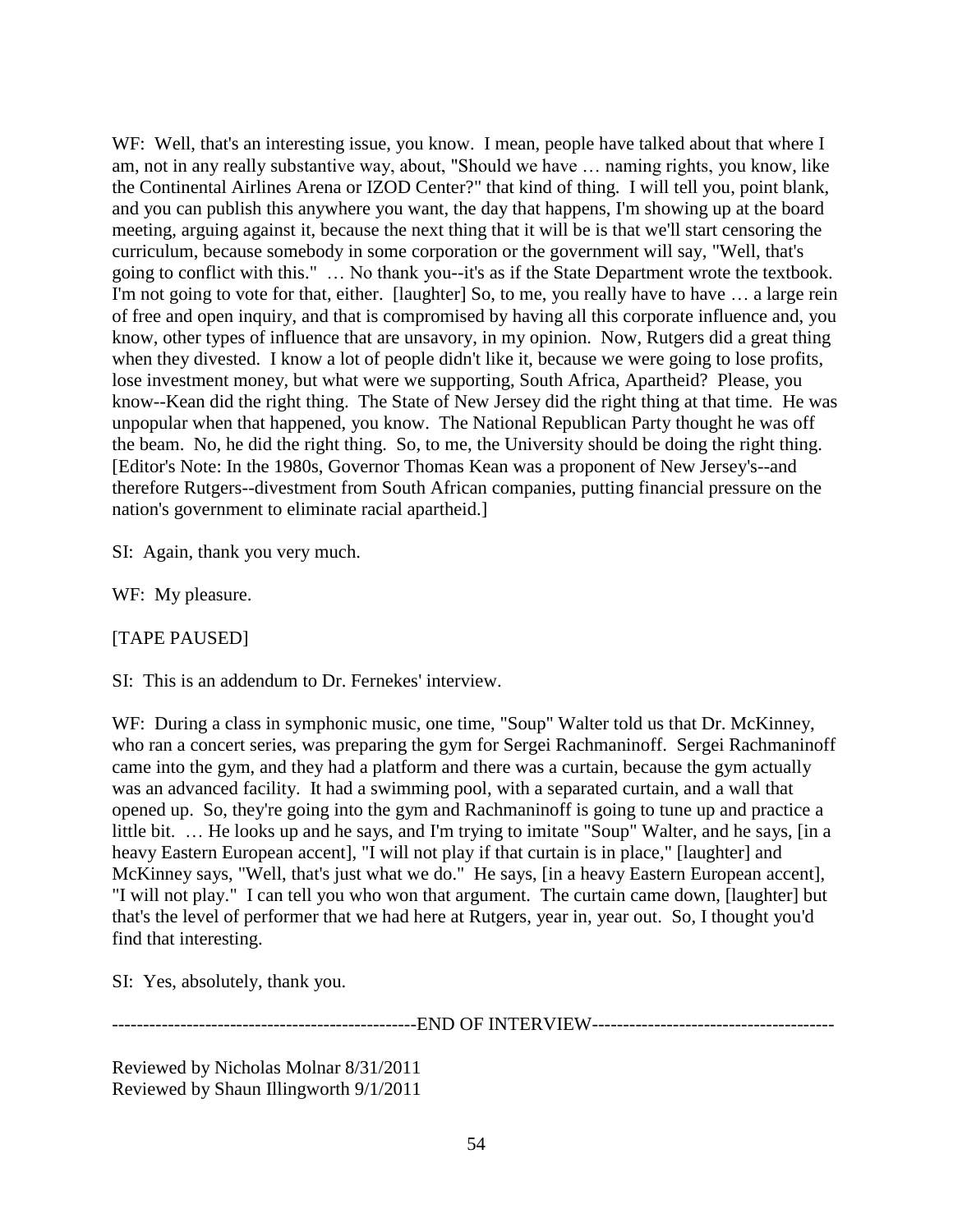WF: Well, that's an interesting issue, you know. I mean, people have talked about that where I am, not in any really substantive way, about, "Should we have … naming rights, you know, like the Continental Airlines Arena or IZOD Center?" that kind of thing. I will tell you, point blank, and you can publish this anywhere you want, the day that happens, I'm showing up at the board meeting, arguing against it, because the next thing that it will be is that we'll start censoring the curriculum, because somebody in some corporation or the government will say, "Well, that's going to conflict with this." … No thank you--it's as if the State Department wrote the textbook. I'm not going to vote for that, either. [laughter] So, to me, you really have to have … a large rein of free and open inquiry, and that is compromised by having all this corporate influence and, you know, other types of influence that are unsavory, in my opinion. Now, Rutgers did a great thing when they divested. I know a lot of people didn't like it, because we were going to lose profits, lose investment money, but what were we supporting, South Africa, Apartheid? Please, you know--Kean did the right thing. The State of New Jersey did the right thing at that time. He was unpopular when that happened, you know. The National Republican Party thought he was off the beam. No, he did the right thing. So, to me, the University should be doing the right thing. [Editor's Note: In the 1980s, Governor Thomas Kean was a proponent of New Jersey's--and therefore Rutgers--divestment from South African companies, putting financial pressure on the nation's government to eliminate racial apartheid.]

SI: Again, thank you very much.

WF: My pleasure.

[TAPE PAUSED]

SI: This is an addendum to Dr. Fernekes' interview.

WF: During a class in symphonic music, one time, "Soup" Walter told us that Dr. McKinney, who ran a concert series, was preparing the gym for Sergei Rachmaninoff. Sergei Rachmaninoff came into the gym, and they had a platform and there was a curtain, because the gym actually was an advanced facility. It had a swimming pool, with a separated curtain, and a wall that opened up. So, they're going into the gym and Rachmaninoff is going to tune up and practice a little bit. … He looks up and he says, and I'm trying to imitate "Soup" Walter, and he says, [in a heavy Eastern European accent], "I will not play if that curtain is in place," [laughter] and McKinney says, "Well, that's just what we do." He says, [in a heavy Eastern European accent], "I will not play." I can tell you who won that argument. The curtain came down, [laughter] but that's the level of performer that we had here at Rutgers, year in, year out. So, I thought you'd find that interesting.

SI: Yes, absolutely, thank you.

------------------------------------------------END OF INTERVIEW--------------------------------------

Reviewed by Nicholas Molnar 8/31/2011
Reviewed by Shaun Illingworth 9/1/2011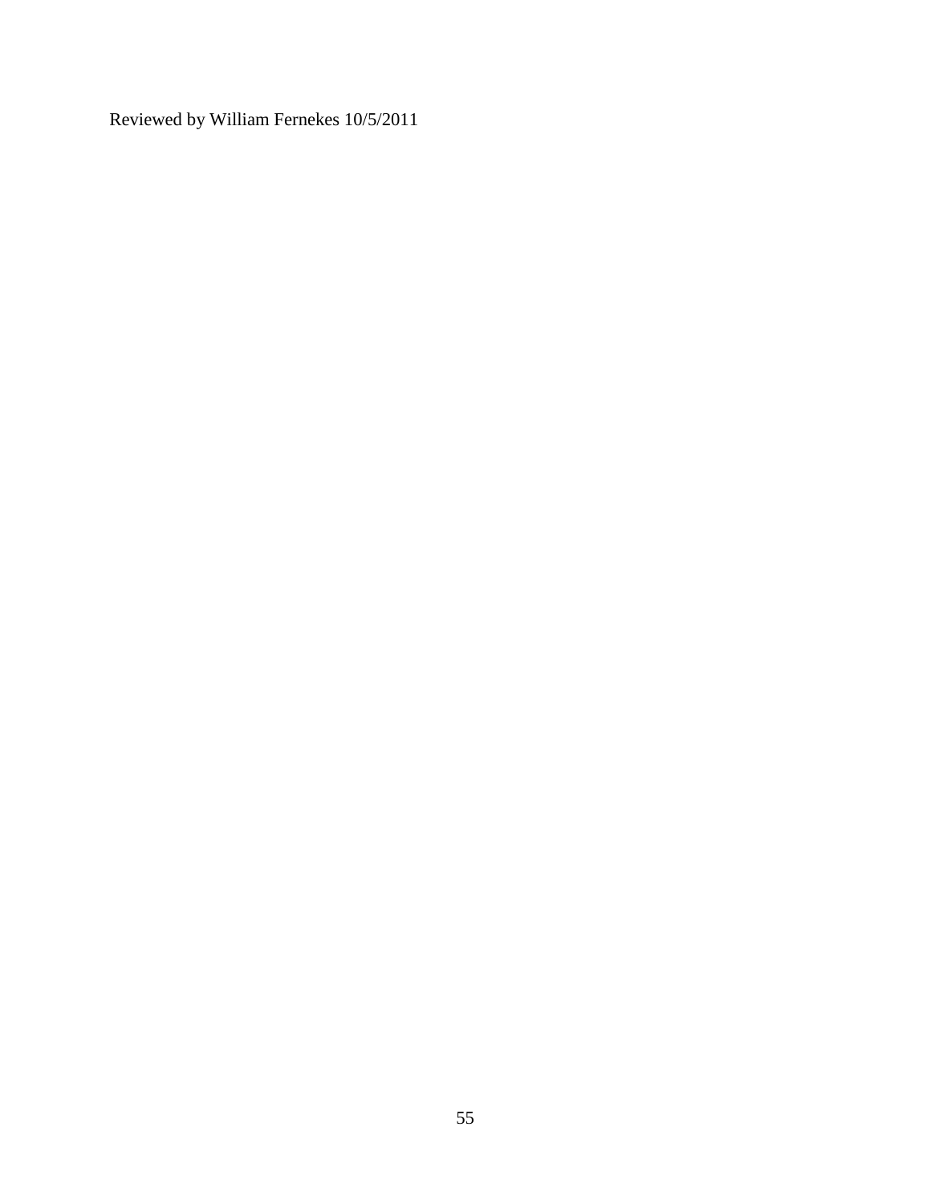Reviewed by William Fernekes 10/5/2011